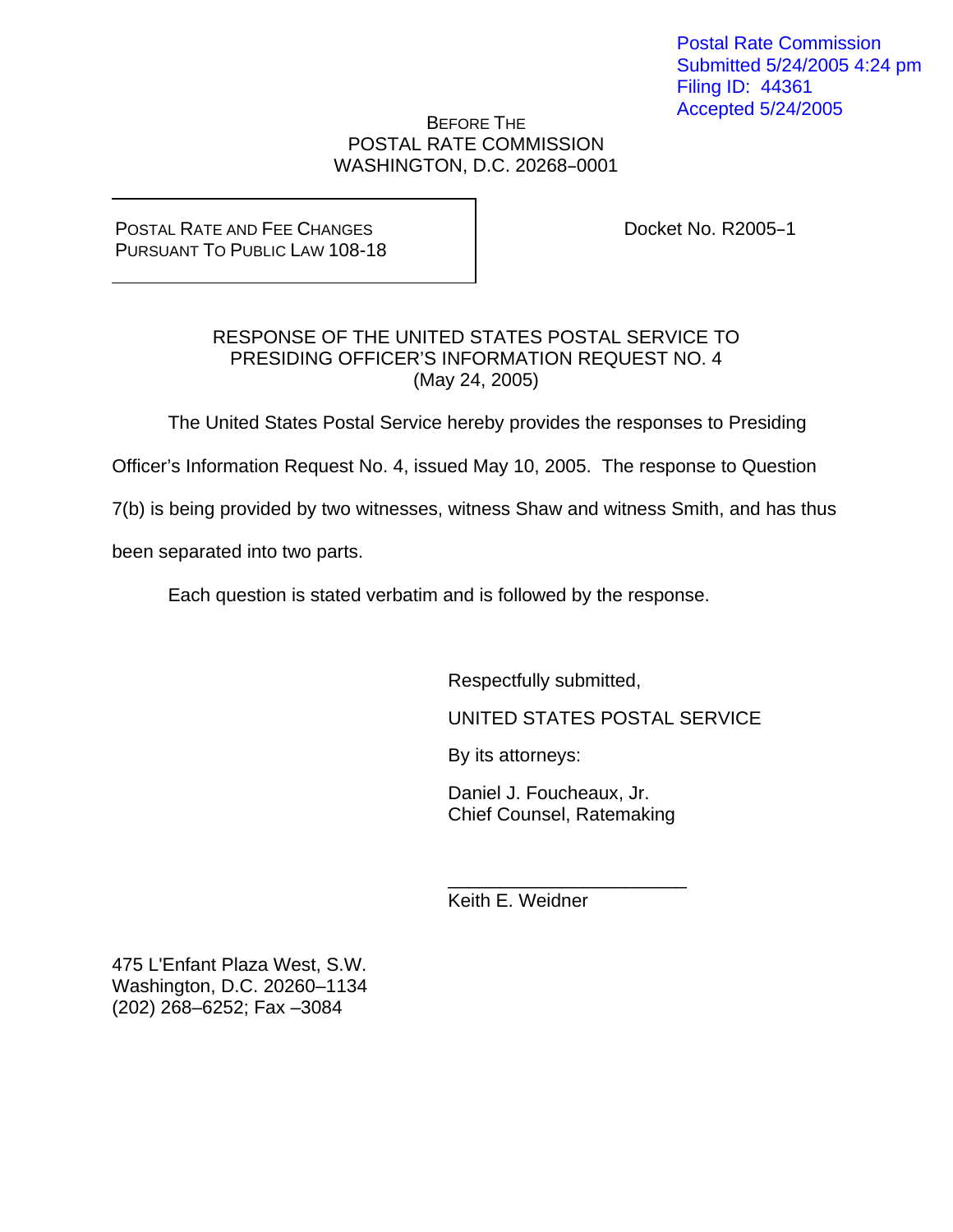Postal Rate Commission
Submitted 5/24/2005 4:24 pm
Filing ID: 44361
Accepted 5/24/2005

BEFORE THE
POSTAL RATE COMMISSION
WASHINGTON, D.C. 20268–0001

| POSTAL RATE AND FEE CHANGES PURSUANT TO PUBLIC LAW 108-18 | Docket No. R2005–1 |
|---|---|

## RESPONSE OF THE UNITED STATES POSTAL SERVICE TO PRESIDING OFFICER'S INFORMATION REQUEST NO. 4 (May 24, 2005)

The United States Postal Service hereby provides the responses to Presiding Officer's Information Request No. 4, issued May 10, 2005. The response to Question 7(b) is being provided by two witnesses, witness Shaw and witness Smith, and has thus been separated into two parts.

Each question is stated verbatim and is followed by the response.

Respectfully submitted,

UNITED STATES POSTAL SERVICE

By its attorneys:

Daniel J. Foucheaux, Jr.
Chief Counsel, Ratemaking

\_\_\_\_\_\_\_\_\_\_\_\_\_\_\_\_\_\_\_\_\_\_\_\_
Keith E. Weidner

475 L'Enfant Plaza West, S.W.
Washington, D.C. 20260–1134
(202) 268–6252; Fax –3084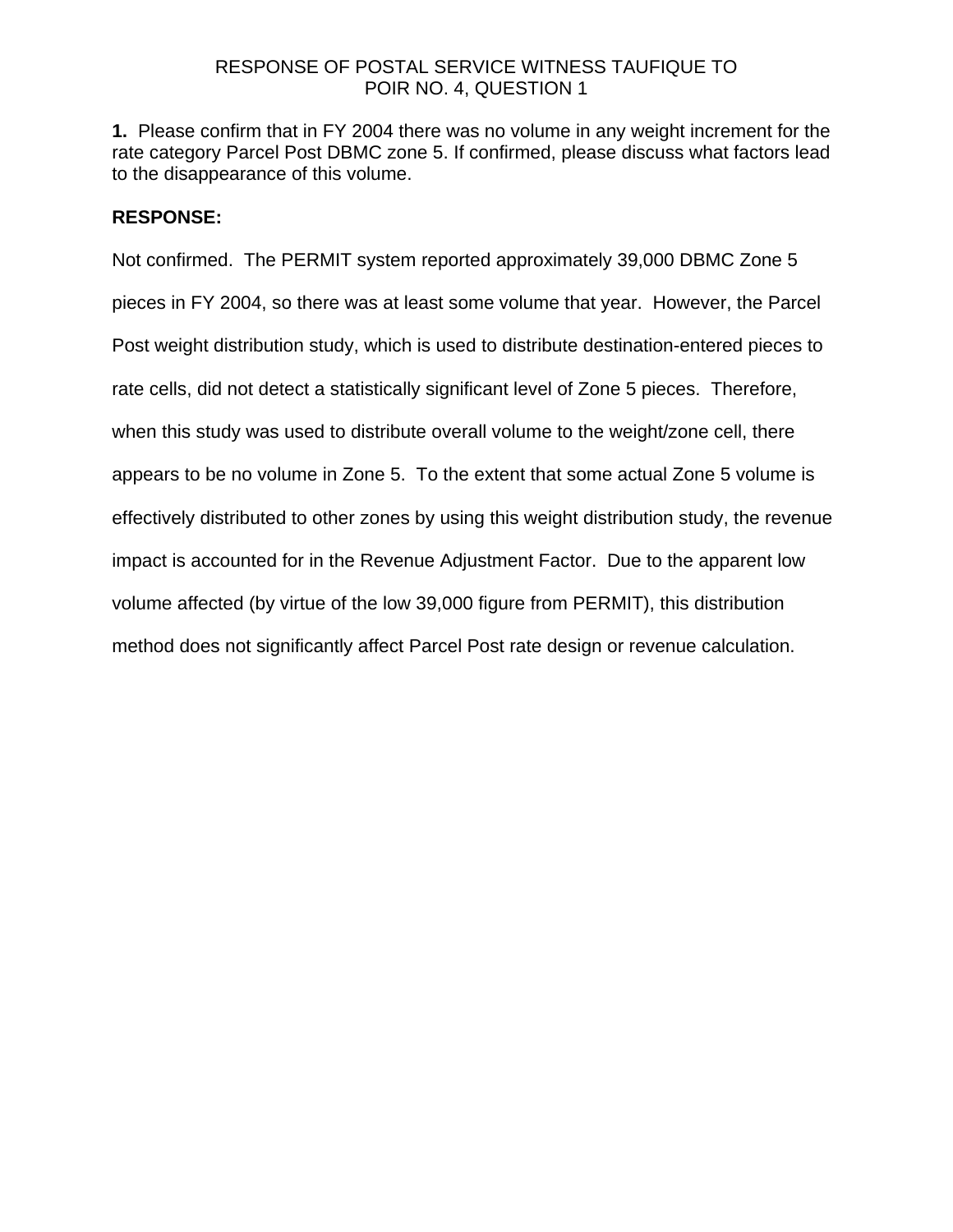RESPONSE OF POSTAL SERVICE WITNESS TAUFIQUE TO
POIR NO. 4, QUESTION 1

**1.** Please confirm that in FY 2004 there was no volume in any weight increment for the rate category Parcel Post DBMC zone 5. If confirmed, please discuss what factors lead to the disappearance of this volume.

**RESPONSE:**

Not confirmed. The PERMIT system reported approximately 39,000 DBMC Zone 5 pieces in FY 2004, so there was at least some volume that year. However, the Parcel Post weight distribution study, which is used to distribute destination-entered pieces to rate cells, did not detect a statistically significant level of Zone 5 pieces. Therefore, when this study was used to distribute overall volume to the weight/zone cell, there appears to be no volume in Zone 5. To the extent that some actual Zone 5 volume is effectively distributed to other zones by using this weight distribution study, the revenue impact is accounted for in the Revenue Adjustment Factor. Due to the apparent low volume affected (by virtue of the low 39,000 figure from PERMIT), this distribution method does not significantly affect Parcel Post rate design or revenue calculation.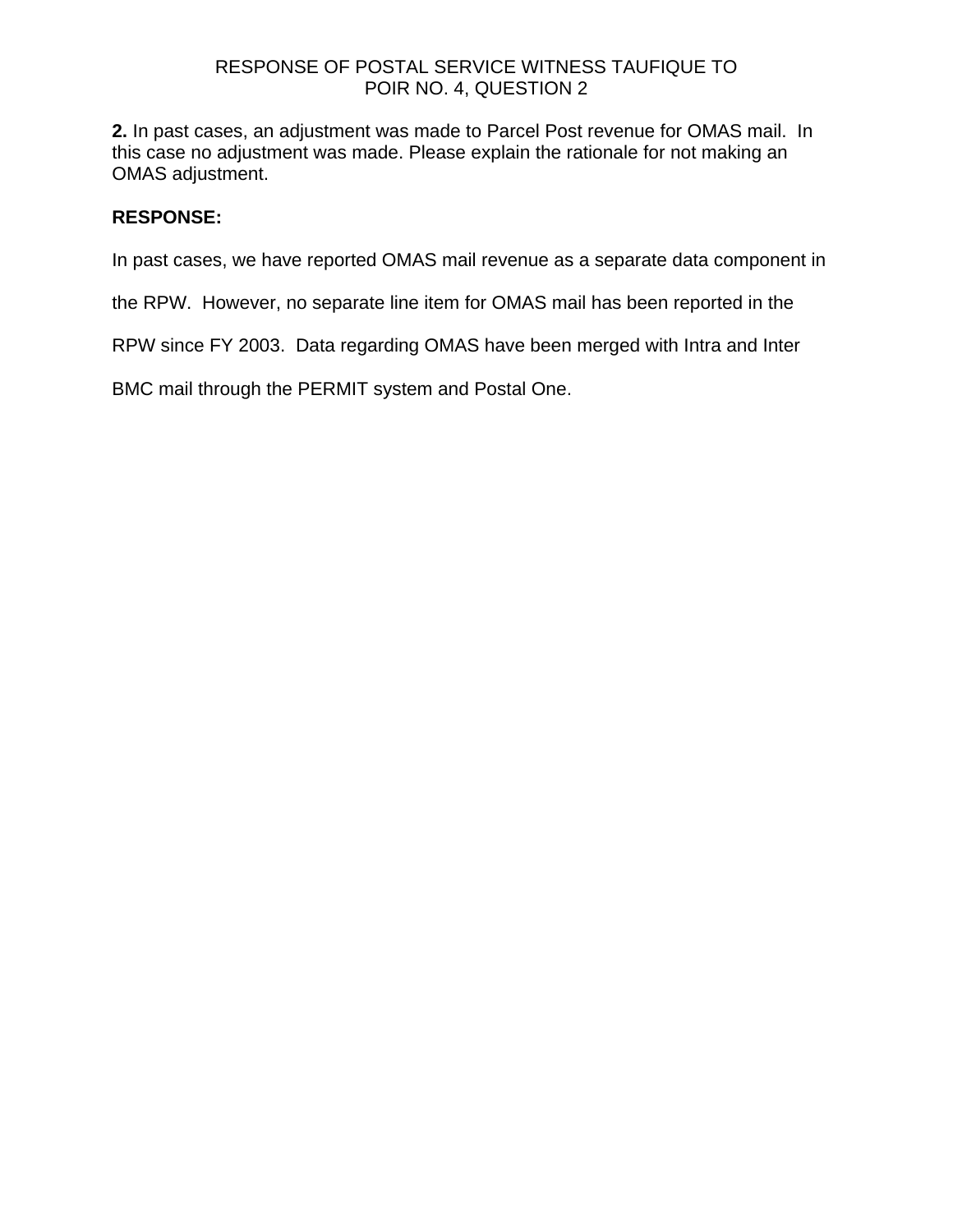RESPONSE OF POSTAL SERVICE WITNESS TAUFIQUE TO
POIR NO. 4, QUESTION 2

**2.** In past cases, an adjustment was made to Parcel Post revenue for OMAS mail. In this case no adjustment was made. Please explain the rationale for not making an OMAS adjustment.

**RESPONSE:**

In past cases, we have reported OMAS mail revenue as a separate data component in the RPW. However, no separate line item for OMAS mail has been reported in the RPW since FY 2003. Data regarding OMAS have been merged with Intra and Inter BMC mail through the PERMIT system and Postal One.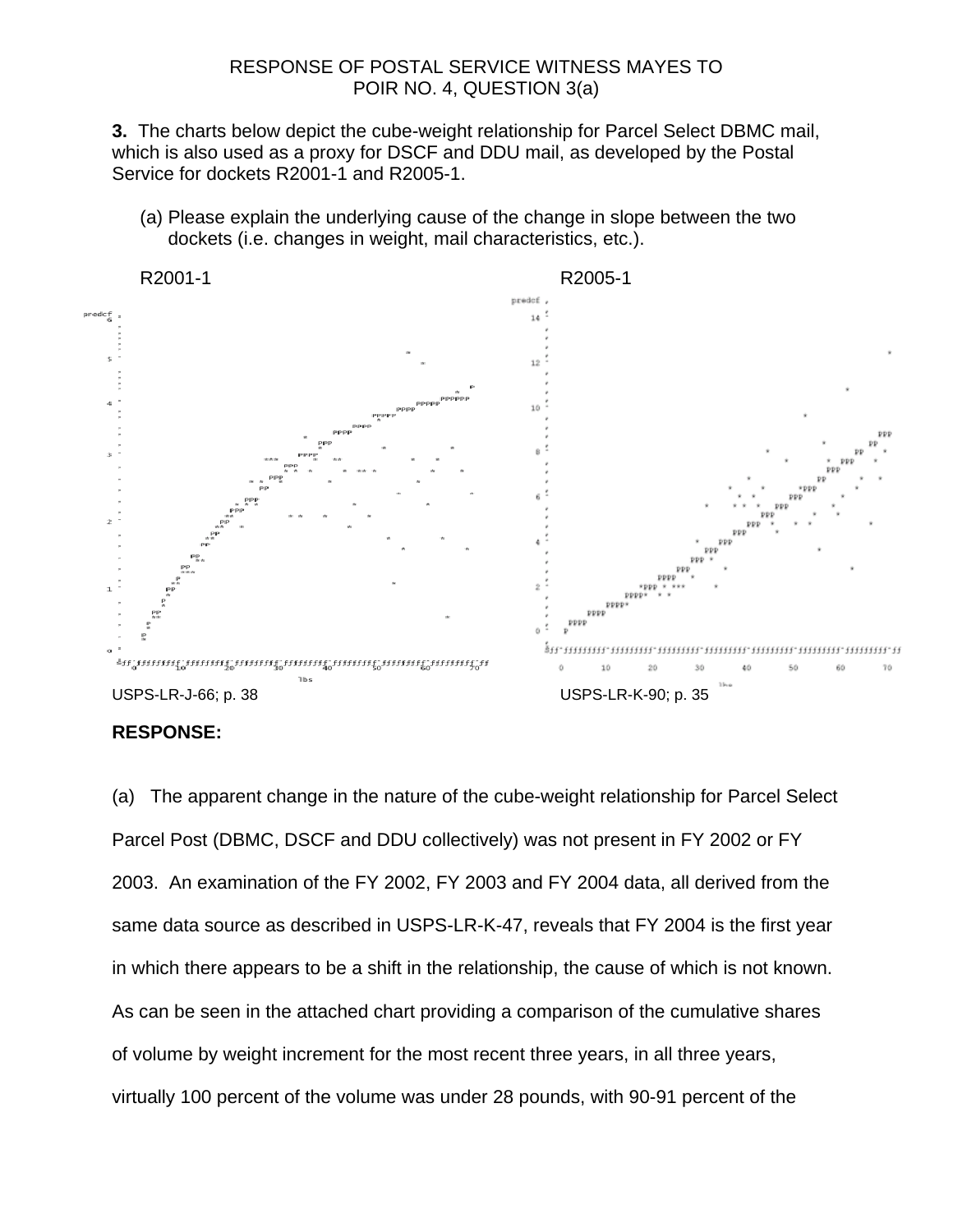RESPONSE OF POSTAL SERVICE WITNESS MAYES TO
POIR NO. 4, QUESTION 3(a)

**3.** The charts below depict the cube-weight relationship for Parcel Select DBMC mail, which is also used as a proxy for DSCF and DDU mail, as developed by the Postal Service for dockets R2001-1 and R2005-1.

(a) Please explain the underlying cause of the change in slope between the two dockets (i.e. changes in weight, mail characteristics, etc.).

R2001-1

USPS-LR-J-66; p. 38

R2005-1

USPS-LR-K-90; p. 35

**RESPONSE:**

(a) The apparent change in the nature of the cube-weight relationship for Parcel Select Parcel Post (DBMC, DSCF and DDU collectively) was not present in FY 2002 or FY 2003. An examination of the FY 2002, FY 2003 and FY 2004 data, all derived from the same data source as described in USPS-LR-K-47, reveals that FY 2004 is the first year in which there appears to be a shift in the relationship, the cause of which is not known. As can be seen in the attached chart providing a comparison of the cumulative shares of volume by weight increment for the most recent three years, in all three years, virtually 100 percent of the volume was under 28 pounds, with 90-91 percent of the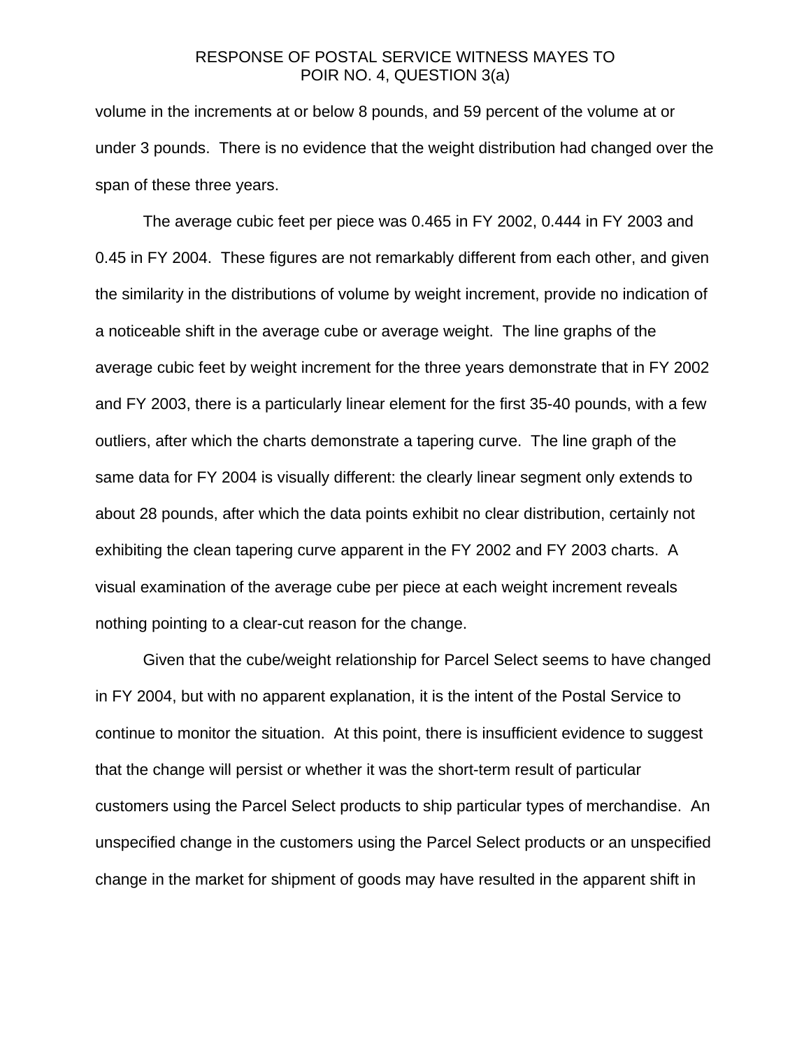volume in the increments at or below 8 pounds, and 59 percent of the volume at or under 3 pounds. There is no evidence that the weight distribution had changed over the span of these three years.

The average cubic feet per piece was 0.465 in FY 2002, 0.444 in FY 2003 and 0.45 in FY 2004. These figures are not remarkably different from each other, and given the similarity in the distributions of volume by weight increment, provide no indication of a noticeable shift in the average cube or average weight. The line graphs of the average cubic feet by weight increment for the three years demonstrate that in FY 2002 and FY 2003, there is a particularly linear element for the first 35-40 pounds, with a few outliers, after which the charts demonstrate a tapering curve. The line graph of the same data for FY 2004 is visually different: the clearly linear segment only extends to about 28 pounds, after which the data points exhibit no clear distribution, certainly not exhibiting the clean tapering curve apparent in the FY 2002 and FY 2003 charts. A visual examination of the average cube per piece at each weight increment reveals nothing pointing to a clear-cut reason for the change.

Given that the cube/weight relationship for Parcel Select seems to have changed in FY 2004, but with no apparent explanation, it is the intent of the Postal Service to continue to monitor the situation. At this point, there is insufficient evidence to suggest that the change will persist or whether it was the short-term result of particular customers using the Parcel Select products to ship particular types of merchandise. An unspecified change in the customers using the Parcel Select products or an unspecified change in the market for shipment of goods may have resulted in the apparent shift in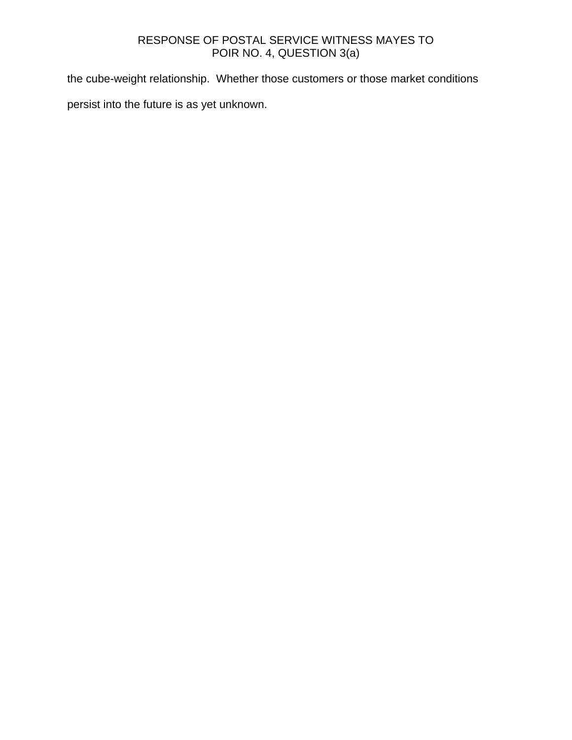the cube-weight relationship. Whether those customers or those market conditions persist into the future is as yet unknown.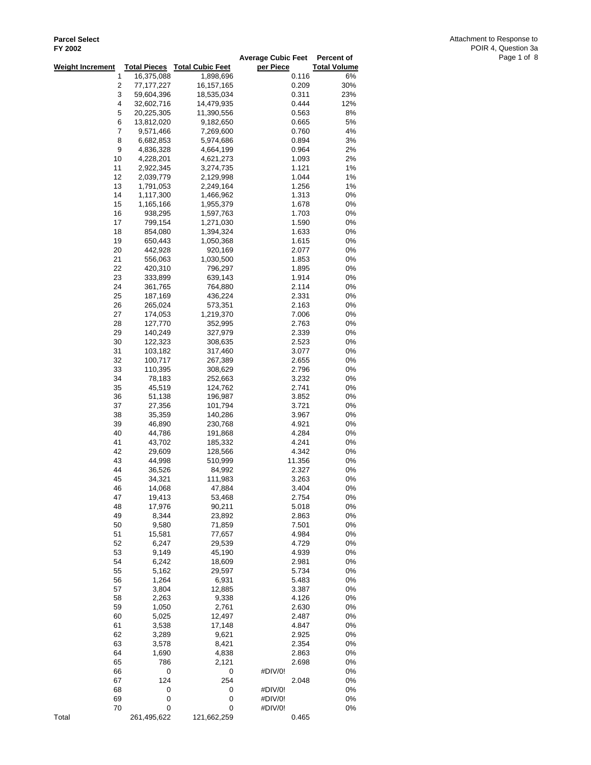**Parcel Select**
**FY 2002**

Attachment to Response to POIR 4, Question 3a

| Weight Increment | Total Pieces | Total Cubic Feet | Average Cubic Feet per Piece | Percent of Total Volume |
|---|---|---|---|---|
| 1 | 16,375,088 | 1,898,696 | 0.116 | 6% |
| 2 | 77,177,227 | 16,157,165 | 0.209 | 30% |
| 3 | 59,604,396 | 18,535,034 | 0.311 | 23% |
| 4 | 32,602,716 | 14,479,935 | 0.444 | 12% |
| 5 | 20,225,305 | 11,390,556 | 0.563 | 8% |
| 6 | 13,812,020 | 9,182,650 | 0.665 | 5% |
| 7 | 9,571,466 | 7,269,600 | 0.760 | 4% |
| 8 | 6,682,853 | 5,974,686 | 0.894 | 3% |
| 9 | 4,836,328 | 4,664,199 | 0.964 | 2% |
| 10 | 4,228,201 | 4,621,273 | 1.093 | 2% |
| 11 | 2,922,345 | 3,274,735 | 1.121 | 1% |
| 12 | 2,039,779 | 2,129,998 | 1.044 | 1% |
| 13 | 1,791,053 | 2,249,164 | 1.256 | 1% |
| 14 | 1,117,300 | 1,466,962 | 1.313 | 0% |
| 15 | 1,165,166 | 1,955,379 | 1.678 | 0% |
| 16 | 938,295 | 1,597,763 | 1.703 | 0% |
| 17 | 799,154 | 1,271,030 | 1.590 | 0% |
| 18 | 854,080 | 1,394,324 | 1.633 | 0% |
| 19 | 650,443 | 1,050,368 | 1.615 | 0% |
| 20 | 442,928 | 920,169 | 2.077 | 0% |
| 21 | 556,063 | 1,030,500 | 1.853 | 0% |
| 22 | 420,310 | 796,297 | 1.895 | 0% |
| 23 | 333,899 | 639,143 | 1.914 | 0% |
| 24 | 361,765 | 764,880 | 2.114 | 0% |
| 25 | 187,169 | 436,224 | 2.331 | 0% |
| 26 | 265,024 | 573,351 | 2.163 | 0% |
| 27 | 174,053 | 1,219,370 | 7.006 | 0% |
| 28 | 127,770 | 352,995 | 2.763 | 0% |
| 29 | 140,249 | 327,979 | 2.339 | 0% |
| 30 | 122,323 | 308,635 | 2.523 | 0% |
| 31 | 103,182 | 317,460 | 3.077 | 0% |
| 32 | 100,717 | 267,389 | 2.655 | 0% |
| 33 | 110,395 | 308,629 | 2.796 | 0% |
| 34 | 78,183 | 252,663 | 3.232 | 0% |
| 35 | 45,519 | 124,762 | 2.741 | 0% |
| 36 | 51,138 | 196,987 | 3.852 | 0% |
| 37 | 27,356 | 101,794 | 3.721 | 0% |
| 38 | 35,359 | 140,286 | 3.967 | 0% |
| 39 | 46,890 | 230,768 | 4.921 | 0% |
| 40 | 44,786 | 191,868 | 4.284 | 0% |
| 41 | 43,702 | 185,332 | 4.241 | 0% |
| 42 | 29,609 | 128,566 | 4.342 | 0% |
| 43 | 44,998 | 510,999 | 11.356 | 0% |
| 44 | 36,526 | 84,992 | 2.327 | 0% |
| 45 | 34,321 | 111,983 | 3.263 | 0% |
| 46 | 14,068 | 47,884 | 3.404 | 0% |
| 47 | 19,413 | 53,468 | 2.754 | 0% |
| 48 | 17,976 | 90,211 | 5.018 | 0% |
| 49 | 8,344 | 23,892 | 2.863 | 0% |
| 50 | 9,580 | 71,859 | 7.501 | 0% |
| 51 | 15,581 | 77,657 | 4.984 | 0% |
| 52 | 6,247 | 29,539 | 4.729 | 0% |
| 53 | 9,149 | 45,190 | 4.939 | 0% |
| 54 | 6,242 | 18,609 | 2.981 | 0% |
| 55 | 5,162 | 29,597 | 5.734 | 0% |
| 56 | 1,264 | 6,931 | 5.483 | 0% |
| 57 | 3,804 | 12,885 | 3.387 | 0% |
| 58 | 2,263 | 9,338 | 4.126 | 0% |
| 59 | 1,050 | 2,761 | 2.630 | 0% |
| 60 | 5,025 | 12,497 | 2.487 | 0% |
| 61 | 3,538 | 17,148 | 4.847 | 0% |
| 62 | 3,289 | 9,621 | 2.925 | 0% |
| 63 | 3,578 | 8,421 | 2.354 | 0% |
| 64 | 1,690 | 4,838 | 2.863 | 0% |
| 65 | 786 | 2,121 | 2.698 | 0% |
| 66 | 0 | 0 | #DIV/0! | 0% |
| 67 | 124 | 254 | 2.048 | 0% |
| 68 | 0 | 0 | #DIV/0! | 0% |
| 69 | 0 | 0 | #DIV/0! | 0% |
| 70 | 0 | 0 | #DIV/0! | 0% |
| Total | 261,495,622 | 121,662,259 | 0.465 | |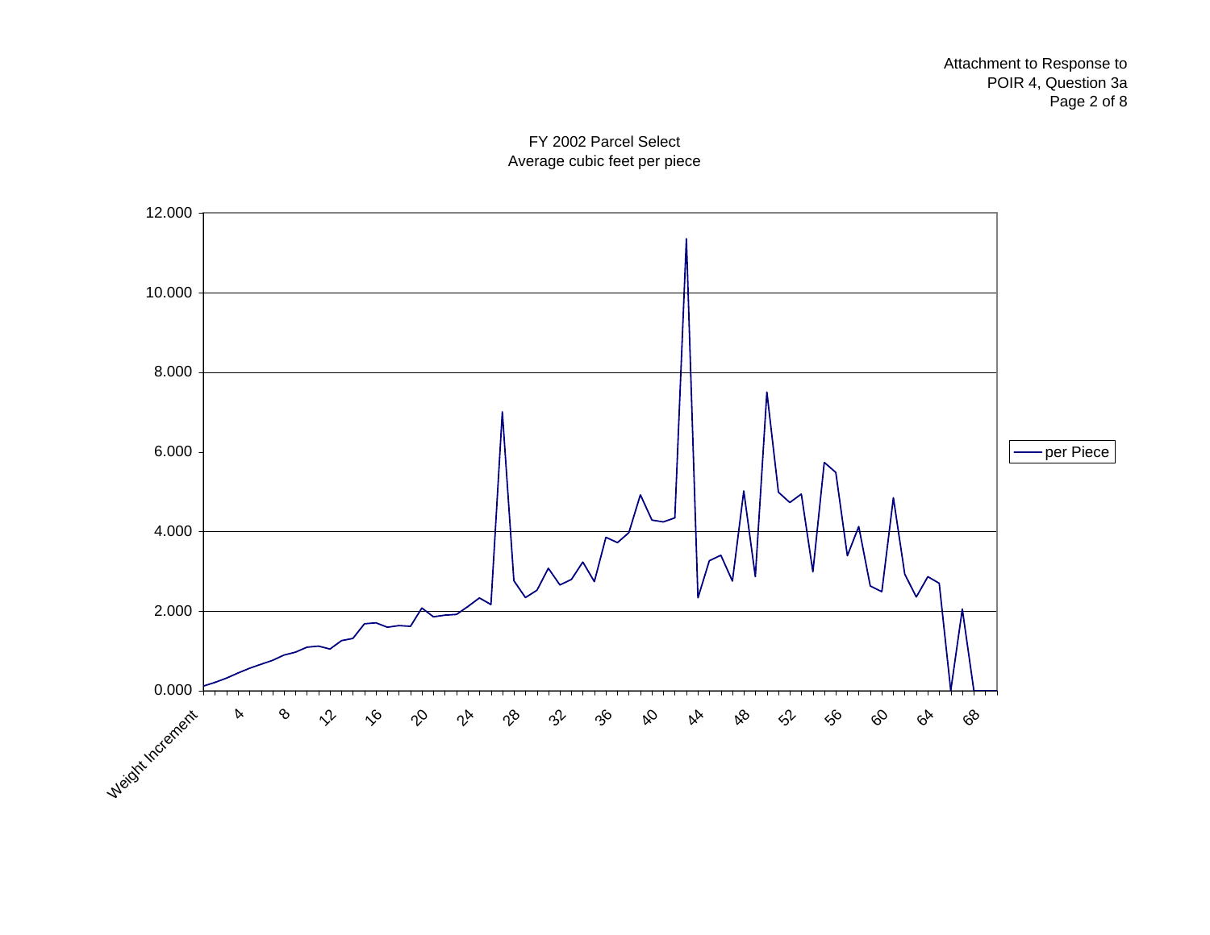Attachment to Response to
POIR 4, Question 3a

FY 2002 Parcel Select
Average cubic feet per piece

12.000
10.000
8.000
6.000
4.000
2.000
0.000

Weight Increment 4 8 12 16 20 24 28 32 36 40 44 48 52 56 60 64 68

per Piece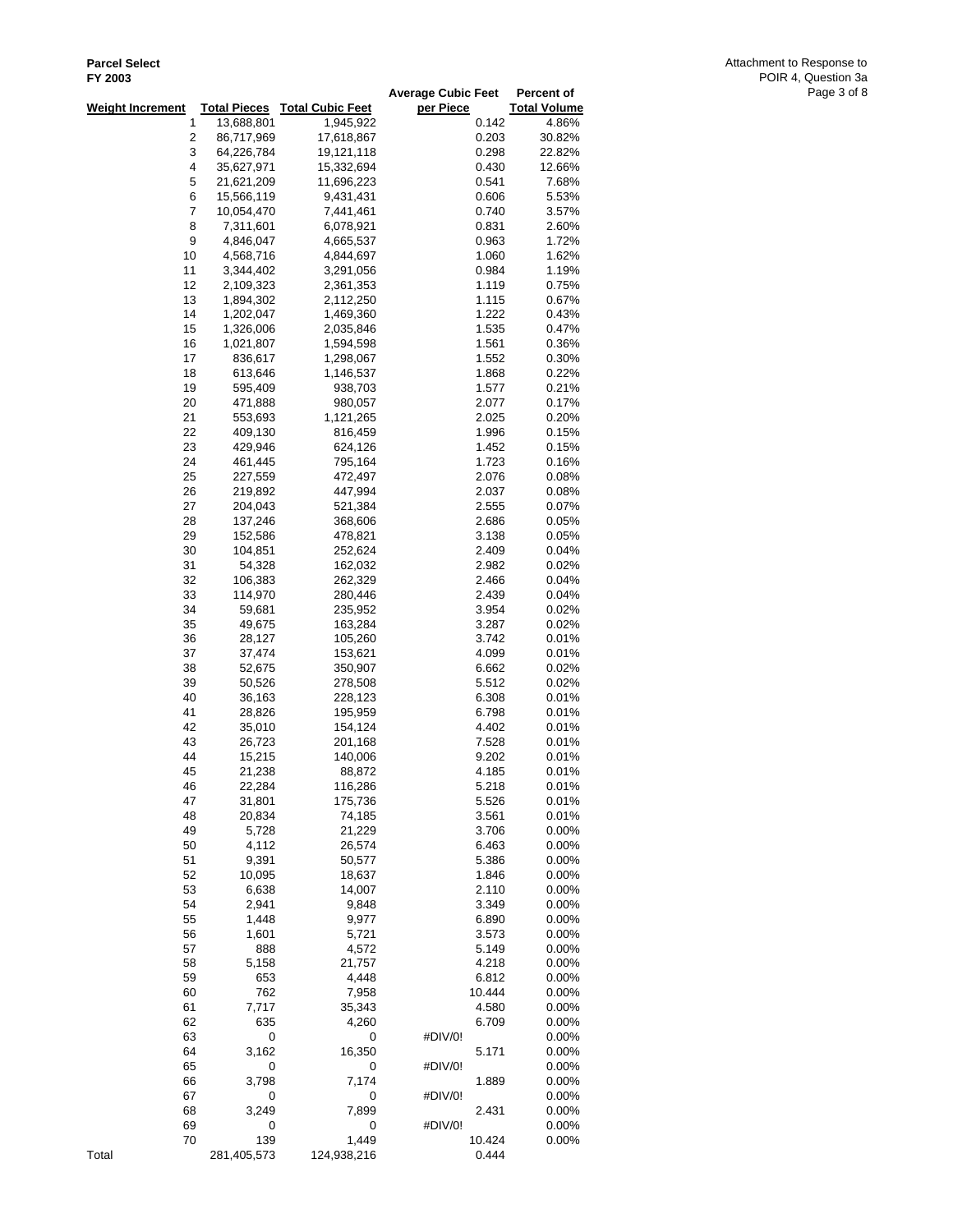**Parcel Select**
**FY 2003**

Attachment to Response to POIR 4, Question 3a

| Weight Increment | Total Pieces | Total Cubic Feet | Average Cubic Feet per Piece | Percent of Total Volume |
|---|---|---|---|---|
| 1 | 13,688,801 | 1,945,922 | 0.142 | 4.86% |
| 2 | 86,717,969 | 17,618,867 | 0.203 | 30.82% |
| 3 | 64,226,784 | 19,121,118 | 0.298 | 22.82% |
| 4 | 35,627,971 | 15,332,694 | 0.430 | 12.66% |
| 5 | 21,621,209 | 11,696,223 | 0.541 | 7.68% |
| 6 | 15,566,119 | 9,431,431 | 0.606 | 5.53% |
| 7 | 10,054,470 | 7,441,461 | 0.740 | 3.57% |
| 8 | 7,311,601 | 6,078,921 | 0.831 | 2.60% |
| 9 | 4,846,047 | 4,665,537 | 0.963 | 1.72% |
| 10 | 4,568,716 | 4,844,697 | 1.060 | 1.62% |
| 11 | 3,344,402 | 3,291,056 | 0.984 | 1.19% |
| 12 | 2,109,323 | 2,361,353 | 1.119 | 0.75% |
| 13 | 1,894,302 | 2,112,250 | 1.115 | 0.67% |
| 14 | 1,202,047 | 1,469,360 | 1.222 | 0.43% |
| 15 | 1,326,006 | 2,035,846 | 1.535 | 0.47% |
| 16 | 1,021,807 | 1,594,598 | 1.561 | 0.36% |
| 17 | 836,617 | 1,298,067 | 1.552 | 0.30% |
| 18 | 613,646 | 1,146,537 | 1.868 | 0.22% |
| 19 | 595,409 | 938,703 | 1.577 | 0.21% |
| 20 | 471,888 | 980,057 | 2.077 | 0.17% |
| 21 | 553,693 | 1,121,265 | 2.025 | 0.20% |
| 22 | 409,130 | 816,459 | 1.996 | 0.15% |
| 23 | 429,946 | 624,126 | 1.452 | 0.15% |
| 24 | 461,445 | 795,164 | 1.723 | 0.16% |
| 25 | 227,559 | 472,497 | 2.076 | 0.08% |
| 26 | 219,892 | 447,994 | 2.037 | 0.08% |
| 27 | 204,043 | 521,384 | 2.555 | 0.07% |
| 28 | 137,246 | 368,606 | 2.686 | 0.05% |
| 29 | 152,586 | 478,821 | 3.138 | 0.05% |
| 30 | 104,851 | 252,624 | 2.409 | 0.04% |
| 31 | 54,328 | 162,032 | 2.982 | 0.02% |
| 32 | 106,383 | 262,329 | 2.466 | 0.04% |
| 33 | 114,970 | 280,446 | 2.439 | 0.04% |
| 34 | 59,681 | 235,952 | 3.954 | 0.02% |
| 35 | 49,675 | 163,284 | 3.287 | 0.02% |
| 36 | 28,127 | 105,260 | 3.742 | 0.01% |
| 37 | 37,474 | 153,621 | 4.099 | 0.01% |
| 38 | 52,675 | 350,907 | 6.662 | 0.02% |
| 39 | 50,526 | 278,508 | 5.512 | 0.02% |
| 40 | 36,163 | 228,123 | 6.308 | 0.01% |
| 41 | 28,826 | 195,959 | 6.798 | 0.01% |
| 42 | 35,010 | 154,124 | 4.402 | 0.01% |
| 43 | 26,723 | 201,168 | 7.528 | 0.01% |
| 44 | 15,215 | 140,006 | 9.202 | 0.01% |
| 45 | 21,238 | 88,872 | 4.185 | 0.01% |
| 46 | 22,284 | 116,286 | 5.218 | 0.01% |
| 47 | 31,801 | 175,736 | 5.526 | 0.01% |
| 48 | 20,834 | 74,185 | 3.561 | 0.01% |
| 49 | 5,728 | 21,229 | 3.706 | 0.00% |
| 50 | 4,112 | 26,574 | 6.463 | 0.00% |
| 51 | 9,391 | 50,577 | 5.386 | 0.00% |
| 52 | 10,095 | 18,637 | 1.846 | 0.00% |
| 53 | 6,638 | 14,007 | 2.110 | 0.00% |
| 54 | 2,941 | 9,848 | 3.349 | 0.00% |
| 55 | 1,448 | 9,977 | 6.890 | 0.00% |
| 56 | 1,601 | 5,721 | 3.573 | 0.00% |
| 57 | 888 | 4,572 | 5.149 | 0.00% |
| 58 | 5,158 | 21,757 | 4.218 | 0.00% |
| 59 | 653 | 4,448 | 6.812 | 0.00% |
| 60 | 762 | 7,958 | 10.444 | 0.00% |
| 61 | 7,717 | 35,343 | 4.580 | 0.00% |
| 62 | 635 | 4,260 | 6.709 | 0.00% |
| 63 | 0 | 0 | #DIV/0! | 0.00% |
| 64 | 3,162 | 16,350 | 5.171 | 0.00% |
| 65 | 0 | 0 | #DIV/0! | 0.00% |
| 66 | 3,798 | 7,174 | 1.889 | 0.00% |
| 67 | 0 | 0 | #DIV/0! | 0.00% |
| 68 | 3,249 | 7,899 | 2.431 | 0.00% |
| 69 | 0 | 0 | #DIV/0! | 0.00% |
| 70 | 139 | 1,449 | 10.424 | 0.00% |
| Total | 281,405,573 | 124,938,216 | 0.444 | |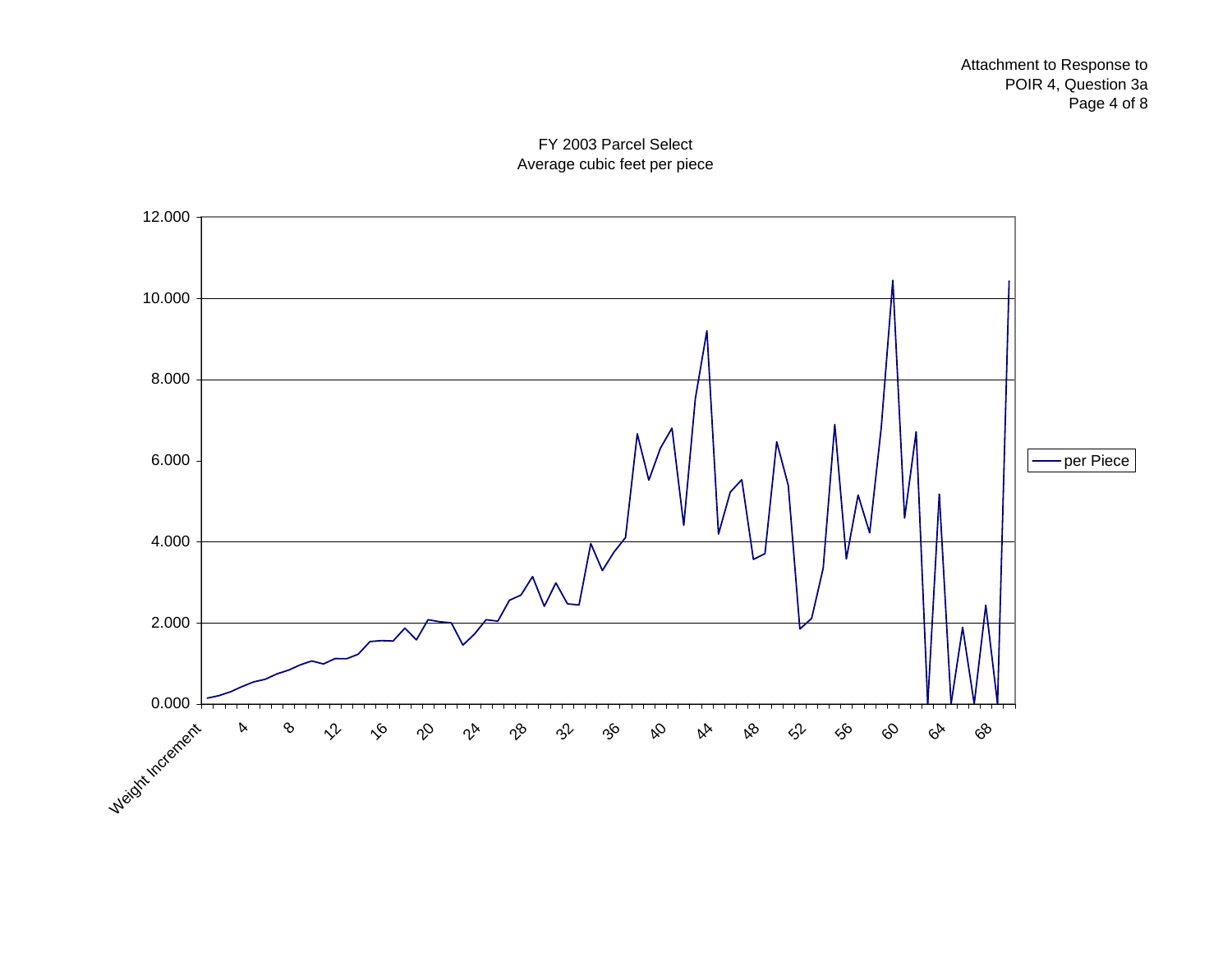Attachment to Response to
POIR 4, Question 3a

FY 2003 Parcel Select
Average cubic feet per piece

12.000
10.000
8.000
6.000
4.000
2.000
0.000

Weight Increment 4 8 12 16 20 24 28 32 36 40 44 48 52 56 60 64 68

per Piece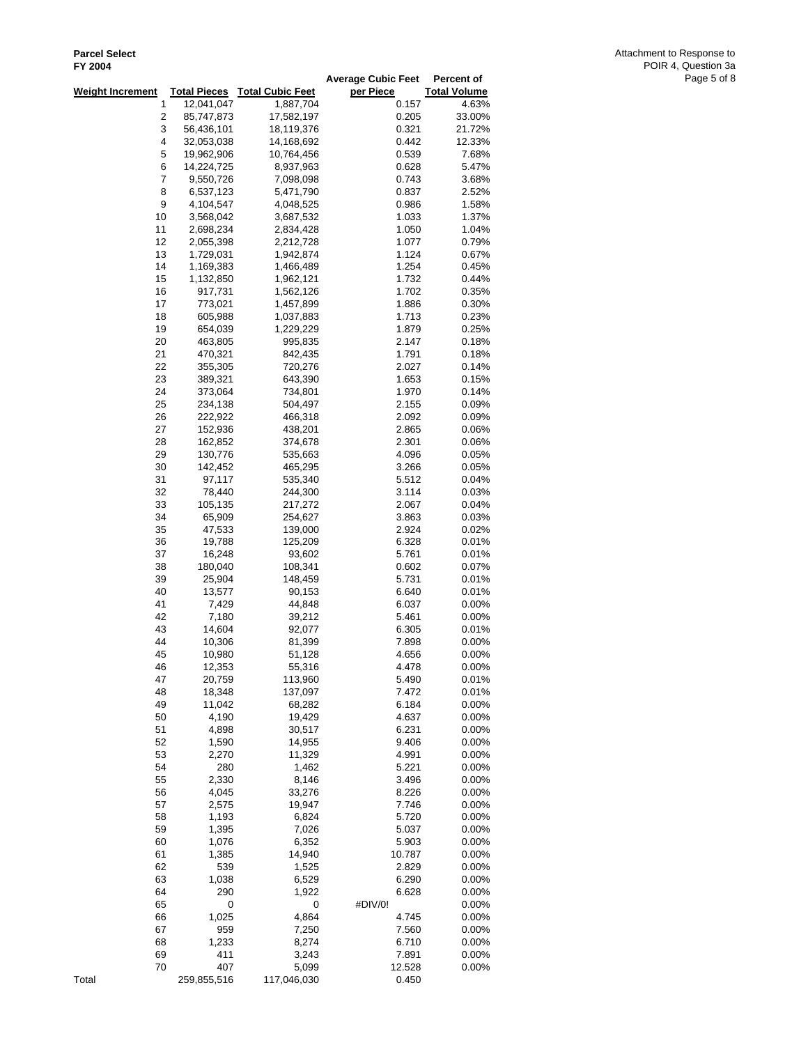**Parcel Select**
**FY 2004**

Attachment to Response to POIR 4, Question 3a

| Weight Increment | Total Pieces | Total Cubic Feet | Average Cubic Feet per Piece | Percent of Total Volume |
|---|---|---|---|---|
| 1 | 12,041,047 | 1,887,704 | 0.157 | 4.63% |
| 2 | 85,747,873 | 17,582,197 | 0.205 | 33.00% |
| 3 | 56,436,101 | 18,119,376 | 0.321 | 21.72% |
| 4 | 32,053,038 | 14,168,692 | 0.442 | 12.33% |
| 5 | 19,962,906 | 10,764,456 | 0.539 | 7.68% |
| 6 | 14,224,725 | 8,937,963 | 0.628 | 5.47% |
| 7 | 9,550,726 | 7,098,098 | 0.743 | 3.68% |
| 8 | 6,537,123 | 5,471,790 | 0.837 | 2.52% |
| 9 | 4,104,547 | 4,048,525 | 0.986 | 1.58% |
| 10 | 3,568,042 | 3,687,532 | 1.033 | 1.37% |
| 11 | 2,698,234 | 2,834,428 | 1.050 | 1.04% |
| 12 | 2,055,398 | 2,212,728 | 1.077 | 0.79% |
| 13 | 1,729,031 | 1,942,874 | 1.124 | 0.67% |
| 14 | 1,169,383 | 1,466,489 | 1.254 | 0.45% |
| 15 | 1,132,850 | 1,962,121 | 1.732 | 0.44% |
| 16 | 917,731 | 1,562,126 | 1.702 | 0.35% |
| 17 | 773,021 | 1,457,899 | 1.886 | 0.30% |
| 18 | 605,988 | 1,037,883 | 1.713 | 0.23% |
| 19 | 654,039 | 1,229,229 | 1.879 | 0.25% |
| 20 | 463,805 | 995,835 | 2.147 | 0.18% |
| 21 | 470,321 | 842,435 | 1.791 | 0.18% |
| 22 | 355,305 | 720,276 | 2.027 | 0.14% |
| 23 | 389,321 | 643,390 | 1.653 | 0.15% |
| 24 | 373,064 | 734,801 | 1.970 | 0.14% |
| 25 | 234,138 | 504,497 | 2.155 | 0.09% |
| 26 | 222,922 | 466,318 | 2.092 | 0.09% |
| 27 | 152,936 | 438,201 | 2.865 | 0.06% |
| 28 | 162,852 | 374,678 | 2.301 | 0.06% |
| 29 | 130,776 | 535,663 | 4.096 | 0.05% |
| 30 | 142,452 | 465,295 | 3.266 | 0.05% |
| 31 | 97,117 | 535,340 | 5.512 | 0.04% |
| 32 | 78,440 | 244,300 | 3.114 | 0.03% |
| 33 | 105,135 | 217,272 | 2.067 | 0.04% |
| 34 | 65,909 | 254,627 | 3.863 | 0.03% |
| 35 | 47,533 | 139,000 | 2.924 | 0.02% |
| 36 | 19,788 | 125,209 | 6.328 | 0.01% |
| 37 | 16,248 | 93,602 | 5.761 | 0.01% |
| 38 | 180,040 | 108,341 | 0.602 | 0.07% |
| 39 | 25,904 | 148,459 | 5.731 | 0.01% |
| 40 | 13,577 | 90,153 | 6.640 | 0.01% |
| 41 | 7,429 | 44,848 | 6.037 | 0.00% |
| 42 | 7,180 | 39,212 | 5.461 | 0.00% |
| 43 | 14,604 | 92,077 | 6.305 | 0.01% |
| 44 | 10,306 | 81,399 | 7.898 | 0.00% |
| 45 | 10,980 | 51,128 | 4.656 | 0.00% |
| 46 | 12,353 | 55,316 | 4.478 | 0.00% |
| 47 | 20,759 | 113,960 | 5.490 | 0.01% |
| 48 | 18,348 | 137,097 | 7.472 | 0.01% |
| 49 | 11,042 | 68,282 | 6.184 | 0.00% |
| 50 | 4,190 | 19,429 | 4.637 | 0.00% |
| 51 | 4,898 | 30,517 | 6.231 | 0.00% |
| 52 | 1,590 | 14,955 | 9.406 | 0.00% |
| 53 | 2,270 | 11,329 | 4.991 | 0.00% |
| 54 | 280 | 1,462 | 5.221 | 0.00% |
| 55 | 2,330 | 8,146 | 3.496 | 0.00% |
| 56 | 4,045 | 33,276 | 8.226 | 0.00% |
| 57 | 2,575 | 19,947 | 7.746 | 0.00% |
| 58 | 1,193 | 6,824 | 5.720 | 0.00% |
| 59 | 1,395 | 7,026 | 5.037 | 0.00% |
| 60 | 1,076 | 6,352 | 5.903 | 0.00% |
| 61 | 1,385 | 14,940 | 10.787 | 0.00% |
| 62 | 539 | 1,525 | 2.829 | 0.00% |
| 63 | 1,038 | 6,529 | 6.290 | 0.00% |
| 64 | 290 | 1,922 | 6.628 | 0.00% |
| 65 | 0 | 0 | #DIV/0! | 0.00% |
| 66 | 1,025 | 4,864 | 4.745 | 0.00% |
| 67 | 959 | 7,250 | 7.560 | 0.00% |
| 68 | 1,233 | 8,274 | 6.710 | 0.00% |
| 69 | 411 | 3,243 | 7.891 | 0.00% |
| 70 | 407 | 5,099 | 12.528 | 0.00% |
| Total | 259,855,516 | 117,046,030 | 0.450 | |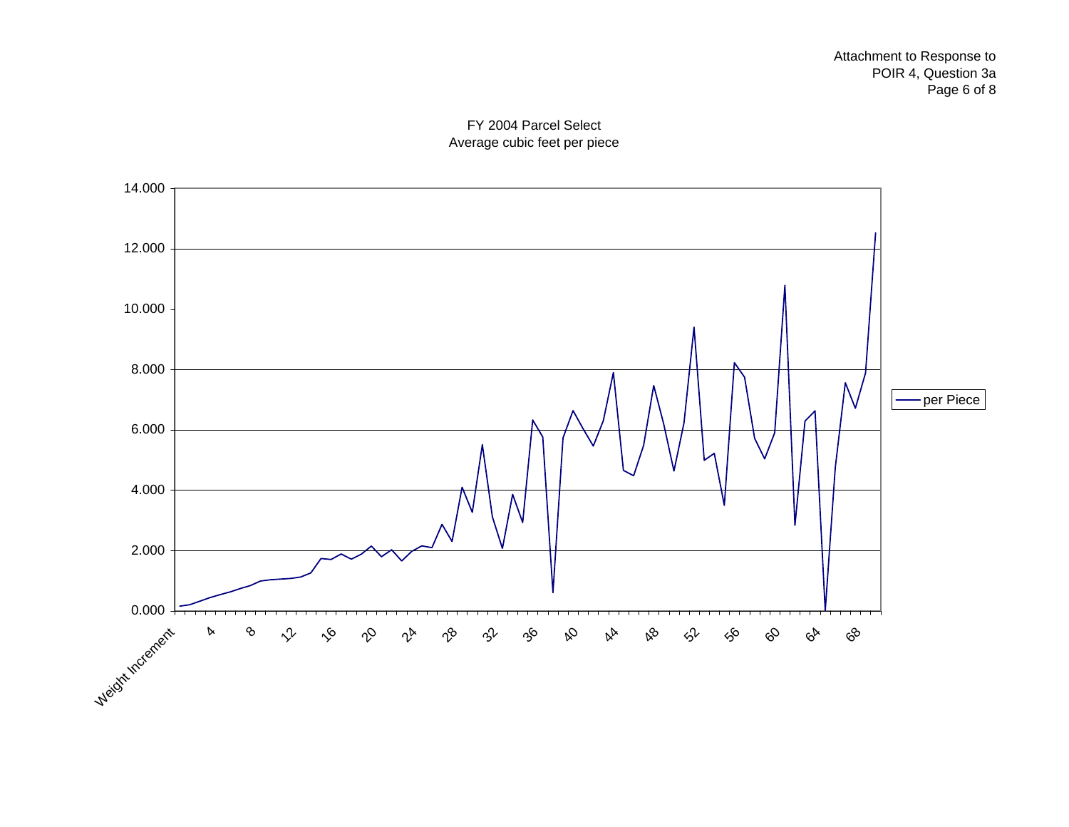Attachment to Response to
POIR 4, Question 3a

FY 2004 Parcel Select
Average cubic feet per piece

14.000
12.000
10.000
8.000
6.000
4.000
2.000
0.000

Weight Increment 4 8 12 16 20 24 28 32 36 40 44 48 52 56 60 64 68

per Piece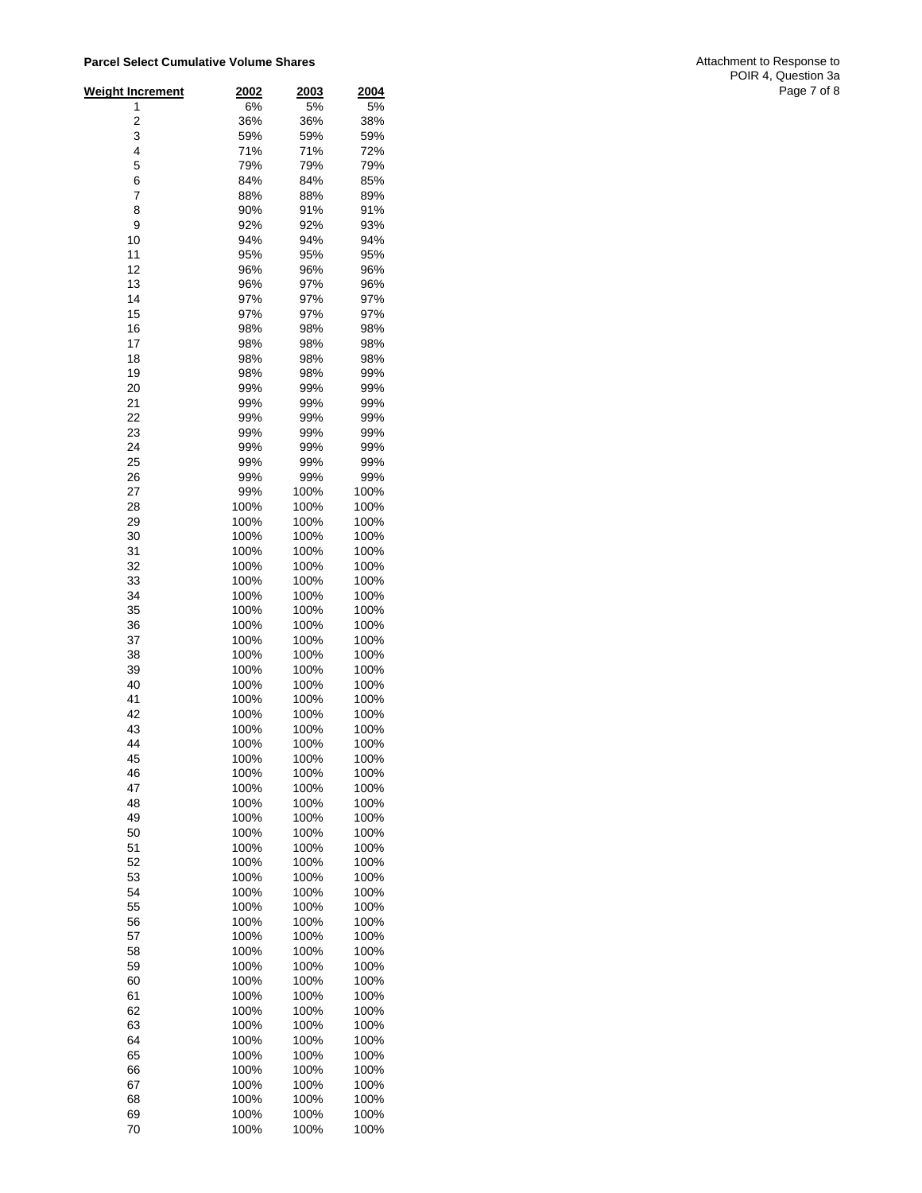**Parcel Select Cumulative Volume Shares**

Attachment to Response to POIR 4, Question 3a

| Weight Increment | 2002 | 2003 | 2004 |
|---|---|---|---|
| 1 | 6% | 5% | 5% |
| 2 | 36% | 36% | 38% |
| 3 | 59% | 59% | 59% |
| 4 | 71% | 71% | 72% |
| 5 | 79% | 79% | 79% |
| 6 | 84% | 84% | 85% |
| 7 | 88% | 88% | 89% |
| 8 | 90% | 91% | 91% |
| 9 | 92% | 92% | 93% |
| 10 | 94% | 94% | 94% |
| 11 | 95% | 95% | 95% |
| 12 | 96% | 96% | 96% |
| 13 | 96% | 97% | 96% |
| 14 | 97% | 97% | 97% |
| 15 | 97% | 97% | 97% |
| 16 | 98% | 98% | 98% |
| 17 | 98% | 98% | 98% |
| 18 | 98% | 98% | 98% |
| 19 | 98% | 98% | 99% |
| 20 | 99% | 99% | 99% |
| 21 | 99% | 99% | 99% |
| 22 | 99% | 99% | 99% |
| 23 | 99% | 99% | 99% |
| 24 | 99% | 99% | 99% |
| 25 | 99% | 99% | 99% |
| 26 | 99% | 99% | 99% |
| 27 | 99% | 100% | 100% |
| 28 | 100% | 100% | 100% |
| 29 | 100% | 100% | 100% |
| 30 | 100% | 100% | 100% |
| 31 | 100% | 100% | 100% |
| 32 | 100% | 100% | 100% |
| 33 | 100% | 100% | 100% |
| 34 | 100% | 100% | 100% |
| 35 | 100% | 100% | 100% |
| 36 | 100% | 100% | 100% |
| 37 | 100% | 100% | 100% |
| 38 | 100% | 100% | 100% |
| 39 | 100% | 100% | 100% |
| 40 | 100% | 100% | 100% |
| 41 | 100% | 100% | 100% |
| 42 | 100% | 100% | 100% |
| 43 | 100% | 100% | 100% |
| 44 | 100% | 100% | 100% |
| 45 | 100% | 100% | 100% |
| 46 | 100% | 100% | 100% |
| 47 | 100% | 100% | 100% |
| 48 | 100% | 100% | 100% |
| 49 | 100% | 100% | 100% |
| 50 | 100% | 100% | 100% |
| 51 | 100% | 100% | 100% |
| 52 | 100% | 100% | 100% |
| 53 | 100% | 100% | 100% |
| 54 | 100% | 100% | 100% |
| 55 | 100% | 100% | 100% |
| 56 | 100% | 100% | 100% |
| 57 | 100% | 100% | 100% |
| 58 | 100% | 100% | 100% |
| 59 | 100% | 100% | 100% |
| 60 | 100% | 100% | 100% |
| 61 | 100% | 100% | 100% |
| 62 | 100% | 100% | 100% |
| 63 | 100% | 100% | 100% |
| 64 | 100% | 100% | 100% |
| 65 | 100% | 100% | 100% |
| 66 | 100% | 100% | 100% |
| 67 | 100% | 100% | 100% |
| 68 | 100% | 100% | 100% |
| 69 | 100% | 100% | 100% |
| 70 | 100% | 100% | 100% |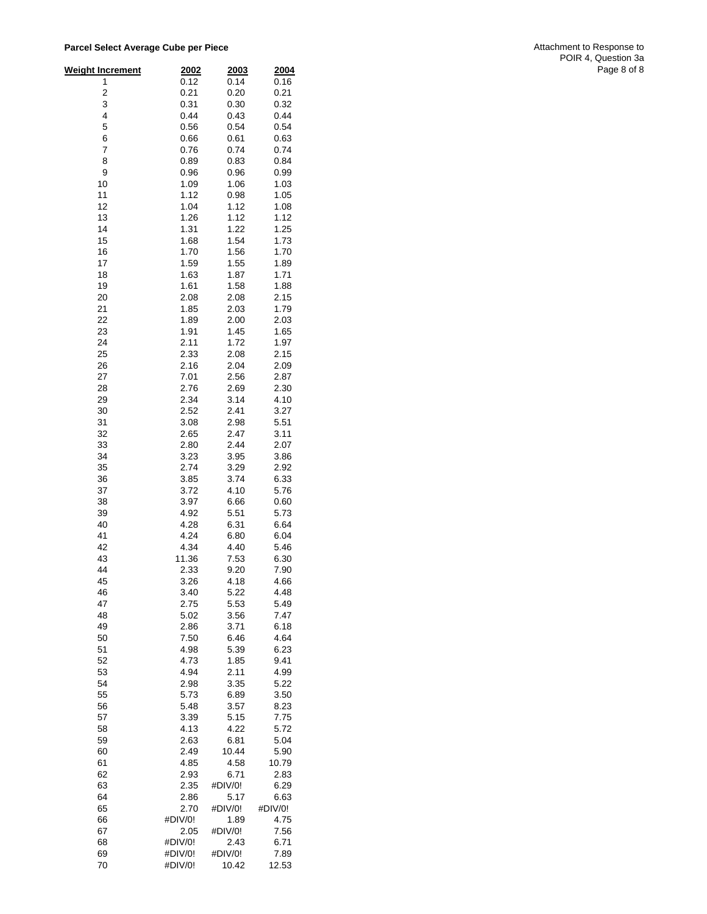**Parcel Select Average Cube per Piece**

Attachment to Response to POIR 4, Question 3a

| Weight Increment | 2002 | 2003 | 2004 |
|---|---|---|---|
| 1 | 0.12 | 0.14 | 0.16 |
| 2 | 0.21 | 0.20 | 0.21 |
| 3 | 0.31 | 0.30 | 0.32 |
| 4 | 0.44 | 0.43 | 0.44 |
| 5 | 0.56 | 0.54 | 0.54 |
| 6 | 0.66 | 0.61 | 0.63 |
| 7 | 0.76 | 0.74 | 0.74 |
| 8 | 0.89 | 0.83 | 0.84 |
| 9 | 0.96 | 0.96 | 0.99 |
| 10 | 1.09 | 1.06 | 1.03 |
| 11 | 1.12 | 0.98 | 1.05 |
| 12 | 1.04 | 1.12 | 1.08 |
| 13 | 1.26 | 1.12 | 1.12 |
| 14 | 1.31 | 1.22 | 1.25 |
| 15 | 1.68 | 1.54 | 1.73 |
| 16 | 1.70 | 1.56 | 1.70 |
| 17 | 1.59 | 1.55 | 1.89 |
| 18 | 1.63 | 1.87 | 1.71 |
| 19 | 1.61 | 1.58 | 1.88 |
| 20 | 2.08 | 2.08 | 2.15 |
| 21 | 1.85 | 2.03 | 1.79 |
| 22 | 1.89 | 2.00 | 2.03 |
| 23 | 1.91 | 1.45 | 1.65 |
| 24 | 2.11 | 1.72 | 1.97 |
| 25 | 2.33 | 2.08 | 2.15 |
| 26 | 2.16 | 2.04 | 2.09 |
| 27 | 7.01 | 2.56 | 2.87 |
| 28 | 2.76 | 2.69 | 2.30 |
| 29 | 2.34 | 3.14 | 4.10 |
| 30 | 2.52 | 2.41 | 3.27 |
| 31 | 3.08 | 2.98 | 5.51 |
| 32 | 2.65 | 2.47 | 3.11 |
| 33 | 2.80 | 2.44 | 2.07 |
| 34 | 3.23 | 3.95 | 3.86 |
| 35 | 2.74 | 3.29 | 2.92 |
| 36 | 3.85 | 3.74 | 6.33 |
| 37 | 3.72 | 4.10 | 5.76 |
| 38 | 3.97 | 6.66 | 0.60 |
| 39 | 4.92 | 5.51 | 5.73 |
| 40 | 4.28 | 6.31 | 6.64 |
| 41 | 4.24 | 6.80 | 6.04 |
| 42 | 4.34 | 4.40 | 5.46 |
| 43 | 11.36 | 7.53 | 6.30 |
| 44 | 2.33 | 9.20 | 7.90 |
| 45 | 3.26 | 4.18 | 4.66 |
| 46 | 3.40 | 5.22 | 4.48 |
| 47 | 2.75 | 5.53 | 5.49 |
| 48 | 5.02 | 3.56 | 7.47 |
| 49 | 2.86 | 3.71 | 6.18 |
| 50 | 7.50 | 6.46 | 4.64 |
| 51 | 4.98 | 5.39 | 6.23 |
| 52 | 4.73 | 1.85 | 9.41 |
| 53 | 4.94 | 2.11 | 4.99 |
| 54 | 2.98 | 3.35 | 5.22 |
| 55 | 5.73 | 6.89 | 3.50 |
| 56 | 5.48 | 3.57 | 8.23 |
| 57 | 3.39 | 5.15 | 7.75 |
| 58 | 4.13 | 4.22 | 5.72 |
| 59 | 2.63 | 6.81 | 5.04 |
| 60 | 2.49 | 10.44 | 5.90 |
| 61 | 4.85 | 4.58 | 10.79 |
| 62 | 2.93 | 6.71 | 2.83 |
| 63 | 2.35 | #DIV/0! | 6.29 |
| 64 | 2.86 | 5.17 | 6.63 |
| 65 | 2.70 | #DIV/0! | #DIV/0! |
| 66 | #DIV/0! | 1.89 | 4.75 |
| 67 | 2.05 | #DIV/0! | 7.56 |
| 68 | #DIV/0! | 2.43 | 6.71 |
| 69 | #DIV/0! | #DIV/0! | 7.89 |
| 70 | #DIV/0! | 10.42 | 12.53 |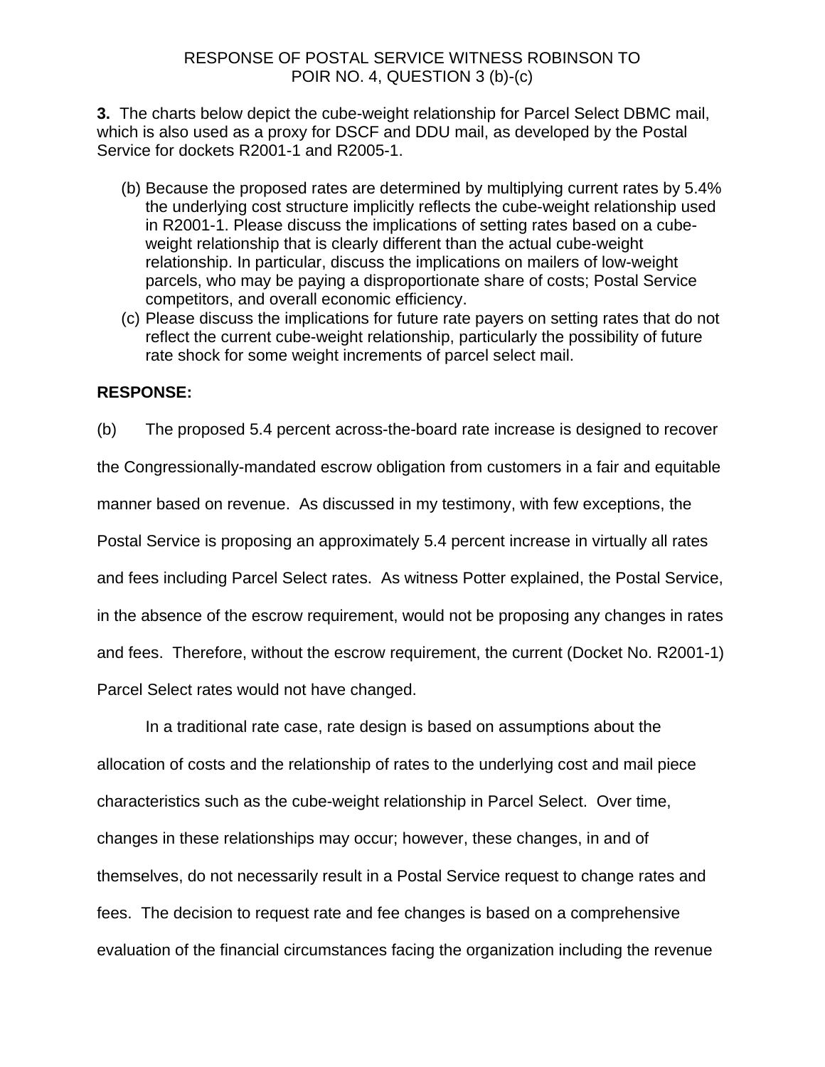RESPONSE OF POSTAL SERVICE WITNESS ROBINSON TO POIR NO. 4, QUESTION 3 (b)-(c)

**3.** The charts below depict the cube-weight relationship for Parcel Select DBMC mail, which is also used as a proxy for DSCF and DDU mail, as developed by the Postal Service for dockets R2001-1 and R2005-1.

(b) Because the proposed rates are determined by multiplying current rates by 5.4% the underlying cost structure implicitly reflects the cube-weight relationship used in R2001-1. Please discuss the implications of setting rates based on a cube-weight relationship that is clearly different than the actual cube-weight relationship. In particular, discuss the implications on mailers of low-weight parcels, who may be paying a disproportionate share of costs; Postal Service competitors, and overall economic efficiency.

(c) Please discuss the implications for future rate payers on setting rates that do not reflect the current cube-weight relationship, particularly the possibility of future rate shock for some weight increments of parcel select mail.

**RESPONSE:**

(b) The proposed 5.4 percent across-the-board rate increase is designed to recover the Congressionally-mandated escrow obligation from customers in a fair and equitable manner based on revenue. As discussed in my testimony, with few exceptions, the Postal Service is proposing an approximately 5.4 percent increase in virtually all rates and fees including Parcel Select rates. As witness Potter explained, the Postal Service, in the absence of the escrow requirement, would not be proposing any changes in rates and fees. Therefore, without the escrow requirement, the current (Docket No. R2001-1) Parcel Select rates would not have changed.

In a traditional rate case, rate design is based on assumptions about the allocation of costs and the relationship of rates to the underlying cost and mail piece characteristics such as the cube-weight relationship in Parcel Select. Over time, changes in these relationships may occur; however, these changes, in and of themselves, do not necessarily result in a Postal Service request to change rates and fees. The decision to request rate and fee changes is based on a comprehensive evaluation of the financial circumstances facing the organization including the revenue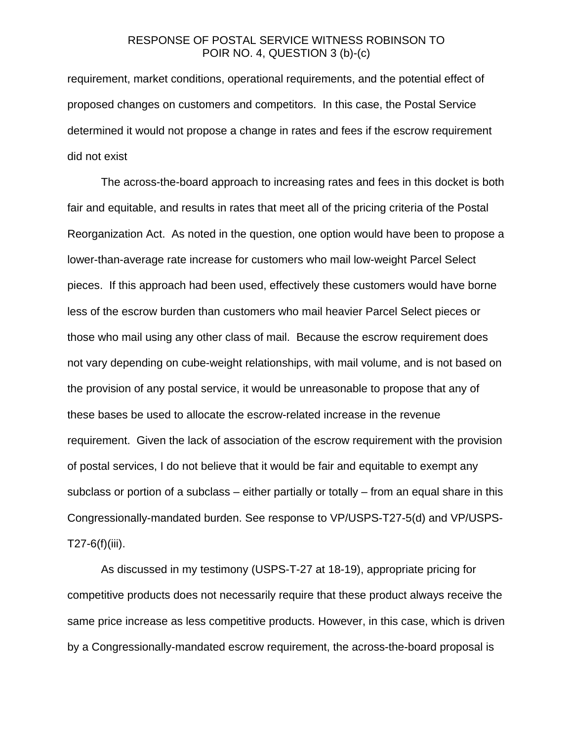requirement, market conditions, operational requirements, and the potential effect of proposed changes on customers and competitors. In this case, the Postal Service determined it would not propose a change in rates and fees if the escrow requirement did not exist

The across-the-board approach to increasing rates and fees in this docket is both fair and equitable, and results in rates that meet all of the pricing criteria of the Postal Reorganization Act. As noted in the question, one option would have been to propose a lower-than-average rate increase for customers who mail low-weight Parcel Select pieces. If this approach had been used, effectively these customers would have borne less of the escrow burden than customers who mail heavier Parcel Select pieces or those who mail using any other class of mail. Because the escrow requirement does not vary depending on cube-weight relationships, with mail volume, and is not based on the provision of any postal service, it would be unreasonable to propose that any of these bases be used to allocate the escrow-related increase in the revenue requirement. Given the lack of association of the escrow requirement with the provision of postal services, I do not believe that it would be fair and equitable to exempt any subclass or portion of a subclass – either partially or totally – from an equal share in this Congressionally-mandated burden. See response to VP/USPS-T27-5(d) and VP/USPS-T27-6(f)(iii).

As discussed in my testimony (USPS-T-27 at 18-19), appropriate pricing for competitive products does not necessarily require that these product always receive the same price increase as less competitive products. However, in this case, which is driven by a Congressionally-mandated escrow requirement, the across-the-board proposal is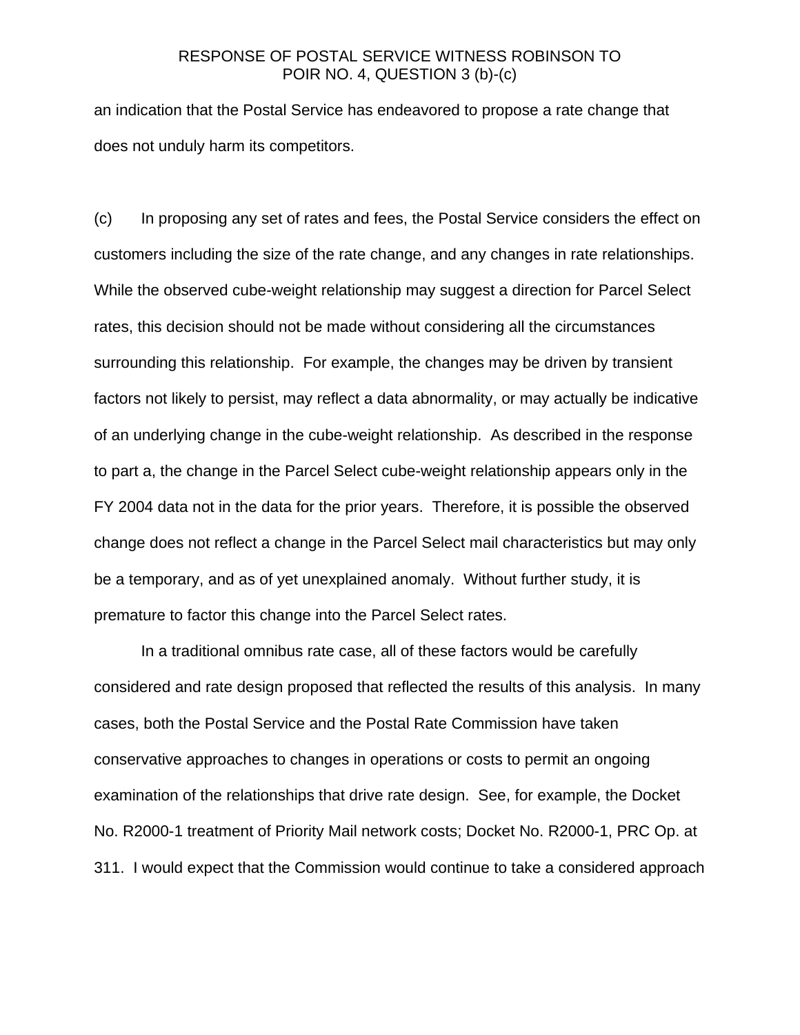an indication that the Postal Service has endeavored to propose a rate change that does not unduly harm its competitors.

(c) In proposing any set of rates and fees, the Postal Service considers the effect on customers including the size of the rate change, and any changes in rate relationships. While the observed cube-weight relationship may suggest a direction for Parcel Select rates, this decision should not be made without considering all the circumstances surrounding this relationship. For example, the changes may be driven by transient factors not likely to persist, may reflect a data abnormality, or may actually be indicative of an underlying change in the cube-weight relationship. As described in the response to part a, the change in the Parcel Select cube-weight relationship appears only in the FY 2004 data not in the data for the prior years. Therefore, it is possible the observed change does not reflect a change in the Parcel Select mail characteristics but may only be a temporary, and as of yet unexplained anomaly. Without further study, it is premature to factor this change into the Parcel Select rates.

In a traditional omnibus rate case, all of these factors would be carefully considered and rate design proposed that reflected the results of this analysis. In many cases, both the Postal Service and the Postal Rate Commission have taken conservative approaches to changes in operations or costs to permit an ongoing examination of the relationships that drive rate design. See, for example, the Docket No. R2000-1 treatment of Priority Mail network costs; Docket No. R2000-1, PRC Op. at 311. I would expect that the Commission would continue to take a considered approach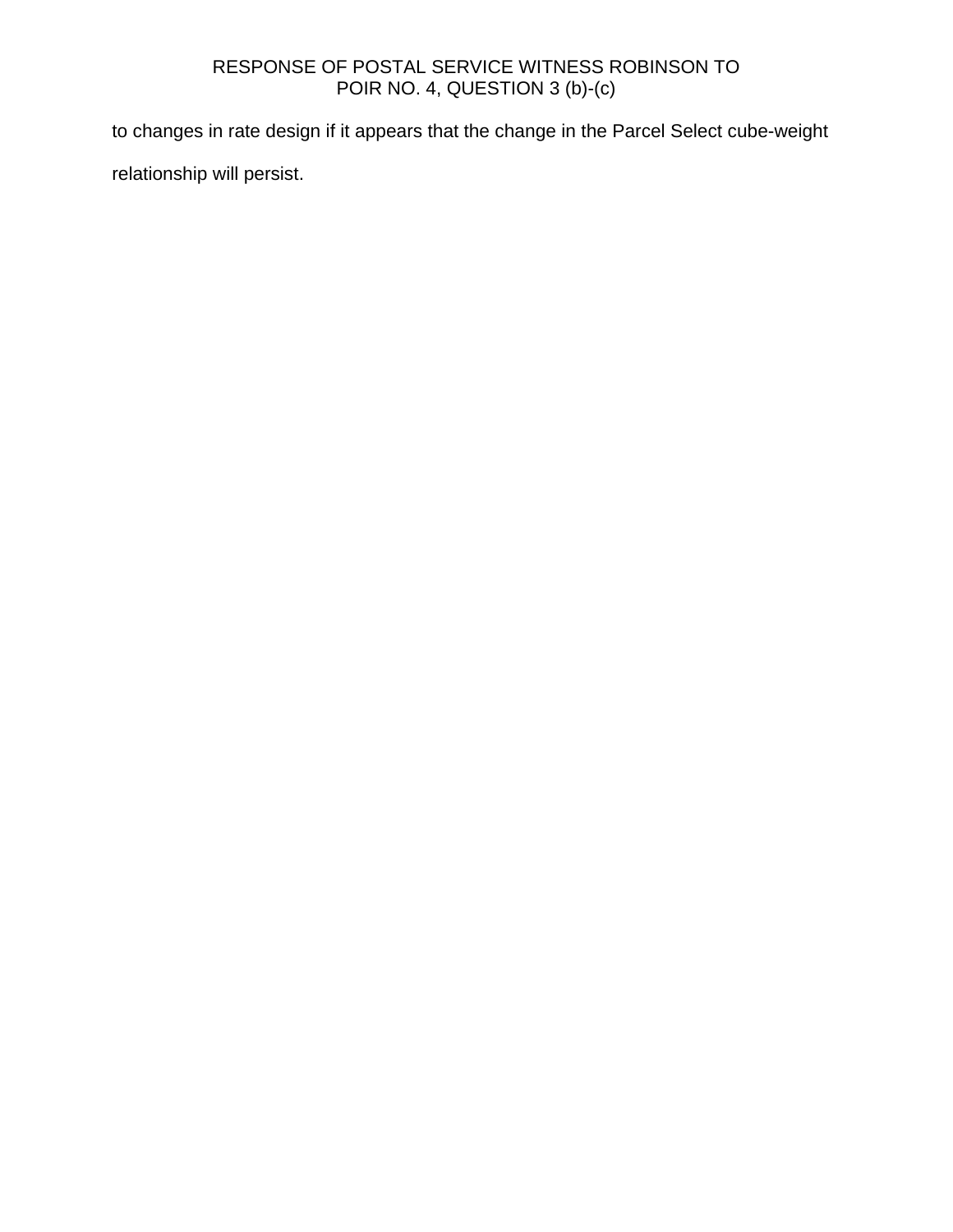to changes in rate design if it appears that the change in the Parcel Select cube-weight relationship will persist.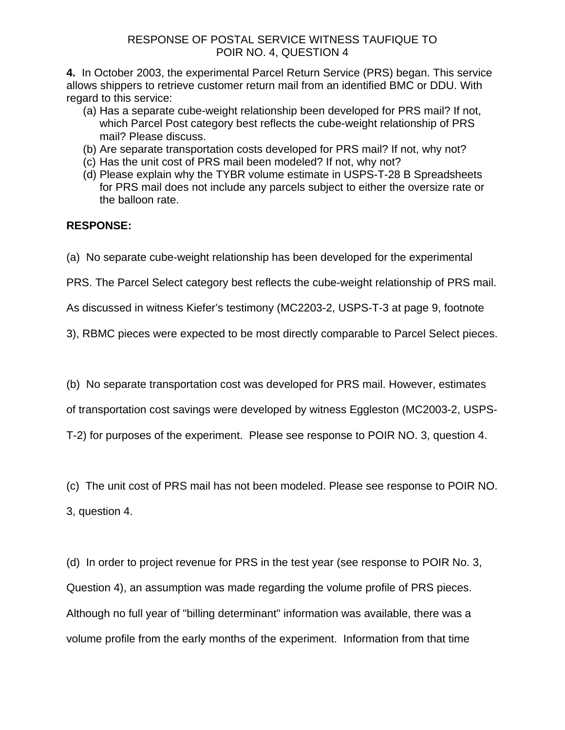RESPONSE OF POSTAL SERVICE WITNESS TAUFIQUE TO
POIR NO. 4, QUESTION 4

**4.** In October 2003, the experimental Parcel Return Service (PRS) began. This service allows shippers to retrieve customer return mail from an identified BMC or DDU. With regard to this service:

(a) Has a separate cube-weight relationship been developed for PRS mail? If not, which Parcel Post category best reflects the cube-weight relationship of PRS mail? Please discuss.
(b) Are separate transportation costs developed for PRS mail? If not, why not?
(c) Has the unit cost of PRS mail been modeled? If not, why not?
(d) Please explain why the TYBR volume estimate in USPS-T-28 B Spreadsheets for PRS mail does not include any parcels subject to either the oversize rate or the balloon rate.

**RESPONSE:**

(a) No separate cube-weight relationship has been developed for the experimental PRS. The Parcel Select category best reflects the cube-weight relationship of PRS mail. As discussed in witness Kiefer's testimony (MC2203-2, USPS-T-3 at page 9, footnote 3), RBMC pieces were expected to be most directly comparable to Parcel Select pieces.

(b) No separate transportation cost was developed for PRS mail. However, estimates of transportation cost savings were developed by witness Eggleston (MC2003-2, USPS-T-2) for purposes of the experiment. Please see response to POIR NO. 3, question 4.

(c) The unit cost of PRS mail has not been modeled. Please see response to POIR NO. 3, question 4.

(d) In order to project revenue for PRS in the test year (see response to POIR No. 3, Question 4), an assumption was made regarding the volume profile of PRS pieces. Although no full year of "billing determinant" information was available, there was a volume profile from the early months of the experiment. Information from that time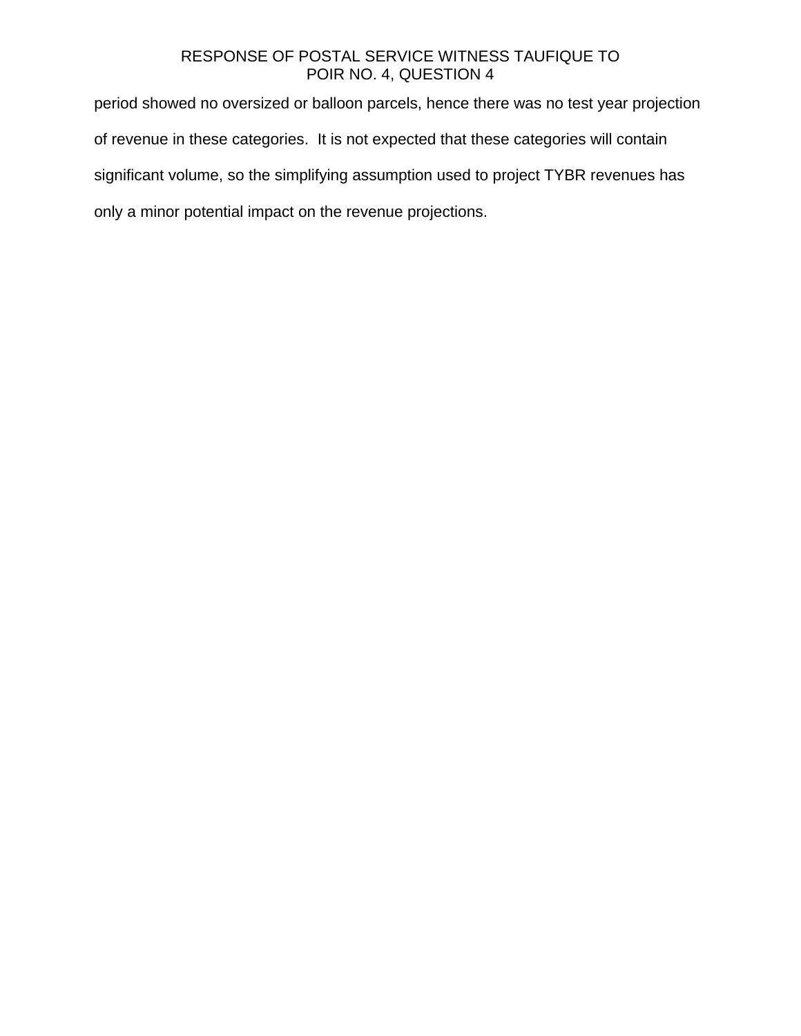period showed no oversized or balloon parcels, hence there was no test year projection of revenue in these categories. It is not expected that these categories will contain significant volume, so the simplifying assumption used to project TYBR revenues has only a minor potential impact on the revenue projections.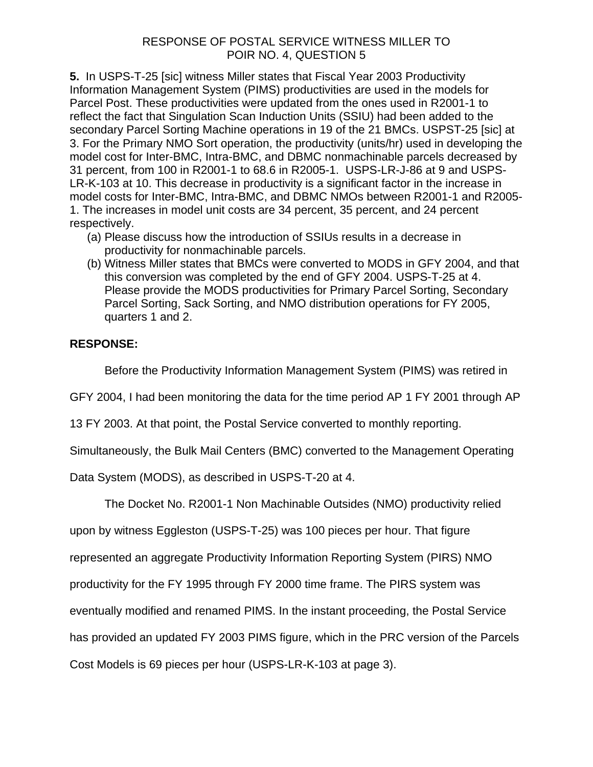RESPONSE OF POSTAL SERVICE WITNESS MILLER TO
POIR NO. 4, QUESTION 5

**5.** In USPS-T-25 [sic] witness Miller states that Fiscal Year 2003 Productivity Information Management System (PIMS) productivities are used in the models for Parcel Post. These productivities were updated from the ones used in R2001-1 to reflect the fact that Singulation Scan Induction Units (SSIU) had been added to the secondary Parcel Sorting Machine operations in 19 of the 21 BMCs. USPST-25 [sic] at 3. For the Primary NMO Sort operation, the productivity (units/hr) used in developing the model cost for Inter-BMC, Intra-BMC, and DBMC nonmachinable parcels decreased by 31 percent, from 100 in R2001-1 to 68.6 in R2005-1. USPS-LR-J-86 at 9 and USPS-LR-K-103 at 10. This decrease in productivity is a significant factor in the increase in model costs for Inter-BMC, Intra-BMC, and DBMC NMOs between R2001-1 and R2005-1. The increases in model unit costs are 34 percent, 35 percent, and 24 percent respectively.

(a) Please discuss how the introduction of SSIUs results in a decrease in productivity for nonmachinable parcels.

(b) Witness Miller states that BMCs were converted to MODS in GFY 2004, and that this conversion was completed by the end of GFY 2004. USPS-T-25 at 4. Please provide the MODS productivities for Primary Parcel Sorting, Secondary Parcel Sorting, Sack Sorting, and NMO distribution operations for FY 2005, quarters 1 and 2.

**RESPONSE:**

Before the Productivity Information Management System (PIMS) was retired in GFY 2004, I had been monitoring the data for the time period AP 1 FY 2001 through AP 13 FY 2003. At that point, the Postal Service converted to monthly reporting. Simultaneously, the Bulk Mail Centers (BMC) converted to the Management Operating Data System (MODS), as described in USPS-T-20 at 4.

The Docket No. R2001-1 Non Machinable Outsides (NMO) productivity relied upon by witness Eggleston (USPS-T-25) was 100 pieces per hour. That figure represented an aggregate Productivity Information Reporting System (PIRS) NMO productivity for the FY 1995 through FY 2000 time frame. The PIRS system was eventually modified and renamed PIMS. In the instant proceeding, the Postal Service has provided an updated FY 2003 PIMS figure, which in the PRC version of the Parcels Cost Models is 69 pieces per hour (USPS-LR-K-103 at page 3).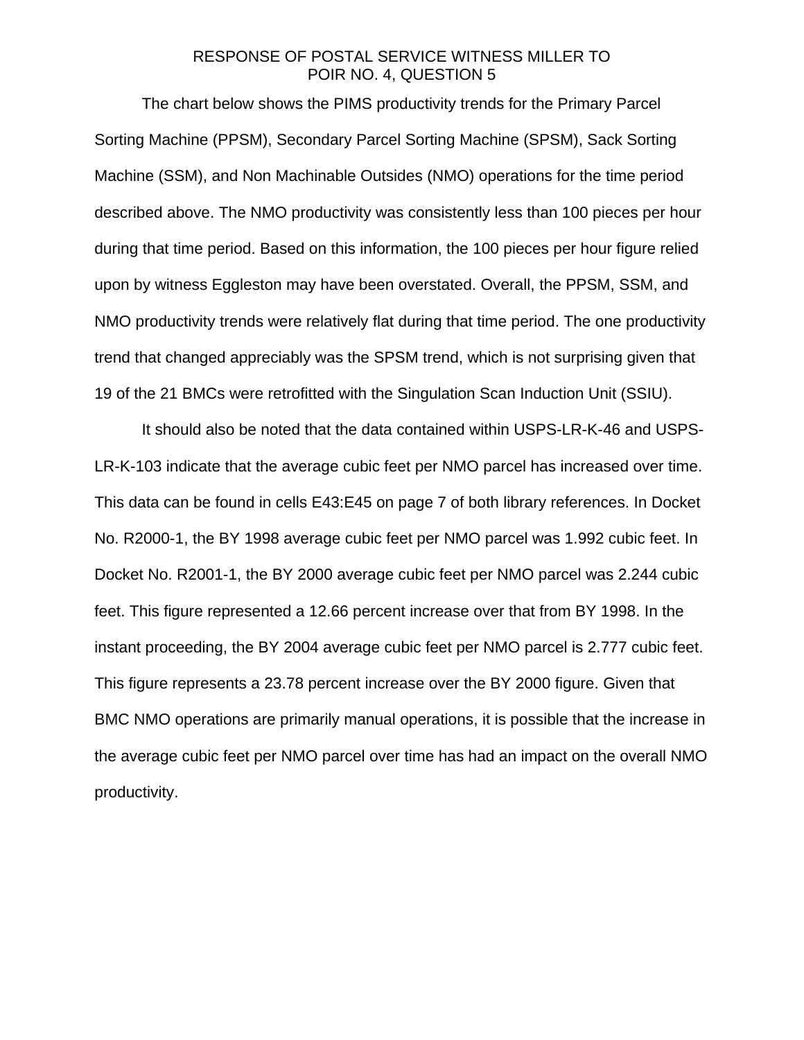# RESPONSE OF POSTAL SERVICE WITNESS MILLER TO POIR NO. 4, QUESTION 5

The chart below shows the PIMS productivity trends for the Primary Parcel Sorting Machine (PPSM), Secondary Parcel Sorting Machine (SPSM), Sack Sorting Machine (SSM), and Non Machinable Outsides (NMO) operations for the time period described above. The NMO productivity was consistently less than 100 pieces per hour during that time period. Based on this information, the 100 pieces per hour figure relied upon by witness Eggleston may have been overstated. Overall, the PPSM, SSM, and NMO productivity trends were relatively flat during that time period. The one productivity trend that changed appreciably was the SPSM trend, which is not surprising given that 19 of the 21 BMCs were retrofitted with the Singulation Scan Induction Unit (SSIU).

It should also be noted that the data contained within USPS-LR-K-46 and USPS-LR-K-103 indicate that the average cubic feet per NMO parcel has increased over time. This data can be found in cells E43:E45 on page 7 of both library references. In Docket No. R2000-1, the BY 1998 average cubic feet per NMO parcel was 1.992 cubic feet. In Docket No. R2001-1, the BY 2000 average cubic feet per NMO parcel was 2.244 cubic feet. This figure represented a 12.66 percent increase over that from BY 1998. In the instant proceeding, the BY 2004 average cubic feet per NMO parcel is 2.777 cubic feet. This figure represents a 23.78 percent increase over the BY 2000 figure. Given that BMC NMO operations are primarily manual operations, it is possible that the increase in the average cubic feet per NMO parcel over time has had an impact on the overall NMO productivity.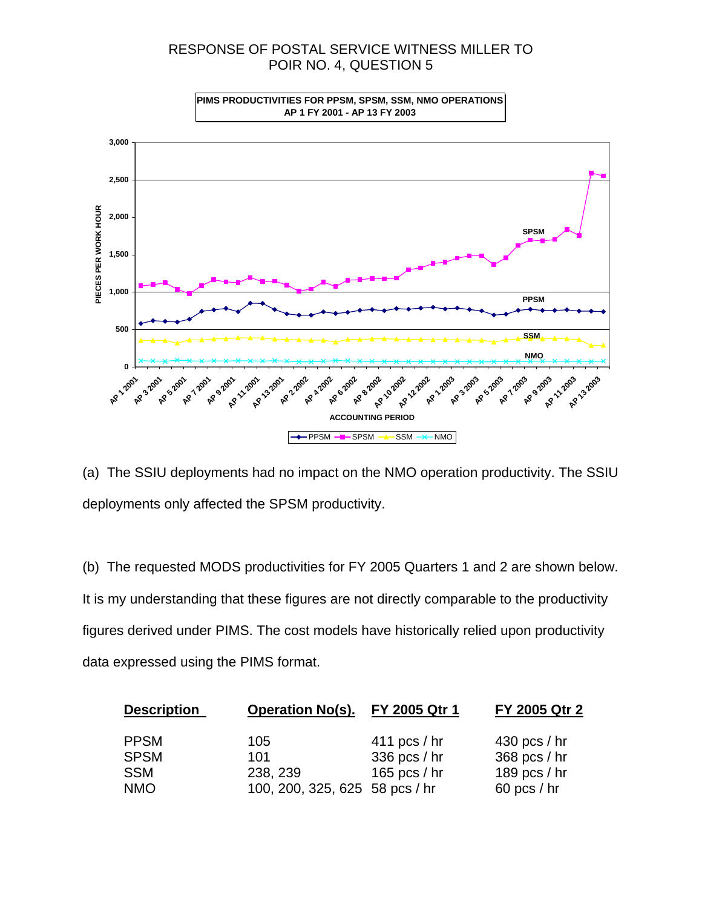RESPONSE OF POSTAL SERVICE WITNESS MILLER TO POIR NO. 4, QUESTION 5

**PIMS PRODUCTIVITIES FOR PPSM, SPSM, SSM, NMO OPERATIONS**
**AP 1 FY 2001 - AP 13 FY 2003**

(a) The SSIU deployments had no impact on the NMO operation productivity. The SSIU deployments only affected the SPSM productivity.

(b) The requested MODS productivities for FY 2005 Quarters 1 and 2 are shown below. It is my understanding that these figures are not directly comparable to the productivity figures derived under PIMS. The cost models have historically relied upon productivity data expressed using the PIMS format.

| Description | Operation No(s). | FY 2005 Qtr 1 | FY 2005 Qtr 2 |
|---|---|---|---|
| PPSM | 105 | 411 pcs / hr | 430 pcs / hr |
| SPSM | 101 | 336 pcs / hr | 368 pcs / hr |
| SSM | 238, 239 | 165 pcs / hr | 189 pcs / hr |
| NMO | 100, 200, 325, 625 | 58 pcs / hr | 60 pcs / hr |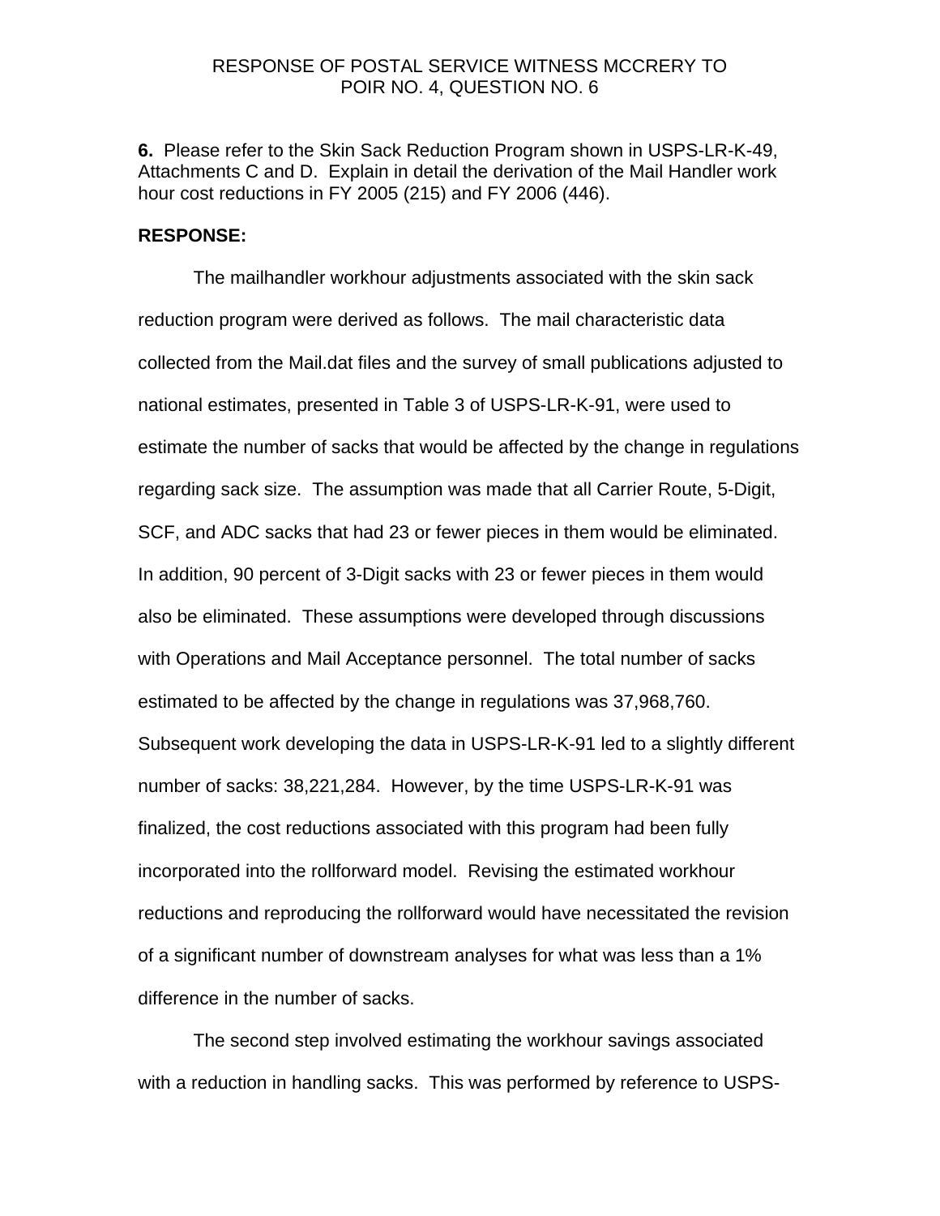RESPONSE OF POSTAL SERVICE WITNESS MCCRERY TO
POIR NO. 4, QUESTION NO. 6

**6.** Please refer to the Skin Sack Reduction Program shown in USPS-LR-K-49, Attachments C and D. Explain in detail the derivation of the Mail Handler work hour cost reductions in FY 2005 (215) and FY 2006 (446).

**RESPONSE:**

The mailhandler workhour adjustments associated with the skin sack reduction program were derived as follows. The mail characteristic data collected from the Mail.dat files and the survey of small publications adjusted to national estimates, presented in Table 3 of USPS-LR-K-91, were used to estimate the number of sacks that would be affected by the change in regulations regarding sack size. The assumption was made that all Carrier Route, 5-Digit, SCF, and ADC sacks that had 23 or fewer pieces in them would be eliminated. In addition, 90 percent of 3-Digit sacks with 23 or fewer pieces in them would also be eliminated. These assumptions were developed through discussions with Operations and Mail Acceptance personnel. The total number of sacks estimated to be affected by the change in regulations was 37,968,760. Subsequent work developing the data in USPS-LR-K-91 led to a slightly different number of sacks: 38,221,284. However, by the time USPS-LR-K-91 was finalized, the cost reductions associated with this program had been fully incorporated into the rollforward model. Revising the estimated workhour reductions and reproducing the rollforward would have necessitated the revision of a significant number of downstream analyses for what was less than a 1% difference in the number of sacks.

The second step involved estimating the workhour savings associated with a reduction in handling sacks. This was performed by reference to USPS-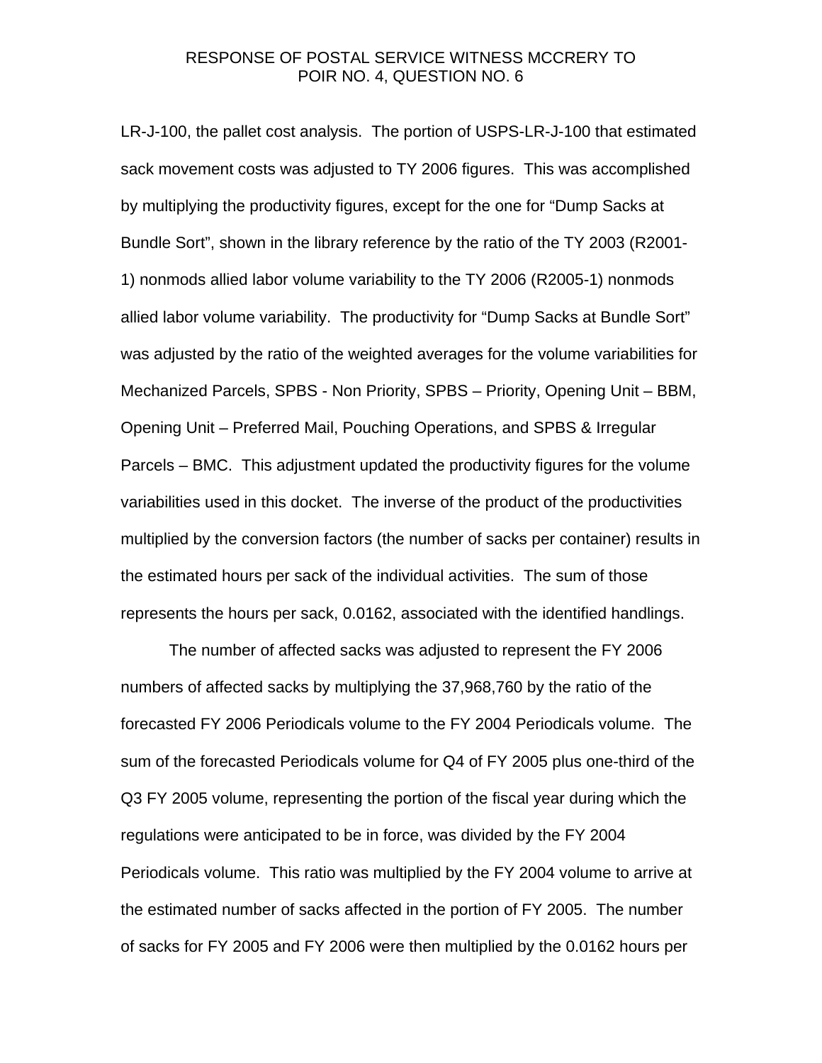LR-J-100, the pallet cost analysis. The portion of USPS-LR-J-100 that estimated sack movement costs was adjusted to TY 2006 figures. This was accomplished by multiplying the productivity figures, except for the one for "Dump Sacks at Bundle Sort", shown in the library reference by the ratio of the TY 2003 (R2001-1) nonmods allied labor volume variability to the TY 2006 (R2005-1) nonmods allied labor volume variability. The productivity for "Dump Sacks at Bundle Sort" was adjusted by the ratio of the weighted averages for the volume variabilities for Mechanized Parcels, SPBS - Non Priority, SPBS – Priority, Opening Unit – BBM, Opening Unit – Preferred Mail, Pouching Operations, and SPBS & Irregular Parcels – BMC. This adjustment updated the productivity figures for the volume variabilities used in this docket. The inverse of the product of the productivities multiplied by the conversion factors (the number of sacks per container) results in the estimated hours per sack of the individual activities. The sum of those represents the hours per sack, 0.0162, associated with the identified handlings.

The number of affected sacks was adjusted to represent the FY 2006 numbers of affected sacks by multiplying the 37,968,760 by the ratio of the forecasted FY 2006 Periodicals volume to the FY 2004 Periodicals volume. The sum of the forecasted Periodicals volume for Q4 of FY 2005 plus one-third of the Q3 FY 2005 volume, representing the portion of the fiscal year during which the regulations were anticipated to be in force, was divided by the FY 2004 Periodicals volume. This ratio was multiplied by the FY 2004 volume to arrive at the estimated number of sacks affected in the portion of FY 2005. The number of sacks for FY 2005 and FY 2006 were then multiplied by the 0.0162 hours per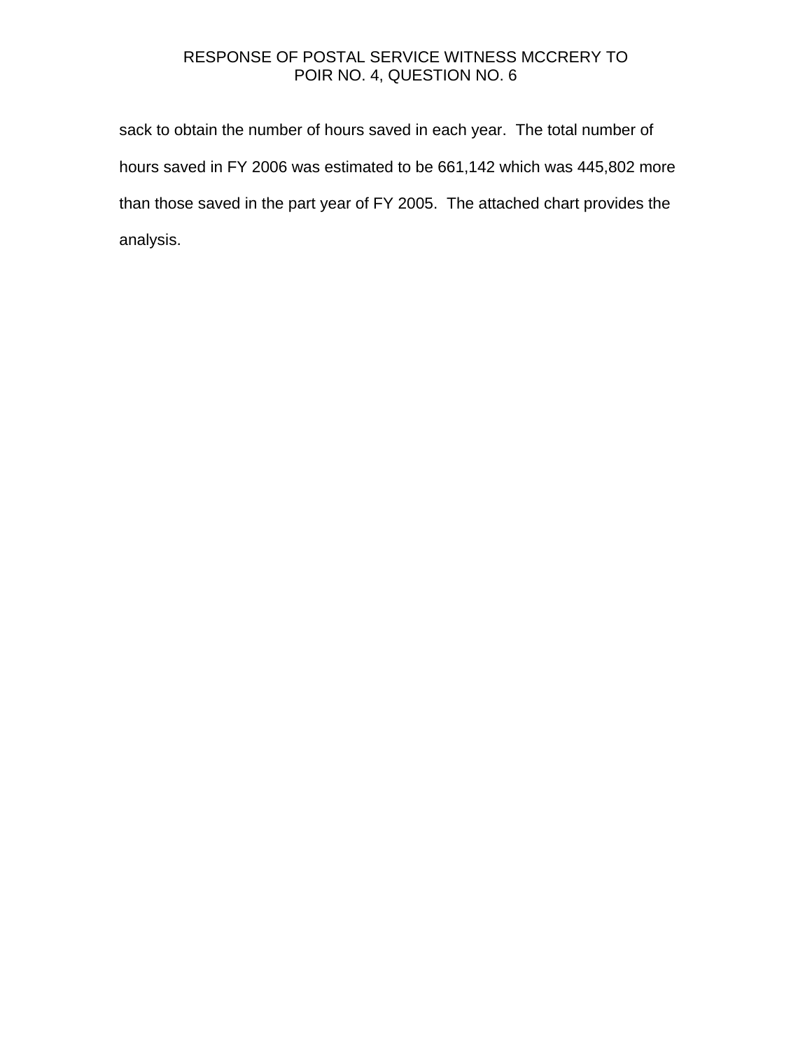sack to obtain the number of hours saved in each year. The total number of hours saved in FY 2006 was estimated to be 661,142 which was 445,802 more than those saved in the part year of FY 2005. The attached chart provides the analysis.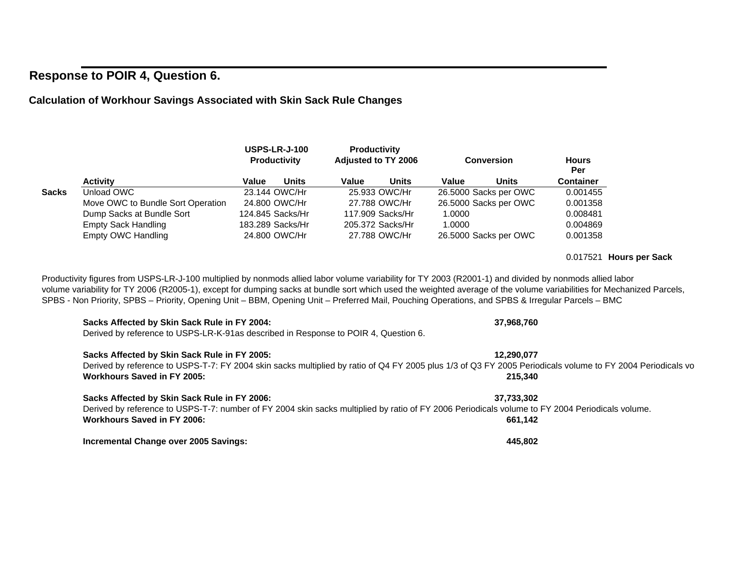## Response to POIR 4, Question 6.

### Calculation of Workhour Savings Associated with Skin Sack Rule Changes

| | | USPS-LR-J-100 Productivity | | Productivity Adjusted to TY 2006 | | Conversion | | Hours Per |
|---|---|---|---|---|---|---|---|---|
| | Activity | Value | Units | Value | Units | Value | Units | Container |
| Sacks | Unload OWC | 23.144 | OWC/Hr | 25.933 | OWC/Hr | 26.5000 | Sacks per OWC | 0.001455 |
| | Move OWC to Bundle Sort Operation | 24.800 | OWC/Hr | 27.788 | OWC/Hr | 26.5000 | Sacks per OWC | 0.001358 |
| | Dump Sacks at Bundle Sort | 124.845 | Sacks/Hr | 117.909 | Sacks/Hr | 1.0000 | | 0.008481 |
| | Empty Sack Handling | 183.289 | Sacks/Hr | 205.372 | Sacks/Hr | 1.0000 | | 0.004869 |
| | Empty OWC Handling | 24.800 | OWC/Hr | 27.788 | OWC/Hr | 26.5000 | Sacks per OWC | 0.001358 |
| | | | | | | | | 0.017521 **Hours per Sack** |

Productivity figures from USPS-LR-J-100 multiplied by nonmods allied labor volume variability for TY 2003 (R2001-1) and divided by nonmods allied labor volume variability for TY 2006 (R2005-1), except for dumping sacks at bundle sort which used the weighted average of the volume variabilities for Mechanized Parcels, SPBS - Non Priority, SPBS – Priority, Opening Unit – BBM, Opening Unit – Preferred Mail, Pouching Operations, and SPBS & Irregular Parcels – BMC

**Sacks Affected by Skin Sack Rule in FY 2004:** **37,968,760**
Derived by reference to USPS-LR-K-91as described in Response to POIR 4, Question 6.

**Sacks Affected by Skin Sack Rule in FY 2005:** **12,290,077**
Derived by reference to USPS-T-7: FY 2004 skin sacks multiplied by ratio of Q4 FY 2005 plus 1/3 of Q3 FY 2005 Periodicals volume to FY 2004 Periodicals vo
**Workhours Saved in FY 2005:** **215,340**

**Sacks Affected by Skin Sack Rule in FY 2006:** **37,733,302**
Derived by reference to USPS-T-7: number of FY 2004 skin sacks multiplied by ratio of FY 2006 Periodicals volume to FY 2004 Periodicals volume.
**Workhours Saved in FY 2006:** **661,142**

**Incremental Change over 2005 Savings:** **445,802**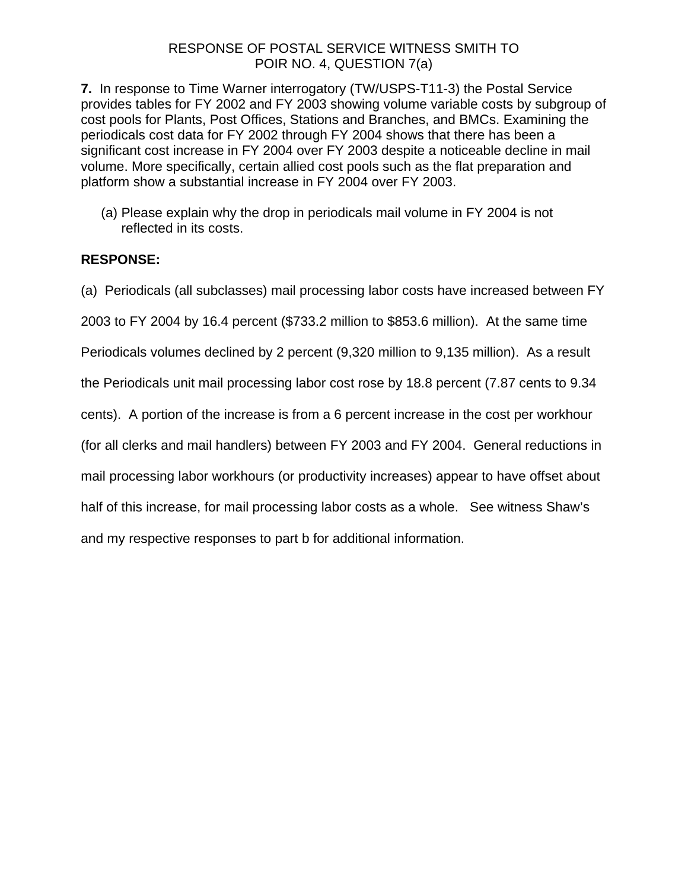RESPONSE OF POSTAL SERVICE WITNESS SMITH TO
POIR NO. 4, QUESTION 7(a)

**7.** In response to Time Warner interrogatory (TW/USPS-T11-3) the Postal Service provides tables for FY 2002 and FY 2003 showing volume variable costs by subgroup of cost pools for Plants, Post Offices, Stations and Branches, and BMCs. Examining the periodicals cost data for FY 2002 through FY 2004 shows that there has been a significant cost increase in FY 2004 over FY 2003 despite a noticeable decline in mail volume. More specifically, certain allied cost pools such as the flat preparation and platform show a substantial increase in FY 2004 over FY 2003.

(a) Please explain why the drop in periodicals mail volume in FY 2004 is not reflected in its costs.

**RESPONSE:**

(a) Periodicals (all subclasses) mail processing labor costs have increased between FY 2003 to FY 2004 by 16.4 percent ($733.2 million to $853.6 million). At the same time Periodicals volumes declined by 2 percent (9,320 million to 9,135 million). As a result the Periodicals unit mail processing labor cost rose by 18.8 percent (7.87 cents to 9.34 cents). A portion of the increase is from a 6 percent increase in the cost per workhour (for all clerks and mail handlers) between FY 2003 and FY 2004. General reductions in mail processing labor workhours (or productivity increases) appear to have offset about half of this increase, for mail processing labor costs as a whole. See witness Shaw's and my respective responses to part b for additional information.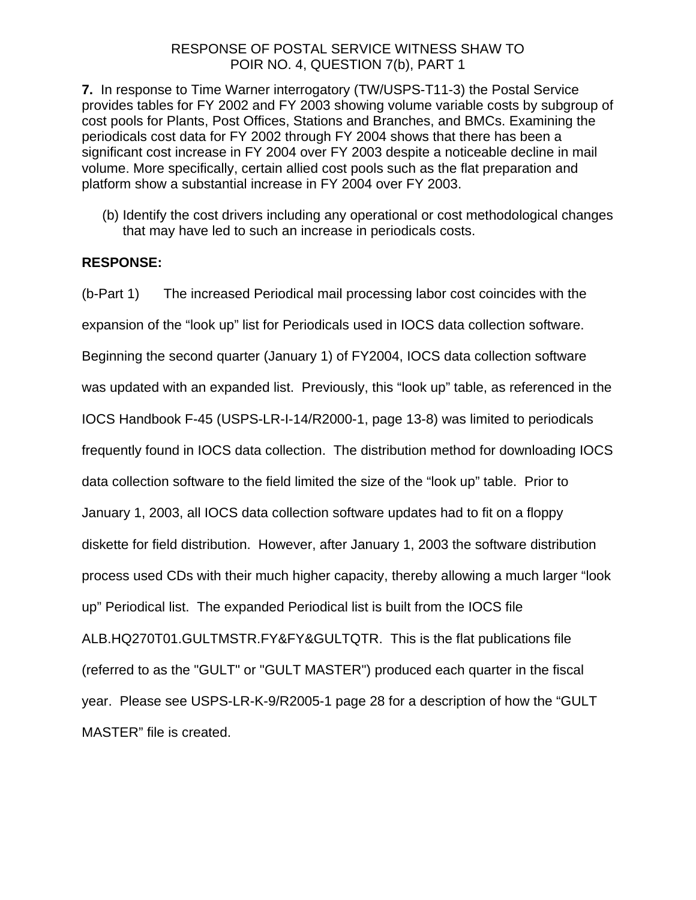RESPONSE OF POSTAL SERVICE WITNESS SHAW TO
POIR NO. 4, QUESTION 7(b), PART 1

**7.** In response to Time Warner interrogatory (TW/USPS-T11-3) the Postal Service provides tables for FY 2002 and FY 2003 showing volume variable costs by subgroup of cost pools for Plants, Post Offices, Stations and Branches, and BMCs. Examining the periodicals cost data for FY 2002 through FY 2004 shows that there has been a significant cost increase in FY 2004 over FY 2003 despite a noticeable decline in mail volume. More specifically, certain allied cost pools such as the flat preparation and platform show a substantial increase in FY 2004 over FY 2003.

(b) Identify the cost drivers including any operational or cost methodological changes that may have led to such an increase in periodicals costs.

**RESPONSE:**

(b-Part 1) The increased Periodical mail processing labor cost coincides with the expansion of the "look up" list for Periodicals used in IOCS data collection software. Beginning the second quarter (January 1) of FY2004, IOCS data collection software was updated with an expanded list. Previously, this "look up" table, as referenced in the IOCS Handbook F-45 (USPS-LR-I-14/R2000-1, page 13-8) was limited to periodicals frequently found in IOCS data collection. The distribution method for downloading IOCS data collection software to the field limited the size of the "look up" table. Prior to January 1, 2003, all IOCS data collection software updates had to fit on a floppy diskette for field distribution. However, after January 1, 2003 the software distribution process used CDs with their much higher capacity, thereby allowing a much larger "look up" Periodical list. The expanded Periodical list is built from the IOCS file ALB.HQ270T01.GULTMSTR.FY&FY&GULTQTR. This is the flat publications file (referred to as the "GULT" or "GULT MASTER") produced each quarter in the fiscal year. Please see USPS-LR-K-9/R2005-1 page 28 for a description of how the "GULT MASTER" file is created.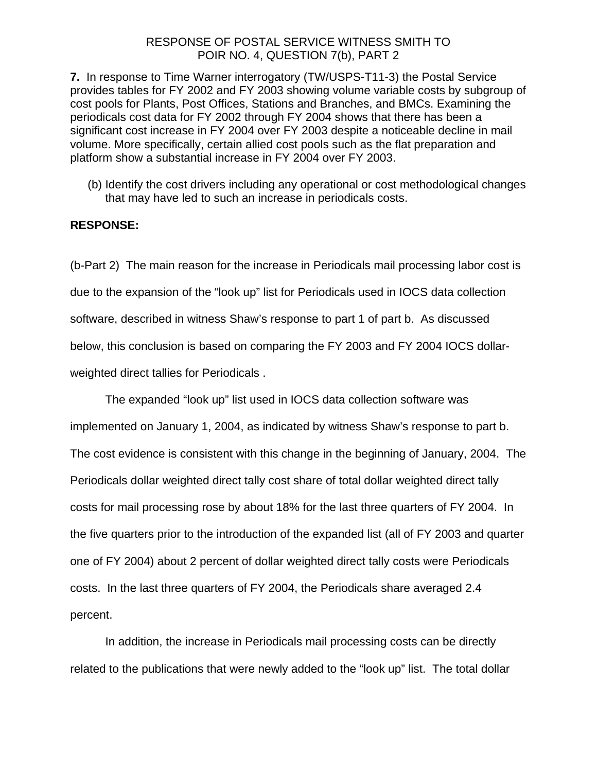RESPONSE OF POSTAL SERVICE WITNESS SMITH TO
POIR NO. 4, QUESTION 7(b), PART 2

**7.** In response to Time Warner interrogatory (TW/USPS-T11-3) the Postal Service provides tables for FY 2002 and FY 2003 showing volume variable costs by subgroup of cost pools for Plants, Post Offices, Stations and Branches, and BMCs. Examining the periodicals cost data for FY 2002 through FY 2004 shows that there has been a significant cost increase in FY 2004 over FY 2003 despite a noticeable decline in mail volume. More specifically, certain allied cost pools such as the flat preparation and platform show a substantial increase in FY 2004 over FY 2003.

(b) Identify the cost drivers including any operational or cost methodological changes that may have led to such an increase in periodicals costs.

**RESPONSE:**

(b-Part 2) The main reason for the increase in Periodicals mail processing labor cost is due to the expansion of the "look up" list for Periodicals used in IOCS data collection software, described in witness Shaw's response to part 1 of part b. As discussed below, this conclusion is based on comparing the FY 2003 and FY 2004 IOCS dollar-weighted direct tallies for Periodicals .

The expanded "look up" list used in IOCS data collection software was implemented on January 1, 2004, as indicated by witness Shaw's response to part b. The cost evidence is consistent with this change in the beginning of January, 2004. The Periodicals dollar weighted direct tally cost share of total dollar weighted direct tally costs for mail processing rose by about 18% for the last three quarters of FY 2004. In the five quarters prior to the introduction of the expanded list (all of FY 2003 and quarter one of FY 2004) about 2 percent of dollar weighted direct tally costs were Periodicals costs. In the last three quarters of FY 2004, the Periodicals share averaged 2.4 percent.

In addition, the increase in Periodicals mail processing costs can be directly related to the publications that were newly added to the "look up" list. The total dollar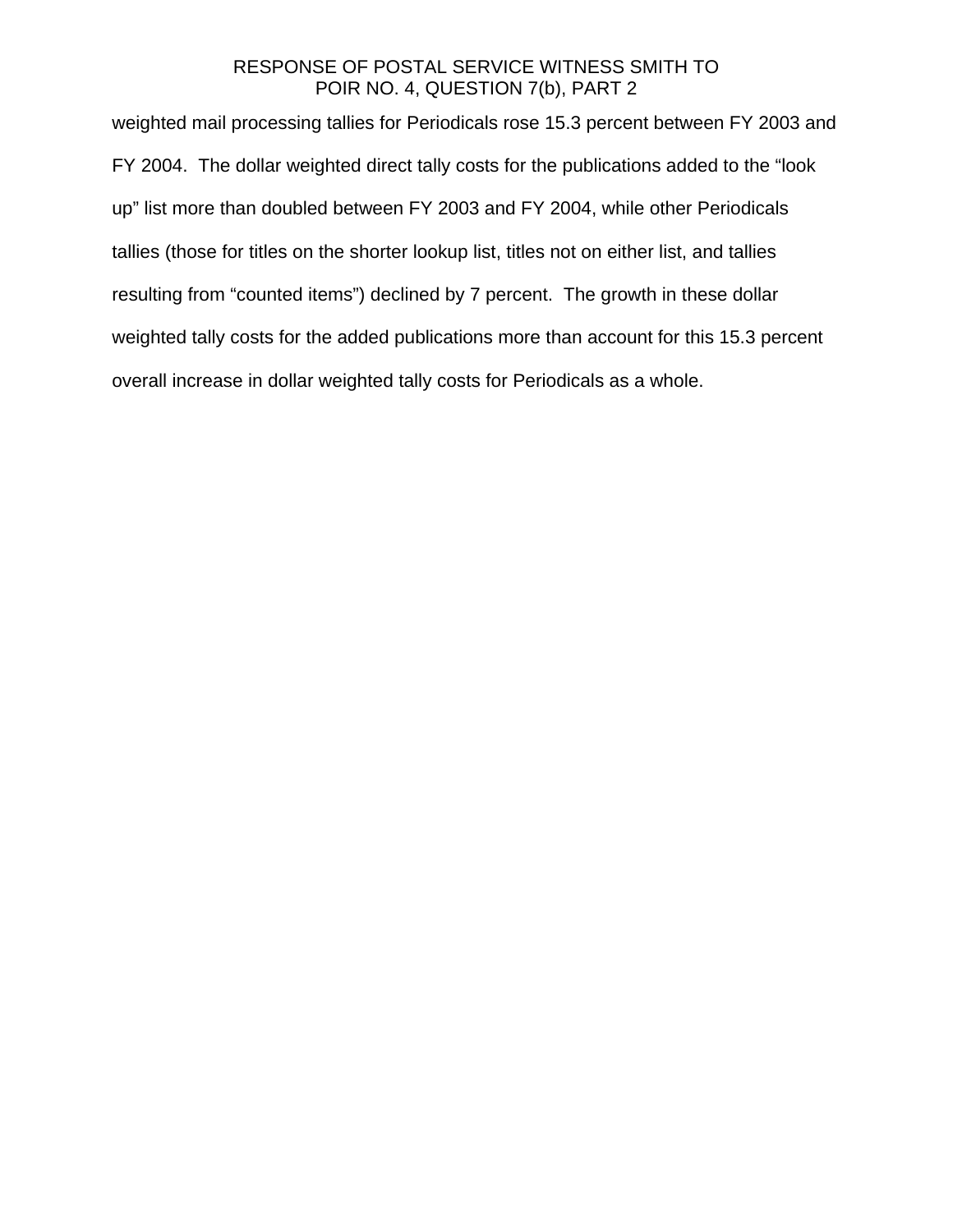weighted mail processing tallies for Periodicals rose 15.3 percent between FY 2003 and FY 2004. The dollar weighted direct tally costs for the publications added to the “look up” list more than doubled between FY 2003 and FY 2004, while other Periodicals tallies (those for titles on the shorter lookup list, titles not on either list, and tallies resulting from “counted items”) declined by 7 percent. The growth in these dollar weighted tally costs for the added publications more than account for this 15.3 percent overall increase in dollar weighted tally costs for Periodicals as a whole.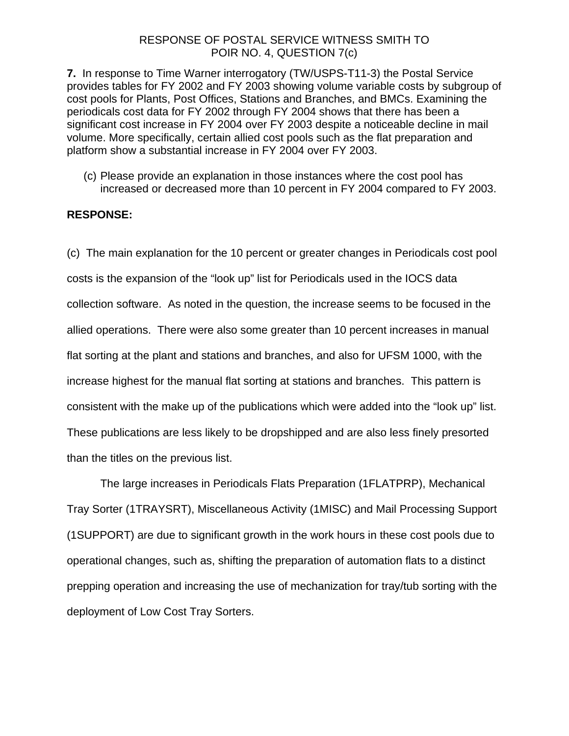RESPONSE OF POSTAL SERVICE WITNESS SMITH TO
POIR NO. 4, QUESTION 7(c)

**7.** In response to Time Warner interrogatory (TW/USPS-T11-3) the Postal Service provides tables for FY 2002 and FY 2003 showing volume variable costs by subgroup of cost pools for Plants, Post Offices, Stations and Branches, and BMCs. Examining the periodicals cost data for FY 2002 through FY 2004 shows that there has been a significant cost increase in FY 2004 over FY 2003 despite a noticeable decline in mail volume. More specifically, certain allied cost pools such as the flat preparation and platform show a substantial increase in FY 2004 over FY 2003.

(c) Please provide an explanation in those instances where the cost pool has increased or decreased more than 10 percent in FY 2004 compared to FY 2003.

**RESPONSE:**

(c) The main explanation for the 10 percent or greater changes in Periodicals cost pool costs is the expansion of the "look up" list for Periodicals used in the IOCS data collection software. As noted in the question, the increase seems to be focused in the allied operations. There were also some greater than 10 percent increases in manual flat sorting at the plant and stations and branches, and also for UFSM 1000, with the increase highest for the manual flat sorting at stations and branches. This pattern is consistent with the make up of the publications which were added into the "look up" list. These publications are less likely to be dropshipped and are also less finely presorted than the titles on the previous list.

The large increases in Periodicals Flats Preparation (1FLATPRP), Mechanical Tray Sorter (1TRAYSRT), Miscellaneous Activity (1MISC) and Mail Processing Support (1SUPPORT) are due to significant growth in the work hours in these cost pools due to operational changes, such as, shifting the preparation of automation flats to a distinct prepping operation and increasing the use of mechanization for tray/tub sorting with the deployment of Low Cost Tray Sorters.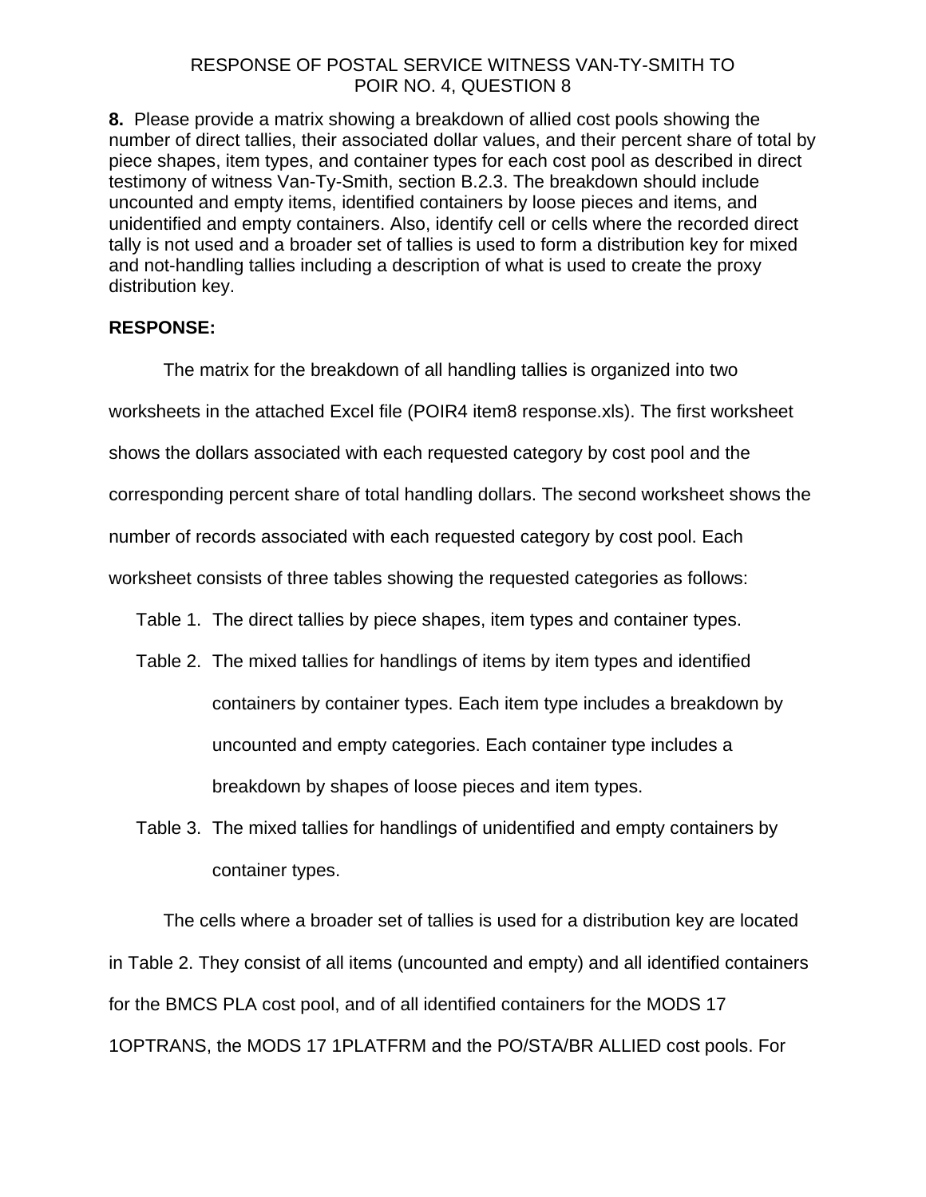RESPONSE OF POSTAL SERVICE WITNESS VAN-TY-SMITH TO
POIR NO. 4, QUESTION 8

**8.** Please provide a matrix showing a breakdown of allied cost pools showing the number of direct tallies, their associated dollar values, and their percent share of total by piece shapes, item types, and container types for each cost pool as described in direct testimony of witness Van-Ty-Smith, section B.2.3. The breakdown should include uncounted and empty items, identified containers by loose pieces and items, and unidentified and empty containers. Also, identify cell or cells where the recorded direct tally is not used and a broader set of tallies is used to form a distribution key for mixed and not-handling tallies including a description of what is used to create the proxy distribution key.

**RESPONSE:**

The matrix for the breakdown of all handling tallies is organized into two worksheets in the attached Excel file (POIR4 item8 response.xls). The first worksheet shows the dollars associated with each requested category by cost pool and the corresponding percent share of total handling dollars. The second worksheet shows the number of records associated with each requested category by cost pool. Each worksheet consists of three tables showing the requested categories as follows:

Table 1. The direct tallies by piece shapes, item types and container types.

Table 2. The mixed tallies for handlings of items by item types and identified containers by container types. Each item type includes a breakdown by uncounted and empty categories. Each container type includes a breakdown by shapes of loose pieces and item types.

Table 3. The mixed tallies for handlings of unidentified and empty containers by container types.

The cells where a broader set of tallies is used for a distribution key are located in Table 2. They consist of all items (uncounted and empty) and all identified containers for the BMCS PLA cost pool, and of all identified containers for the MODS 17 1OPTRANS, the MODS 17 1PLATFRM and the PO/STA/BR ALLIED cost pools. For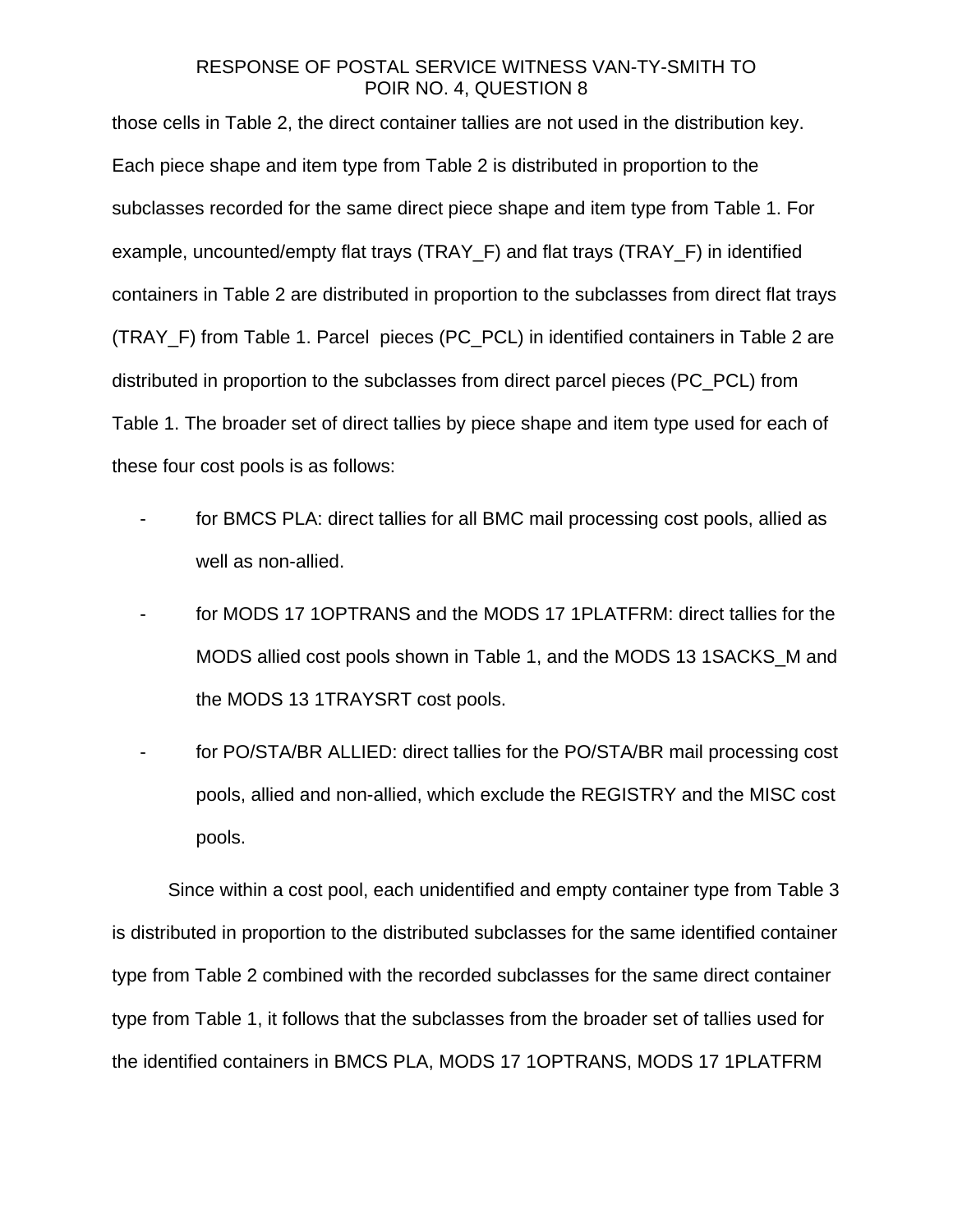those cells in Table 2, the direct container tallies are not used in the distribution key. Each piece shape and item type from Table 2 is distributed in proportion to the subclasses recorded for the same direct piece shape and item type from Table 1. For example, uncounted/empty flat trays (TRAY_F) and flat trays (TRAY_F) in identified containers in Table 2 are distributed in proportion to the subclasses from direct flat trays (TRAY_F) from Table 1. Parcel pieces (PC_PCL) in identified containers in Table 2 are distributed in proportion to the subclasses from direct parcel pieces (PC_PCL) from Table 1. The broader set of direct tallies by piece shape and item type used for each of these four cost pools is as follows:

- for BMCS PLA: direct tallies for all BMC mail processing cost pools, allied as well as non-allied.
- for MODS 17 1OPTRANS and the MODS 17 1PLATFRM: direct tallies for the MODS allied cost pools shown in Table 1, and the MODS 13 1SACKS_M and the MODS 13 1TRAYSRT cost pools.
- for PO/STA/BR ALLIED: direct tallies for the PO/STA/BR mail processing cost pools, allied and non-allied, which exclude the REGISTRY and the MISC cost pools.

Since within a cost pool, each unidentified and empty container type from Table 3 is distributed in proportion to the distributed subclasses for the same identified container type from Table 2 combined with the recorded subclasses for the same direct container type from Table 1, it follows that the subclasses from the broader set of tallies used for the identified containers in BMCS PLA, MODS 17 1OPTRANS, MODS 17 1PLATFRM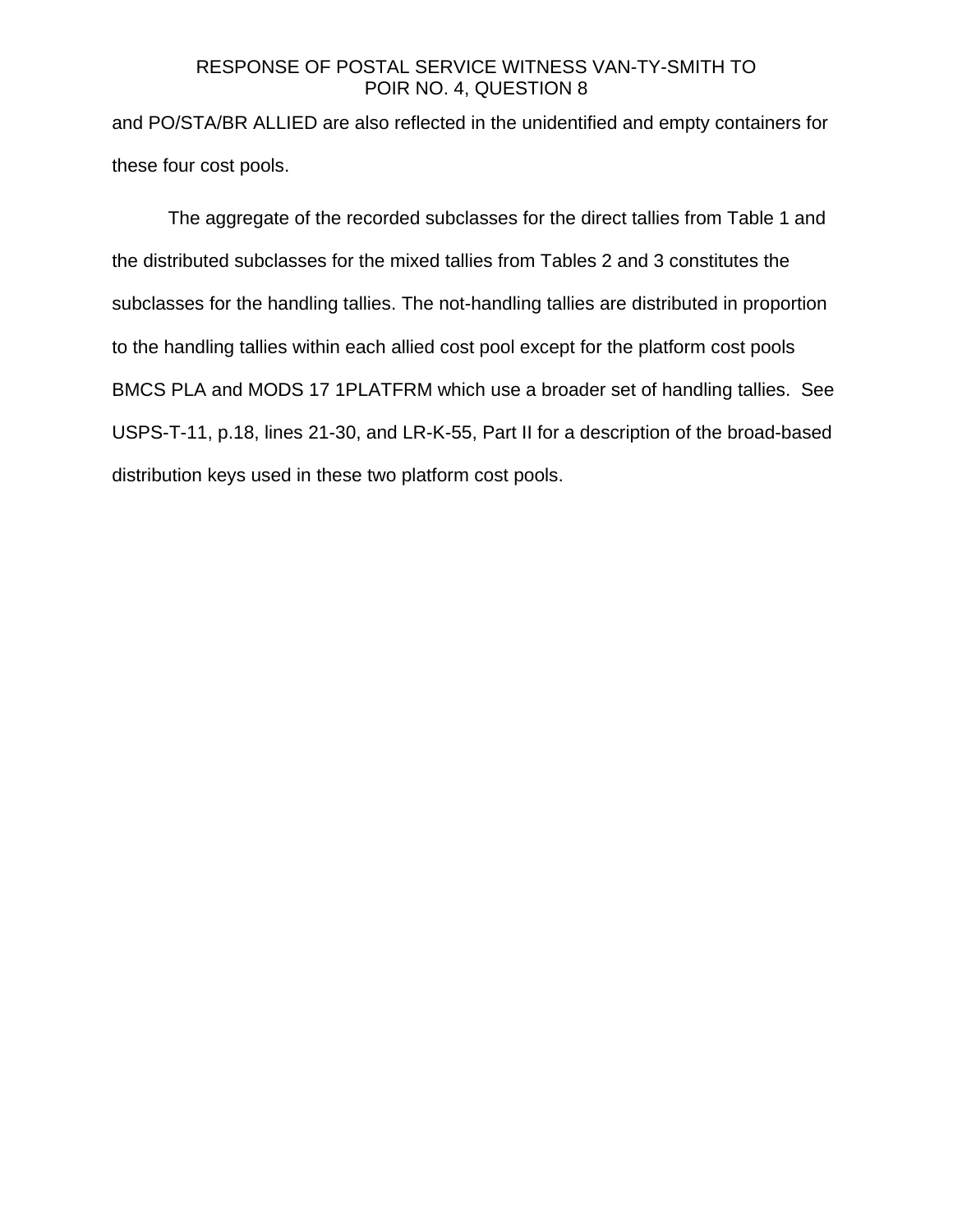and PO/STA/BR ALLIED are also reflected in the unidentified and empty containers for these four cost pools.

The aggregate of the recorded subclasses for the direct tallies from Table 1 and the distributed subclasses for the mixed tallies from Tables 2 and 3 constitutes the subclasses for the handling tallies. The not-handling tallies are distributed in proportion to the handling tallies within each allied cost pool except for the platform cost pools BMCS PLA and MODS 17 1PLATFRM which use a broader set of handling tallies. See USPS-T-11, p.18, lines 21-30, and LR-K-55, Part II for a description of the broad-based distribution keys used in these two platform cost pools.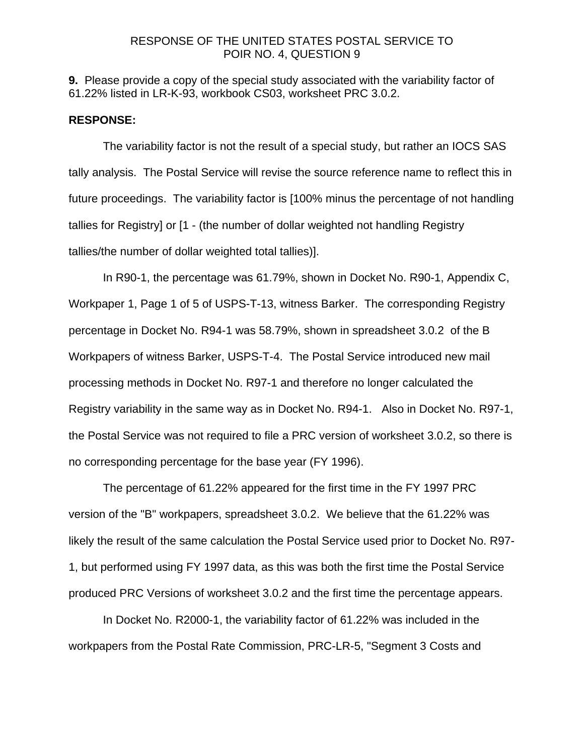RESPONSE OF THE UNITED STATES POSTAL SERVICE TO
POIR NO. 4, QUESTION 9

**9.** Please provide a copy of the special study associated with the variability factor of 61.22% listed in LR-K-93, workbook CS03, worksheet PRC 3.0.2.

**RESPONSE:**

The variability factor is not the result of a special study, but rather an IOCS SAS tally analysis. The Postal Service will revise the source reference name to reflect this in future proceedings. The variability factor is [100% minus the percentage of not handling tallies for Registry] or [1 - (the number of dollar weighted not handling Registry tallies/the number of dollar weighted total tallies)].

In R90-1, the percentage was 61.79%, shown in Docket No. R90-1, Appendix C, Workpaper 1, Page 1 of 5 of USPS-T-13, witness Barker. The corresponding Registry percentage in Docket No. R94-1 was 58.79%, shown in spreadsheet 3.0.2 of the B Workpapers of witness Barker, USPS-T-4. The Postal Service introduced new mail processing methods in Docket No. R97-1 and therefore no longer calculated the Registry variability in the same way as in Docket No. R94-1. Also in Docket No. R97-1, the Postal Service was not required to file a PRC version of worksheet 3.0.2, so there is no corresponding percentage for the base year (FY 1996).

The percentage of 61.22% appeared for the first time in the FY 1997 PRC version of the "B" workpapers, spreadsheet 3.0.2. We believe that the 61.22% was likely the result of the same calculation the Postal Service used prior to Docket No. R97-1, but performed using FY 1997 data, as this was both the first time the Postal Service produced PRC Versions of worksheet 3.0.2 and the first time the percentage appears.

In Docket No. R2000-1, the variability factor of 61.22% was included in the workpapers from the Postal Rate Commission, PRC-LR-5, "Segment 3 Costs and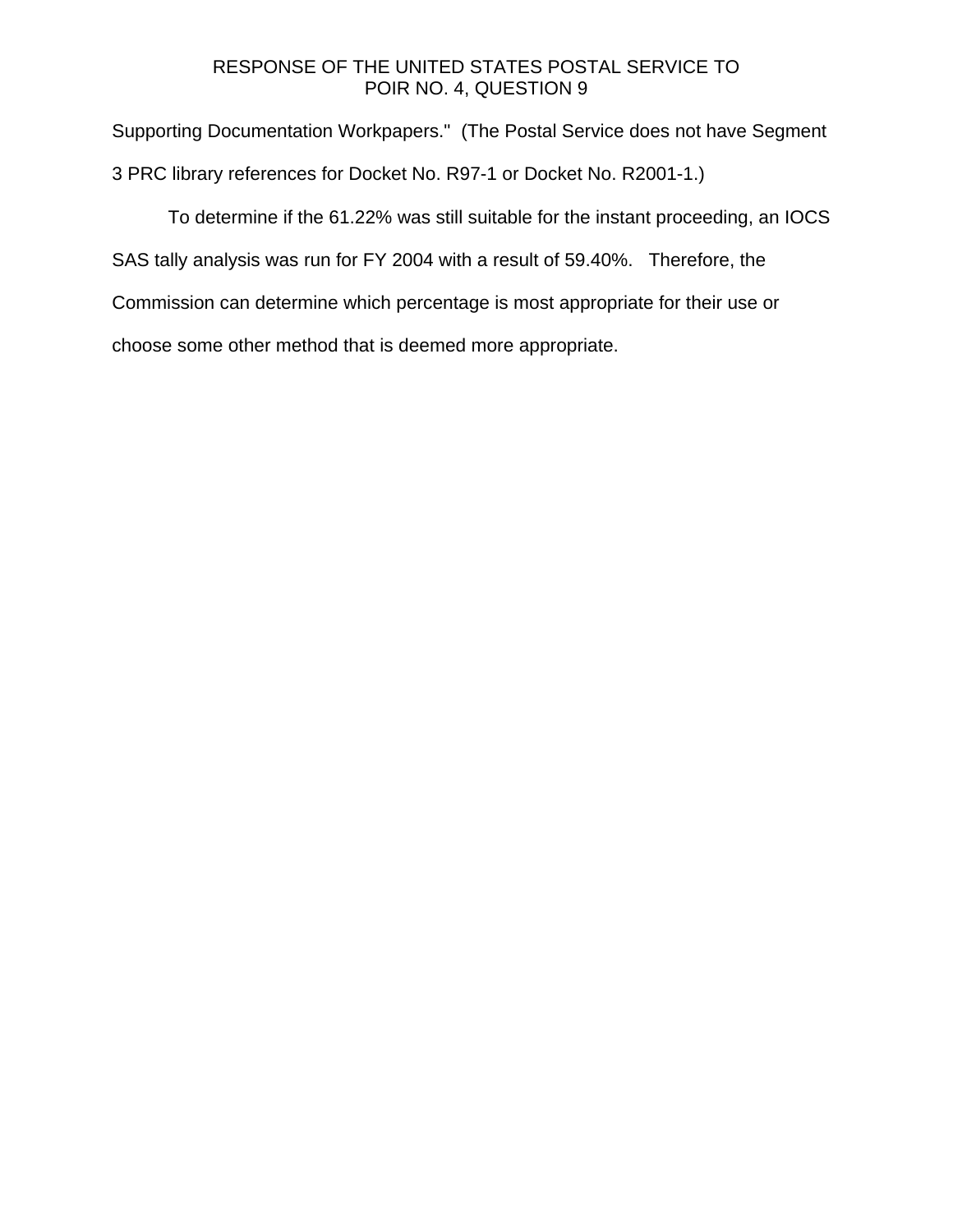Supporting Documentation Workpapers." (The Postal Service does not have Segment 3 PRC library references for Docket No. R97-1 or Docket No. R2001-1.)

To determine if the 61.22% was still suitable for the instant proceeding, an IOCS SAS tally analysis was run for FY 2004 with a result of 59.40%. Therefore, the Commission can determine which percentage is most appropriate for their use or choose some other method that is deemed more appropriate.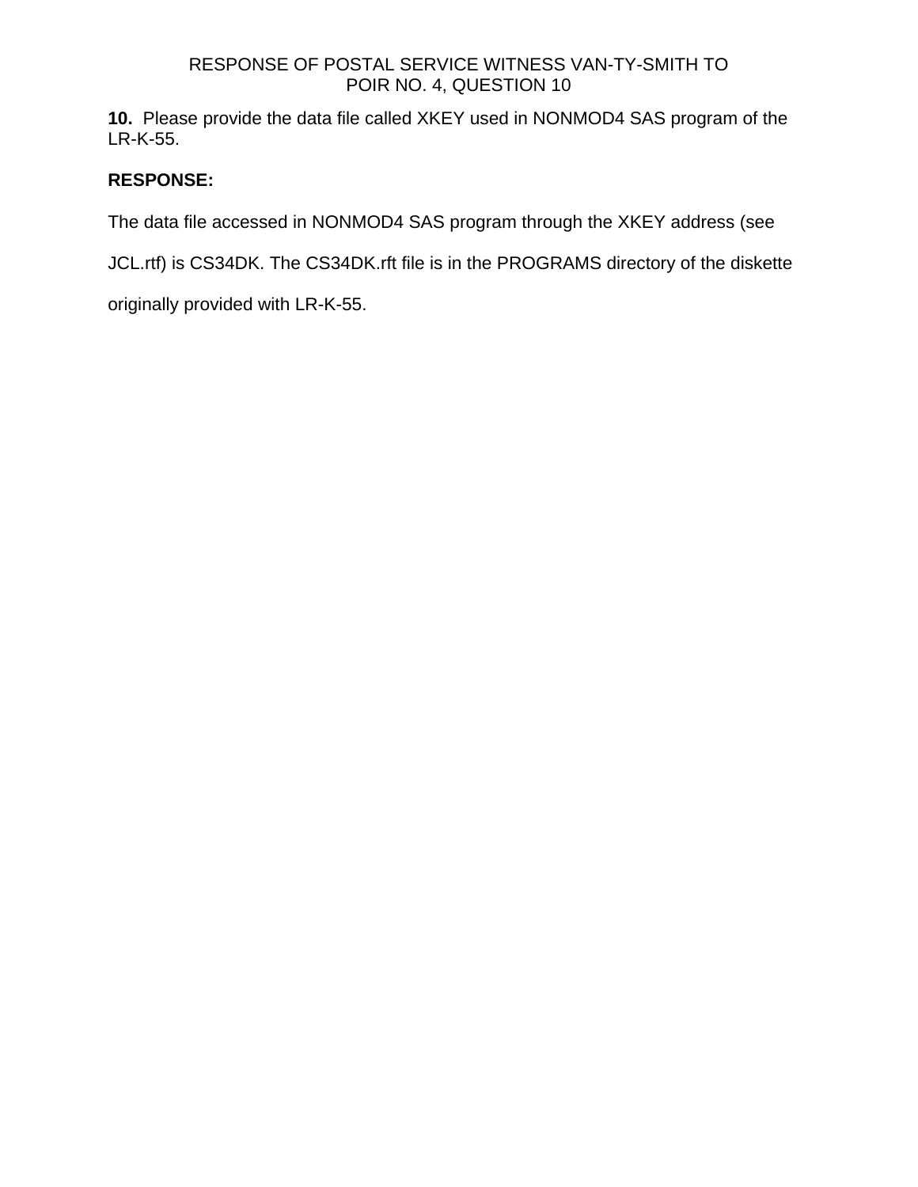RESPONSE OF POSTAL SERVICE WITNESS VAN-TY-SMITH TO
POIR NO. 4, QUESTION 10

**10.** Please provide the data file called XKEY used in NONMOD4 SAS program of the LR-K-55.

**RESPONSE:**

The data file accessed in NONMOD4 SAS program through the XKEY address (see JCL.rtf) is CS34DK. The CS34DK.rft file is in the PROGRAMS directory of the diskette originally provided with LR-K-55.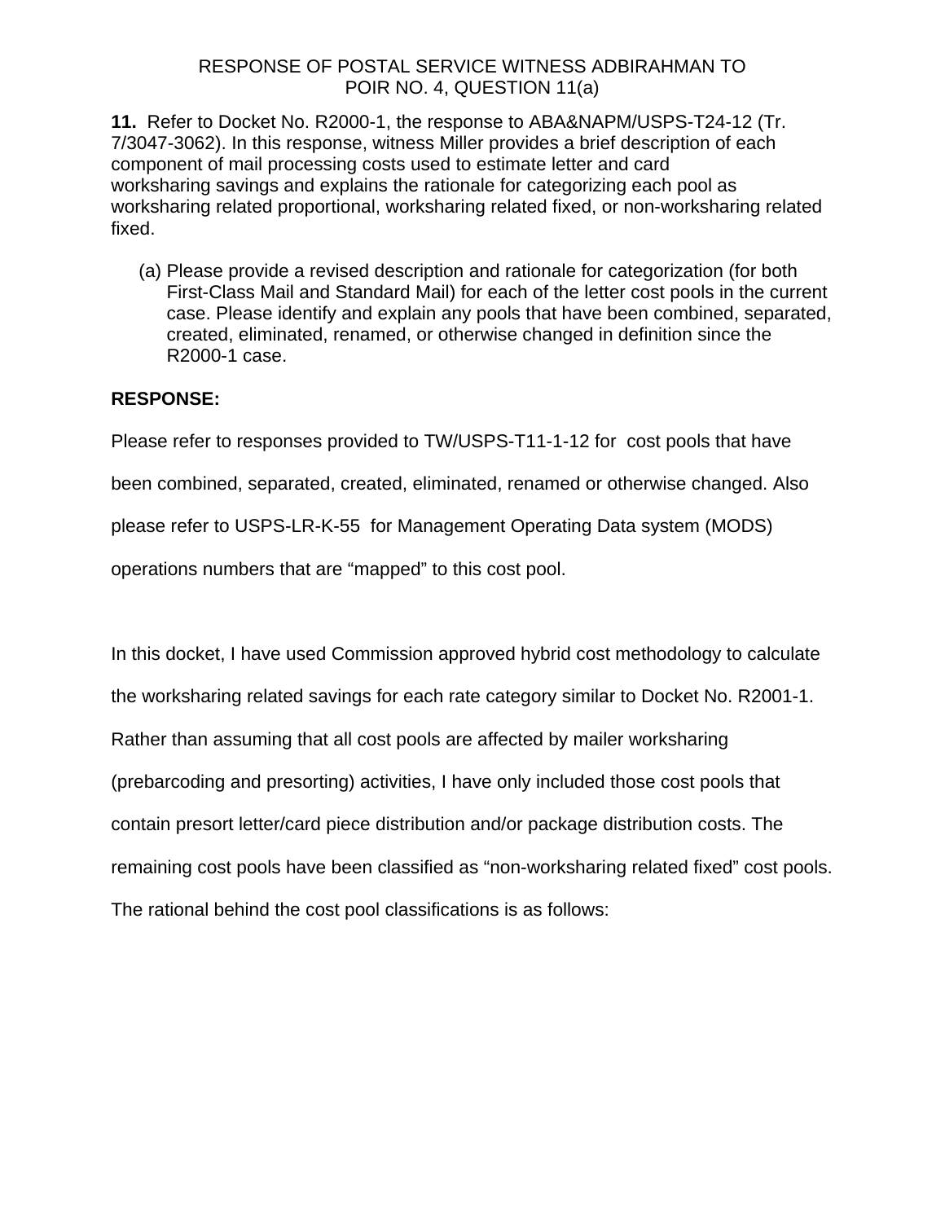RESPONSE OF POSTAL SERVICE WITNESS ADBIRAHMAN TO
POIR NO. 4, QUESTION 11(a)

**11.** Refer to Docket No. R2000-1, the response to ABA&NAPM/USPS-T24-12 (Tr. 7/3047-3062). In this response, witness Miller provides a brief description of each component of mail processing costs used to estimate letter and card worksharing savings and explains the rationale for categorizing each pool as worksharing related proportional, worksharing related fixed, or non-worksharing related fixed.

(a) Please provide a revised description and rationale for categorization (for both First-Class Mail and Standard Mail) for each of the letter cost pools in the current case. Please identify and explain any pools that have been combined, separated, created, eliminated, renamed, or otherwise changed in definition since the R2000-1 case.

**RESPONSE:**

Please refer to responses provided to TW/USPS-T11-1-12 for cost pools that have been combined, separated, created, eliminated, renamed or otherwise changed. Also please refer to USPS-LR-K-55 for Management Operating Data system (MODS) operations numbers that are "mapped" to this cost pool.

In this docket, I have used Commission approved hybrid cost methodology to calculate the worksharing related savings for each rate category similar to Docket No. R2001-1. Rather than assuming that all cost pools are affected by mailer worksharing (prebarcoding and presorting) activities, I have only included those cost pools that contain presort letter/card piece distribution and/or package distribution costs. The remaining cost pools have been classified as "non-worksharing related fixed" cost pools. The rational behind the cost pool classifications is as follows: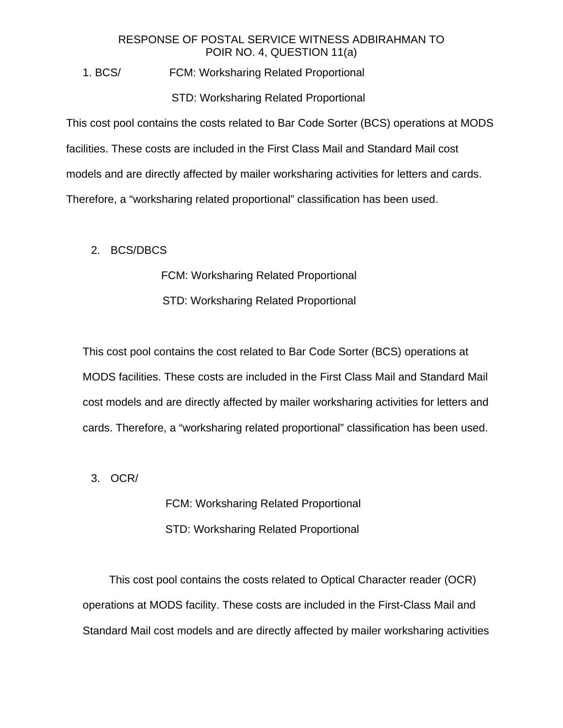RESPONSE OF POSTAL SERVICE WITNESS ADBIRAHMAN TO
POIR NO. 4, QUESTION 11(a)

1. BCS/ FCM: Worksharing Related Proportional

   STD: Worksharing Related Proportional

This cost pool contains the costs related to Bar Code Sorter (BCS) operations at MODS facilities. These costs are included in the First Class Mail and Standard Mail cost models and are directly affected by mailer worksharing activities for letters and cards. Therefore, a “worksharing related proportional” classification has been used.

2. BCS/DBCS

   FCM: Worksharing Related Proportional

   STD: Worksharing Related Proportional

This cost pool contains the cost related to Bar Code Sorter (BCS) operations at MODS facilities. These costs are included in the First Class Mail and Standard Mail cost models and are directly affected by mailer worksharing activities for letters and cards. Therefore, a “worksharing related proportional” classification has been used.

3. OCR/

   FCM: Worksharing Related Proportional

   STD: Worksharing Related Proportional

This cost pool contains the costs related to Optical Character reader (OCR) operations at MODS facility. These costs are included in the First-Class Mail and Standard Mail cost models and are directly affected by mailer worksharing activities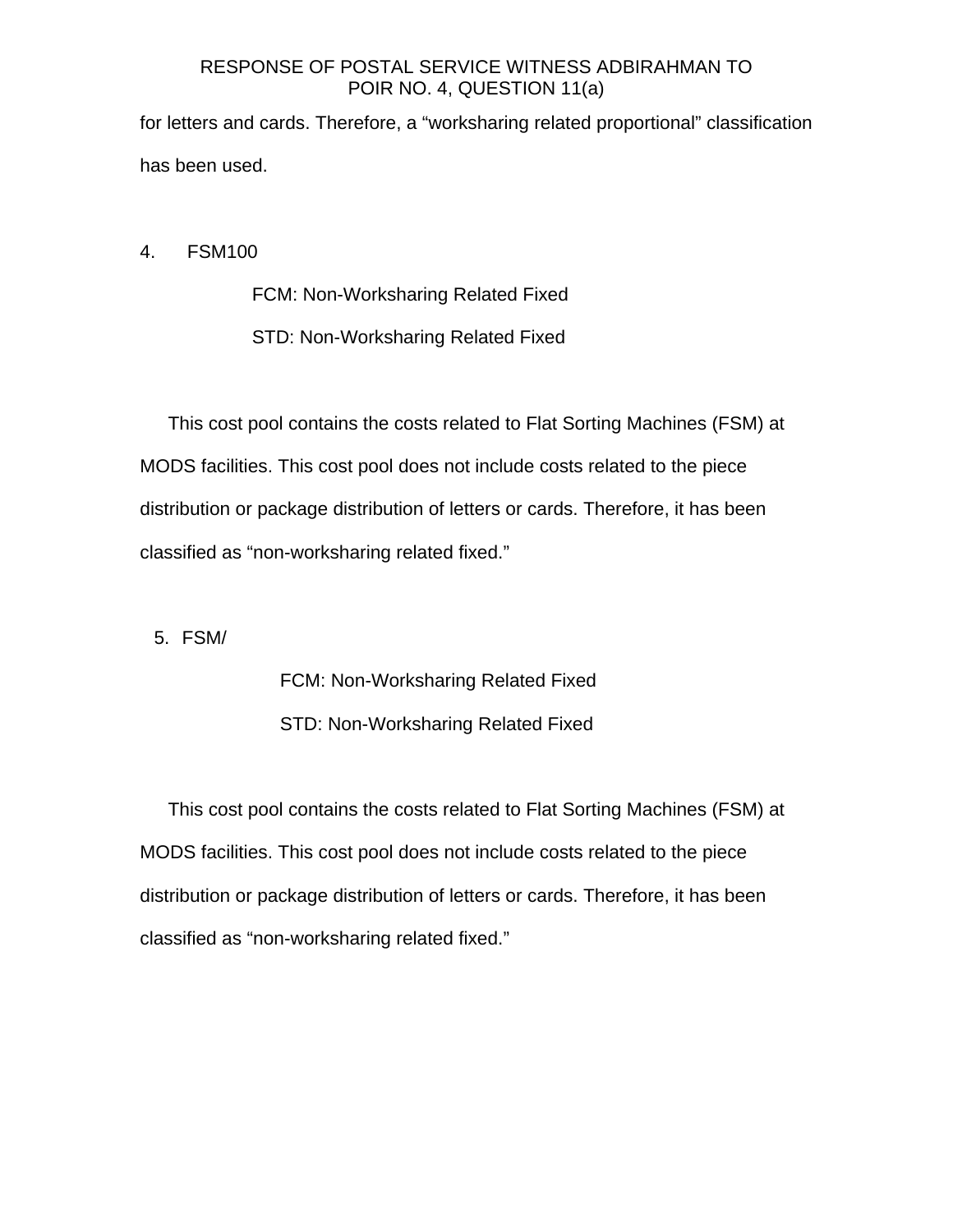for letters and cards. Therefore, a “worksharing related proportional” classification has been used.

4. FSM100

FCM: Non-Worksharing Related Fixed

STD: Non-Worksharing Related Fixed

This cost pool contains the costs related to Flat Sorting Machines (FSM) at MODS facilities. This cost pool does not include costs related to the piece distribution or package distribution of letters or cards. Therefore, it has been classified as “non-worksharing related fixed.”

5. FSM/

FCM: Non-Worksharing Related Fixed

STD: Non-Worksharing Related Fixed

This cost pool contains the costs related to Flat Sorting Machines (FSM) at MODS facilities. This cost pool does not include costs related to the piece distribution or package distribution of letters or cards. Therefore, it has been classified as “non-worksharing related fixed.”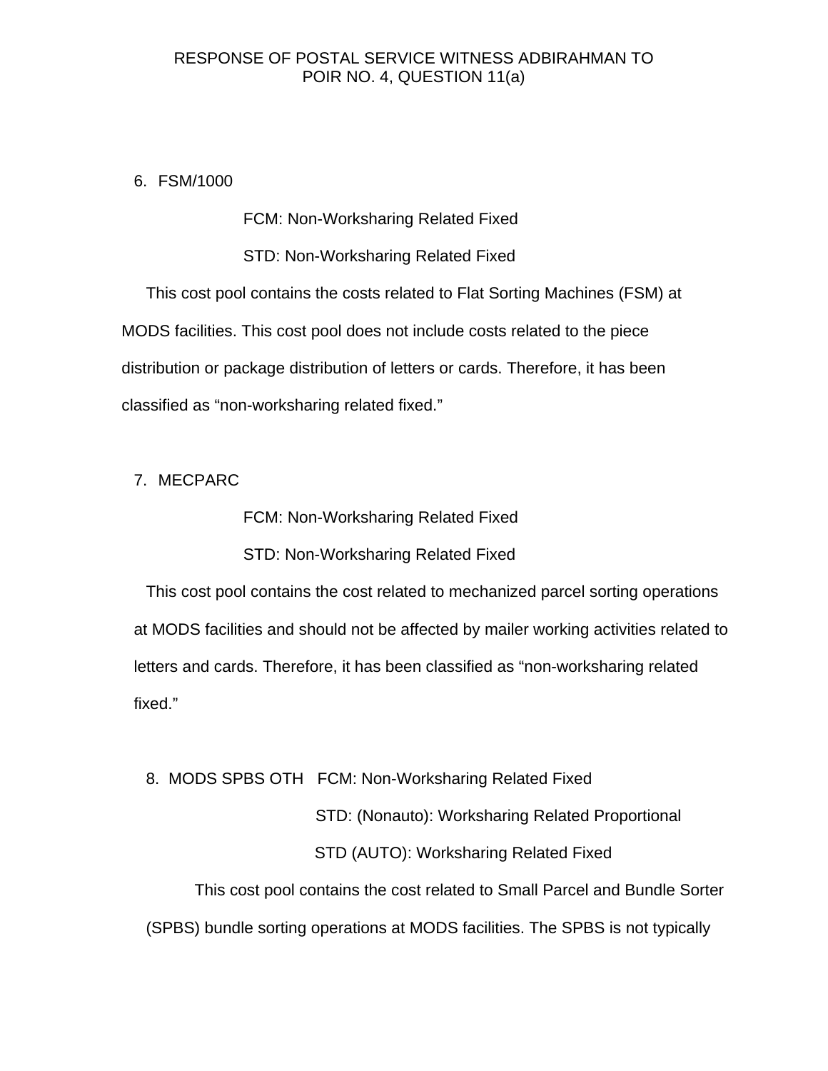RESPONSE OF POSTAL SERVICE WITNESS ADBIRAHMAN TO POIR NO. 4, QUESTION 11(a)

6. FSM/1000

FCM: Non-Worksharing Related Fixed

STD: Non-Worksharing Related Fixed

This cost pool contains the costs related to Flat Sorting Machines (FSM) at MODS facilities. This cost pool does not include costs related to the piece distribution or package distribution of letters or cards. Therefore, it has been classified as "non-worksharing related fixed."

7. MECPARC

FCM: Non-Worksharing Related Fixed

STD: Non-Worksharing Related Fixed

This cost pool contains the cost related to mechanized parcel sorting operations at MODS facilities and should not be affected by mailer working activities related to letters and cards. Therefore, it has been classified as "non-worksharing related fixed."

8. MODS SPBS OTH FCM: Non-Worksharing Related Fixed

STD: (Nonauto): Worksharing Related Proportional

STD (AUTO): Worksharing Related Fixed

This cost pool contains the cost related to Small Parcel and Bundle Sorter (SPBS) bundle sorting operations at MODS facilities. The SPBS is not typically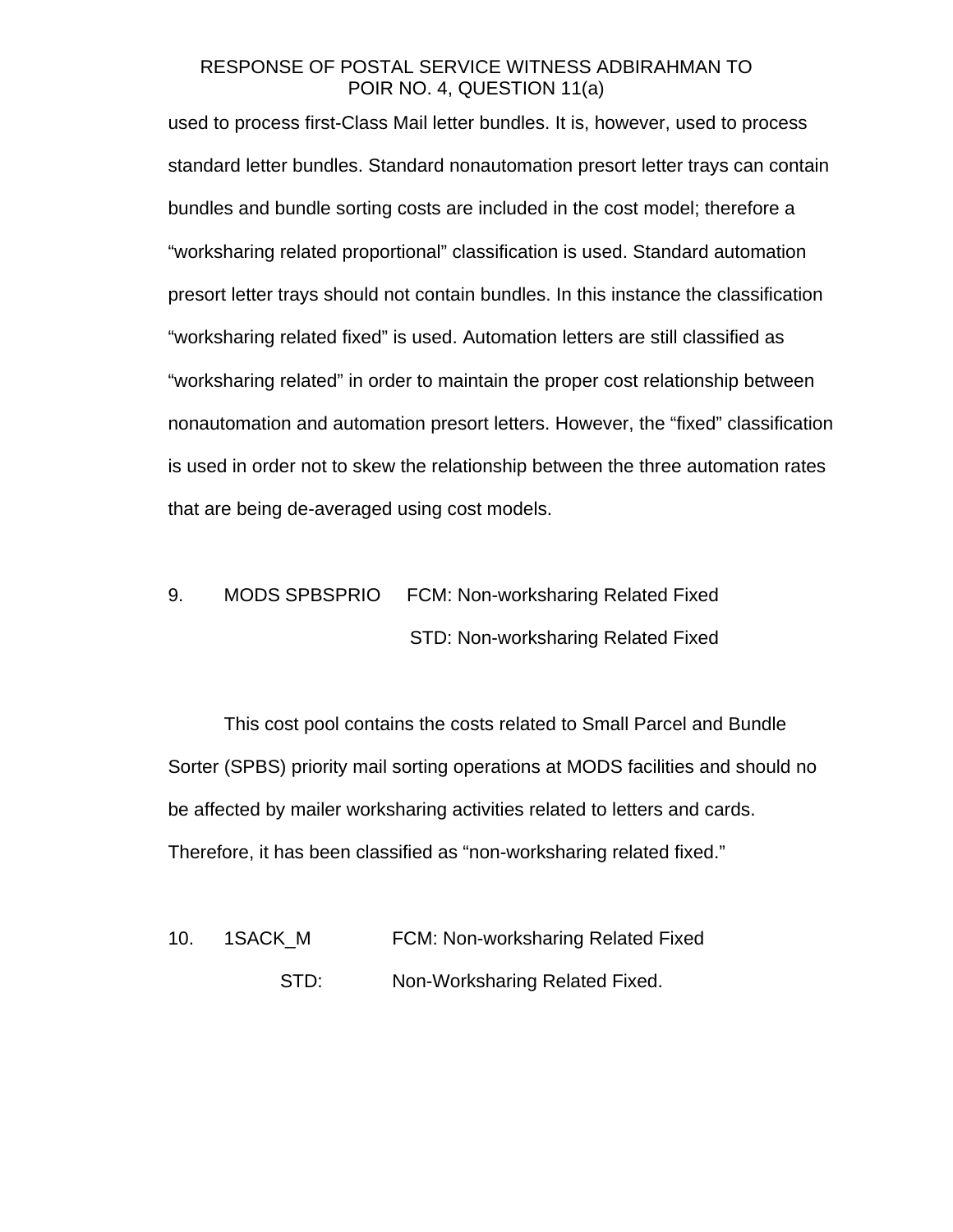used to process first-Class Mail letter bundles. It is, however, used to process standard letter bundles. Standard nonautomation presort letter trays can contain bundles and bundle sorting costs are included in the cost model; therefore a "worksharing related proportional" classification is used. Standard automation presort letter trays should not contain bundles. In this instance the classification "worksharing related fixed" is used. Automation letters are still classified as "worksharing related" in order to maintain the proper cost relationship between nonautomation and automation presort letters. However, the "fixed" classification is used in order not to skew the relationship between the three automation rates that are being de-averaged using cost models.

9. MODS SPBSPRIO FCM: Non-worksharing Related Fixed
STD: Non-worksharing Related Fixed

This cost pool contains the costs related to Small Parcel and Bundle Sorter (SPBS) priority mail sorting operations at MODS facilities and should no be affected by mailer worksharing activities related to letters and cards. Therefore, it has been classified as "non-worksharing related fixed."

10. 1SACK_M FCM: Non-worksharing Related Fixed
STD: Non-Worksharing Related Fixed.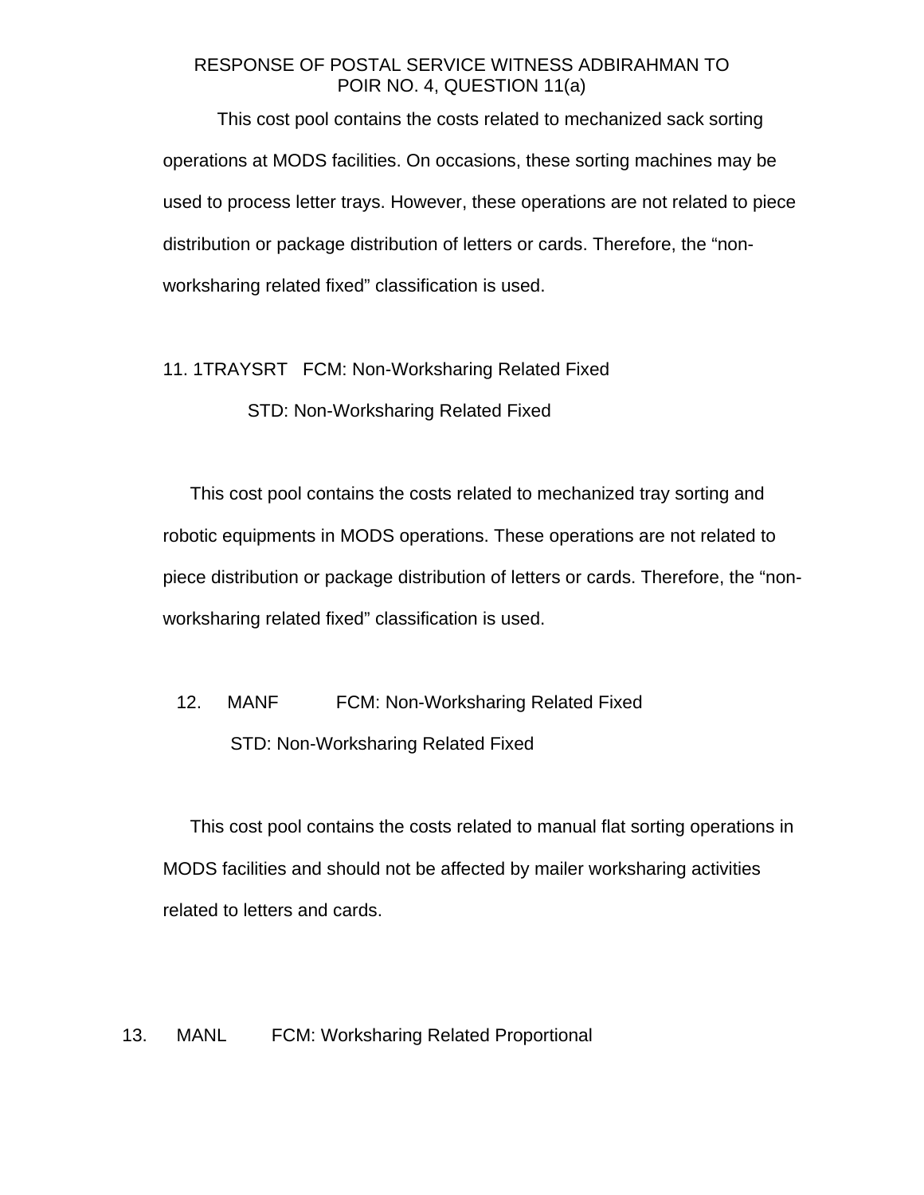RESPONSE OF POSTAL SERVICE WITNESS ADBIRAHMAN TO POIR NO. 4, QUESTION 11(a)

This cost pool contains the costs related to mechanized sack sorting operations at MODS facilities. On occasions, these sorting machines may be used to process letter trays. However, these operations are not related to piece distribution or package distribution of letters or cards. Therefore, the "non-worksharing related fixed" classification is used.

11. 1TRAYSRT   FCM: Non-Worksharing Related Fixed

STD: Non-Worksharing Related Fixed

This cost pool contains the costs related to mechanized tray sorting and robotic equipments in MODS operations. These operations are not related to piece distribution or package distribution of letters or cards. Therefore, the "non-worksharing related fixed" classification is used.

12. MANF   FCM: Non-Worksharing Related Fixed

STD: Non-Worksharing Related Fixed

This cost pool contains the costs related to manual flat sorting operations in MODS facilities and should not be affected by mailer worksharing activities related to letters and cards.

13. MANL   FCM: Worksharing Related Proportional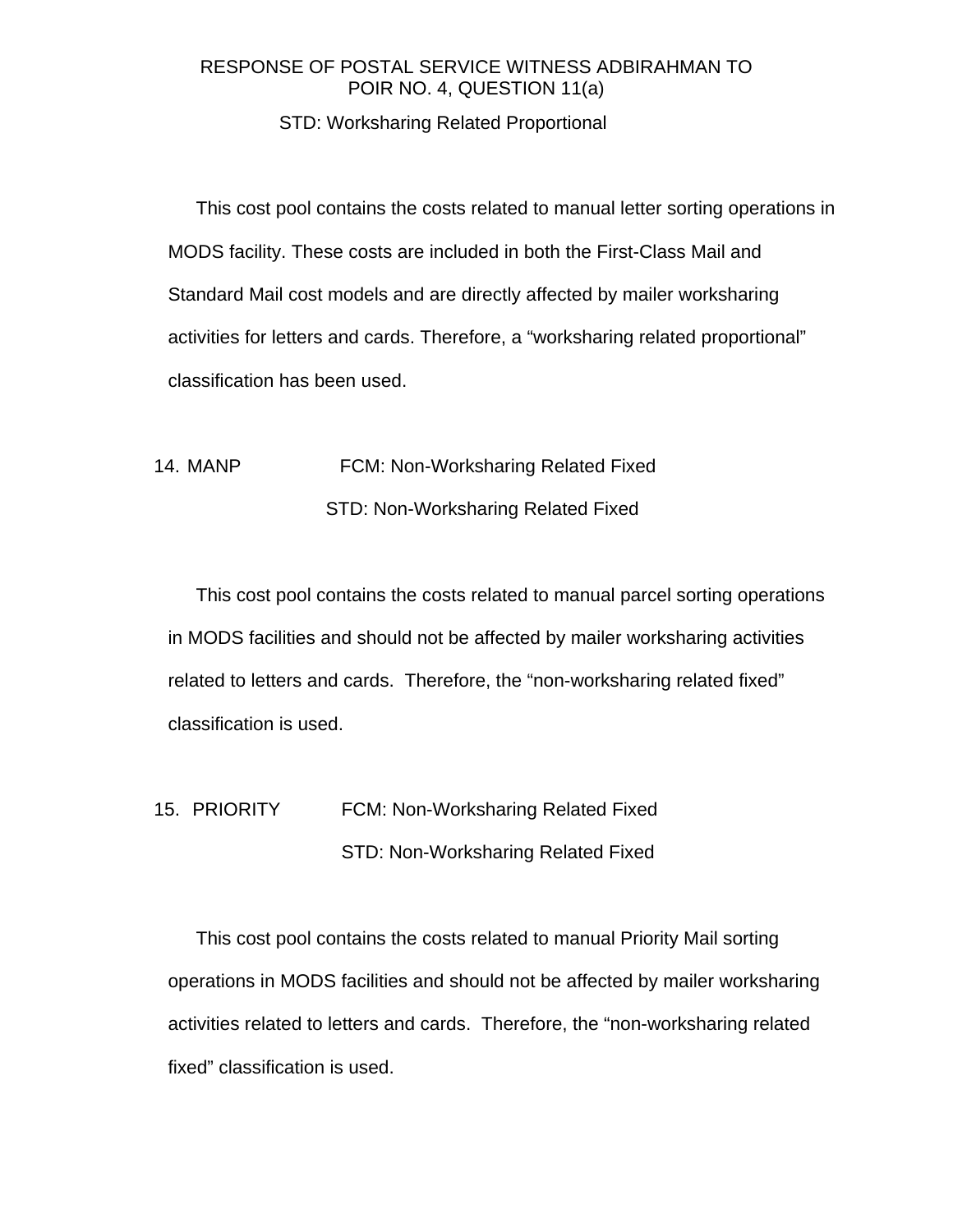RESPONSE OF POSTAL SERVICE WITNESS ADBIRAHMAN TO POIR NO. 4, QUESTION 11(a)

STD: Worksharing Related Proportional

This cost pool contains the costs related to manual letter sorting operations in MODS facility. These costs are included in both the First-Class Mail and Standard Mail cost models and are directly affected by mailer worksharing activities for letters and cards. Therefore, a “worksharing related proportional” classification has been used.

14. MANP FCM: Non-Worksharing Related Fixed

STD: Non-Worksharing Related Fixed

This cost pool contains the costs related to manual parcel sorting operations in MODS facilities and should not be affected by mailer worksharing activities related to letters and cards. Therefore, the “non-worksharing related fixed” classification is used.

15. PRIORITY FCM: Non-Worksharing Related Fixed

STD: Non-Worksharing Related Fixed

This cost pool contains the costs related to manual Priority Mail sorting operations in MODS facilities and should not be affected by mailer worksharing activities related to letters and cards. Therefore, the “non-worksharing related fixed” classification is used.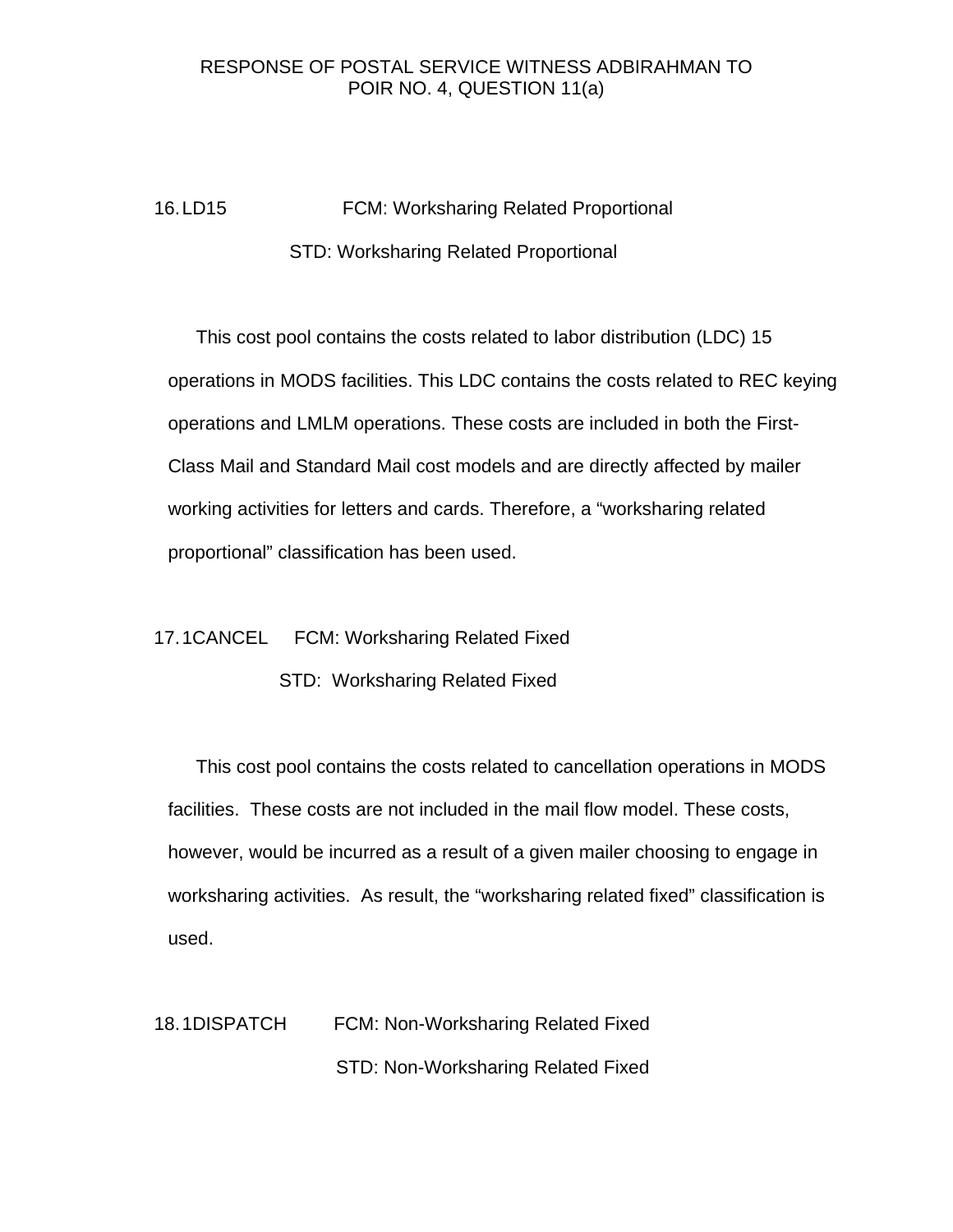RESPONSE OF POSTAL SERVICE WITNESS ADBIRAHMAN TO POIR NO. 4, QUESTION 11(a)

16. LD15 FCM: Worksharing Related Proportional

STD: Worksharing Related Proportional

This cost pool contains the costs related to labor distribution (LDC) 15 operations in MODS facilities. This LDC contains the costs related to REC keying operations and LMLM operations. These costs are included in both the First-Class Mail and Standard Mail cost models and are directly affected by mailer working activities for letters and cards. Therefore, a “worksharing related proportional” classification has been used.

17. 1CANCEL FCM: Worksharing Related Fixed

STD: Worksharing Related Fixed

This cost pool contains the costs related to cancellation operations in MODS facilities. These costs are not included in the mail flow model. These costs, however, would be incurred as a result of a given mailer choosing to engage in worksharing activities. As result, the “worksharing related fixed” classification is used.

18. 1DISPATCH FCM: Non-Worksharing Related Fixed

STD: Non-Worksharing Related Fixed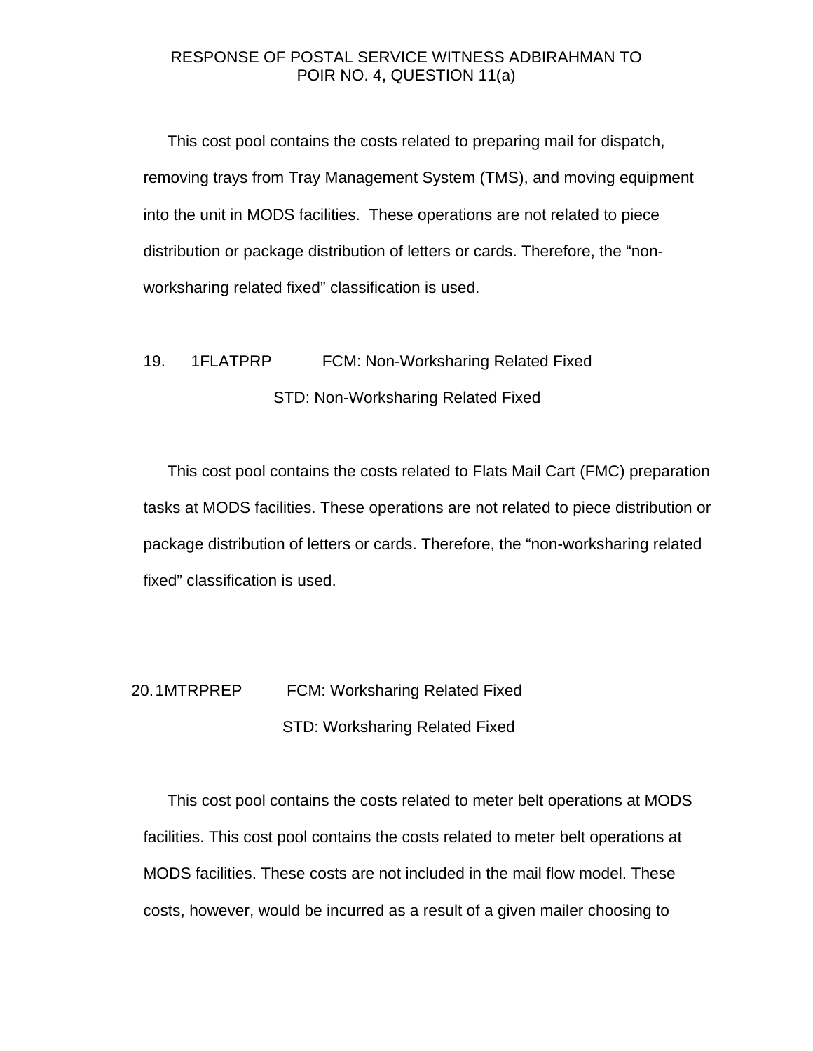RESPONSE OF POSTAL SERVICE WITNESS ADBIRAHMAN TO POIR NO. 4, QUESTION 11(a)

This cost pool contains the costs related to preparing mail for dispatch, removing trays from Tray Management System (TMS), and moving equipment into the unit in MODS facilities. These operations are not related to piece distribution or package distribution of letters or cards. Therefore, the “non-worksharing related fixed” classification is used.

19. 1FLATPRP FCM: Non-Worksharing Related Fixed
STD: Non-Worksharing Related Fixed

This cost pool contains the costs related to Flats Mail Cart (FMC) preparation tasks at MODS facilities. These operations are not related to piece distribution or package distribution of letters or cards. Therefore, the “non-worksharing related fixed” classification is used.

20. 1MTRPREP FCM: Worksharing Related Fixed
STD: Worksharing Related Fixed

This cost pool contains the costs related to meter belt operations at MODS facilities. This cost pool contains the costs related to meter belt operations at MODS facilities. These costs are not included in the mail flow model. These costs, however, would be incurred as a result of a given mailer choosing to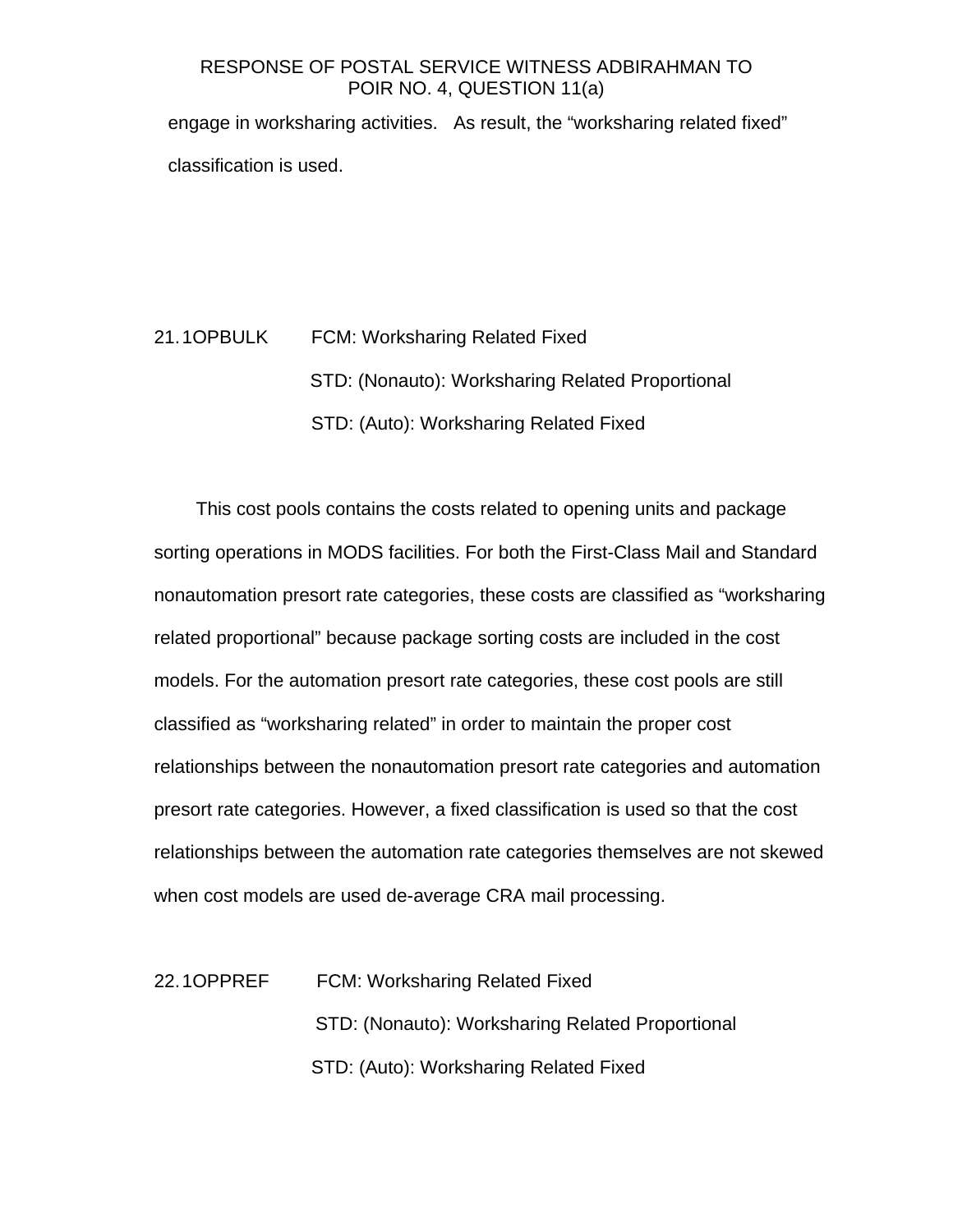engage in worksharing activities. As result, the “worksharing related fixed” classification is used.

21. 1OPBULK FCM: Worksharing Related Fixed

STD: (Nonauto): Worksharing Related Proportional

STD: (Auto): Worksharing Related Fixed

This cost pools contains the costs related to opening units and package sorting operations in MODS facilities. For both the First-Class Mail and Standard nonautomation presort rate categories, these costs are classified as “worksharing related proportional” because package sorting costs are included in the cost models. For the automation presort rate categories, these cost pools are still classified as “worksharing related” in order to maintain the proper cost relationships between the nonautomation presort rate categories and automation presort rate categories. However, a fixed classification is used so that the cost relationships between the automation rate categories themselves are not skewed when cost models are used de-average CRA mail processing.

22. 1OPPREF FCM: Worksharing Related Fixed

STD: (Nonauto): Worksharing Related Proportional

STD: (Auto): Worksharing Related Fixed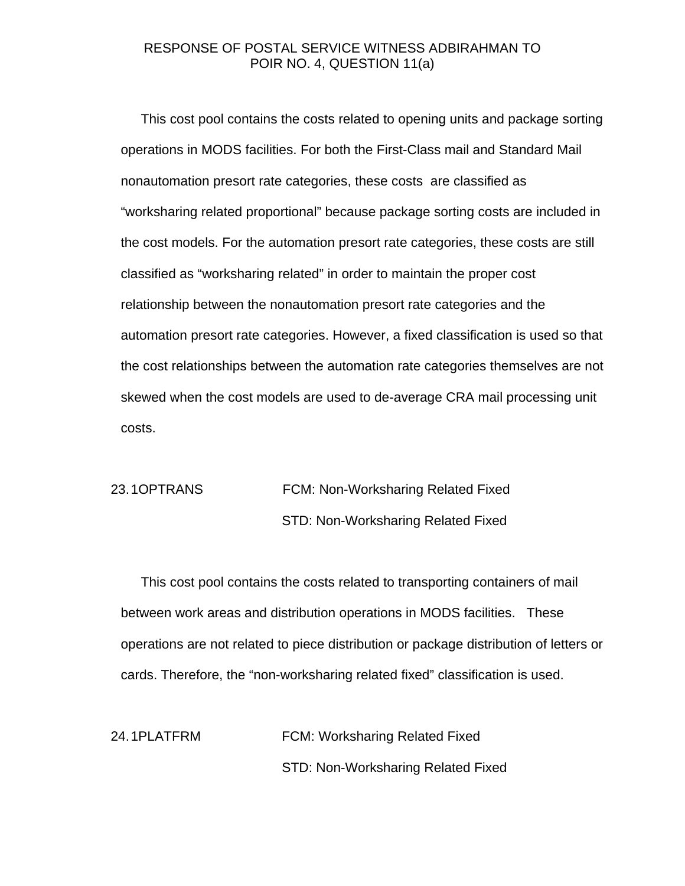This cost pool contains the costs related to opening units and package sorting operations in MODS facilities. For both the First-Class mail and Standard Mail nonautomation presort rate categories, these costs are classified as "worksharing related proportional" because package sorting costs are included in the cost models. For the automation presort rate categories, these costs are still classified as "worksharing related" in order to maintain the proper cost relationship between the nonautomation presort rate categories and the automation presort rate categories. However, a fixed classification is used so that the cost relationships between the automation rate categories themselves are not skewed when the cost models are used to de-average CRA mail processing unit costs.

23. 1OPTRANS FCM: Non-Worksharing Related Fixed
STD: Non-Worksharing Related Fixed

This cost pool contains the costs related to transporting containers of mail between work areas and distribution operations in MODS facilities. These operations are not related to piece distribution or package distribution of letters or cards. Therefore, the "non-worksharing related fixed" classification is used.

24. 1PLATFRM FCM: Worksharing Related Fixed
STD: Non-Worksharing Related Fixed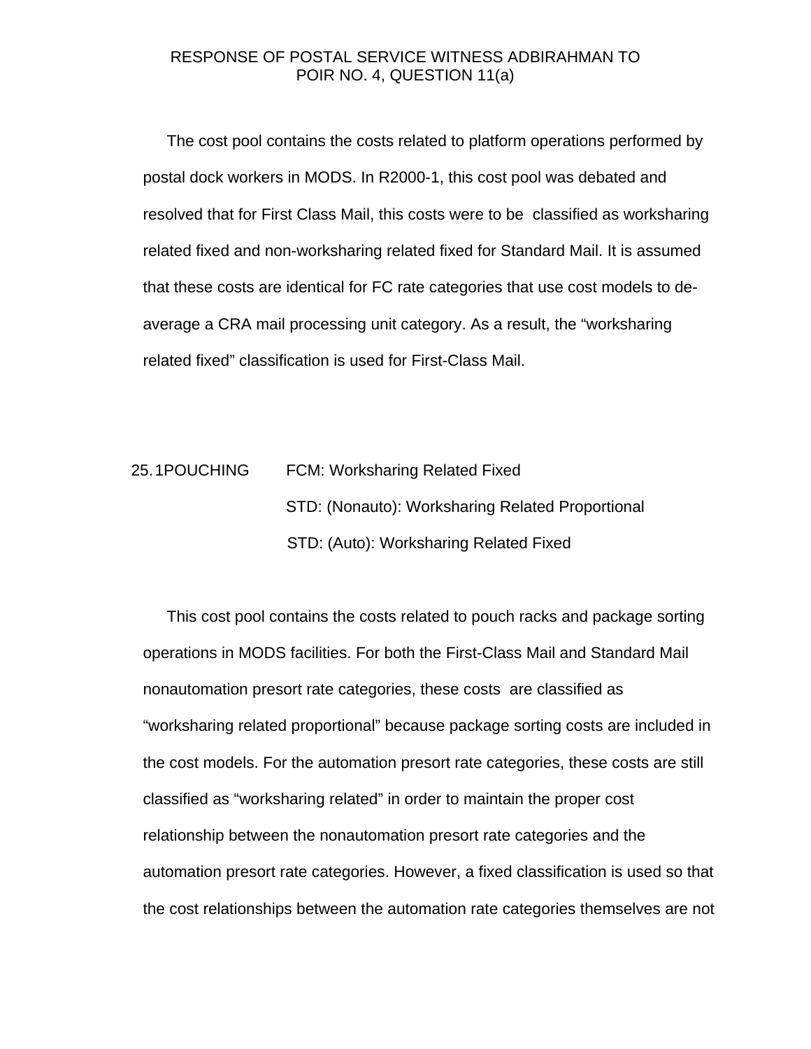RESPONSE OF POSTAL SERVICE WITNESS ADBIRAHMAN TO POIR NO. 4, QUESTION 11(a)

The cost pool contains the costs related to platform operations performed by postal dock workers in MODS. In R2000-1, this cost pool was debated and resolved that for First Class Mail, this costs were to be classified as worksharing related fixed and non-worksharing related fixed for Standard Mail. It is assumed that these costs are identical for FC rate categories that use cost models to de-average a CRA mail processing unit category. As a result, the "worksharing related fixed" classification is used for First-Class Mail.

25. 1POUCHING FCM: Worksharing Related Fixed
STD: (Nonauto): Worksharing Related Proportional
STD: (Auto): Worksharing Related Fixed

This cost pool contains the costs related to pouch racks and package sorting operations in MODS facilities. For both the First-Class Mail and Standard Mail nonautomation presort rate categories, these costs are classified as "worksharing related proportional" because package sorting costs are included in the cost models. For the automation presort rate categories, these costs are still classified as "worksharing related" in order to maintain the proper cost relationship between the nonautomation presort rate categories and the automation presort rate categories. However, a fixed classification is used so that the cost relationships between the automation rate categories themselves are not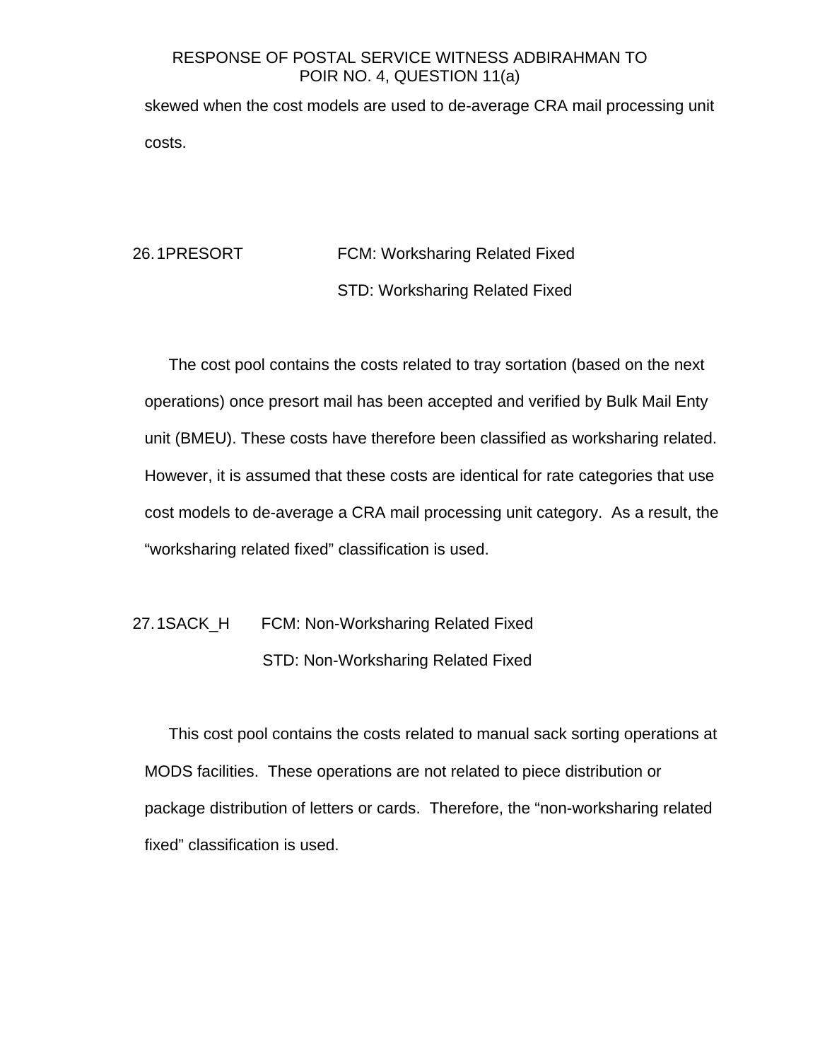skewed when the cost models are used to de-average CRA mail processing unit costs.

26. 1PRESORT FCM: Worksharing Related Fixed

STD: Worksharing Related Fixed

The cost pool contains the costs related to tray sortation (based on the next operations) once presort mail has been accepted and verified by Bulk Mail Enty unit (BMEU). These costs have therefore been classified as worksharing related. However, it is assumed that these costs are identical for rate categories that use cost models to de-average a CRA mail processing unit category. As a result, the "worksharing related fixed" classification is used.

27. 1SACK_H FCM: Non-Worksharing Related Fixed

STD: Non-Worksharing Related Fixed

This cost pool contains the costs related to manual sack sorting operations at MODS facilities. These operations are not related to piece distribution or package distribution of letters or cards. Therefore, the "non-worksharing related fixed" classification is used.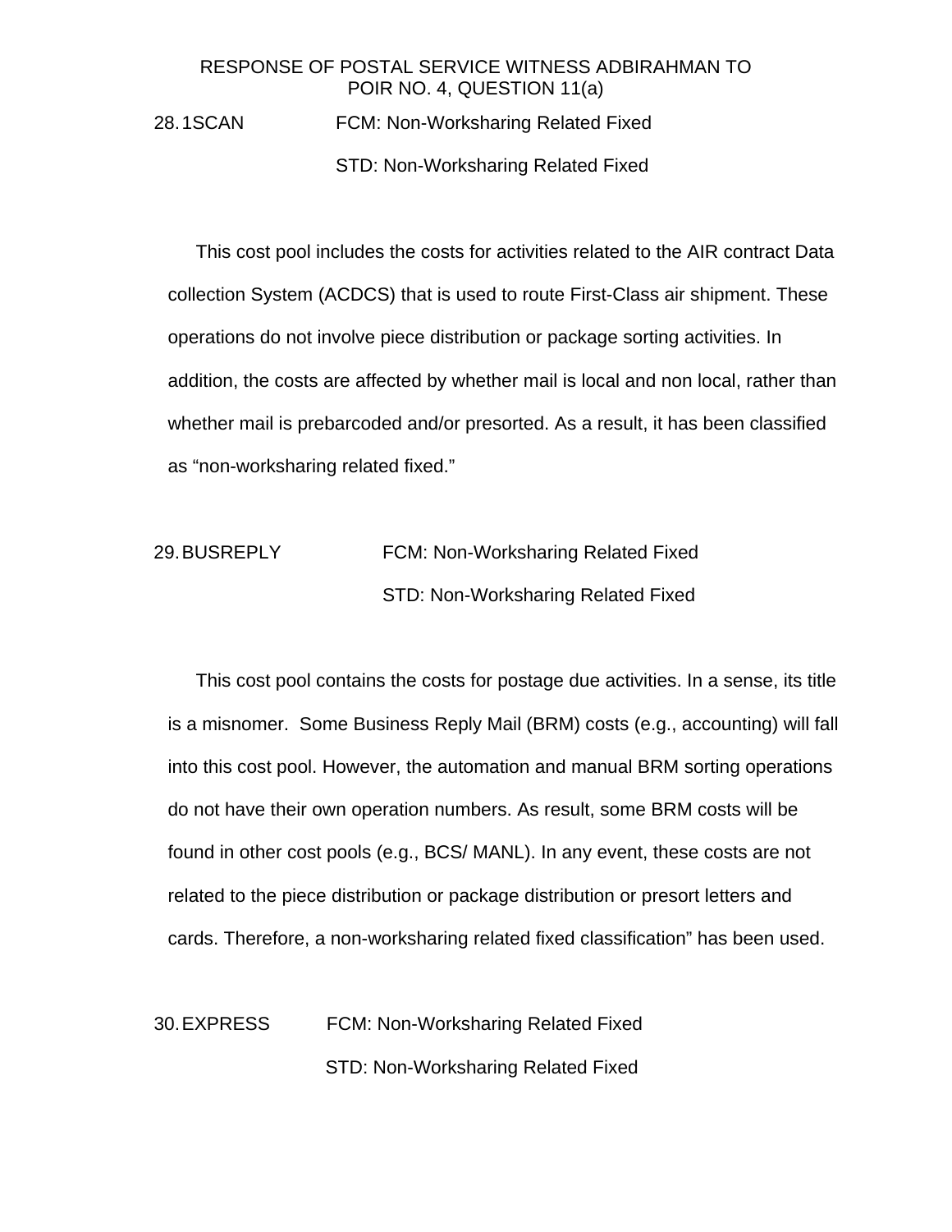RESPONSE OF POSTAL SERVICE WITNESS ADBIRAHMAN TO POIR NO. 4, QUESTION 11(a)

28. 1SCAN FCM: Non-Worksharing Related Fixed

STD: Non-Worksharing Related Fixed

This cost pool includes the costs for activities related to the AIR contract Data collection System (ACDCS) that is used to route First-Class air shipment. These operations do not involve piece distribution or package sorting activities. In addition, the costs are affected by whether mail is local and non local, rather than whether mail is prebarcoded and/or presorted. As a result, it has been classified as "non-worksharing related fixed."

29. BUSREPLY FCM: Non-Worksharing Related Fixed

STD: Non-Worksharing Related Fixed

This cost pool contains the costs for postage due activities. In a sense, its title is a misnomer. Some Business Reply Mail (BRM) costs (e.g., accounting) will fall into this cost pool. However, the automation and manual BRM sorting operations do not have their own operation numbers. As result, some BRM costs will be found in other cost pools (e.g., BCS/ MANL). In any event, these costs are not related to the piece distribution or package distribution or presort letters and cards. Therefore, a non-worksharing related fixed classification" has been used.

30. EXPRESS FCM: Non-Worksharing Related Fixed

STD: Non-Worksharing Related Fixed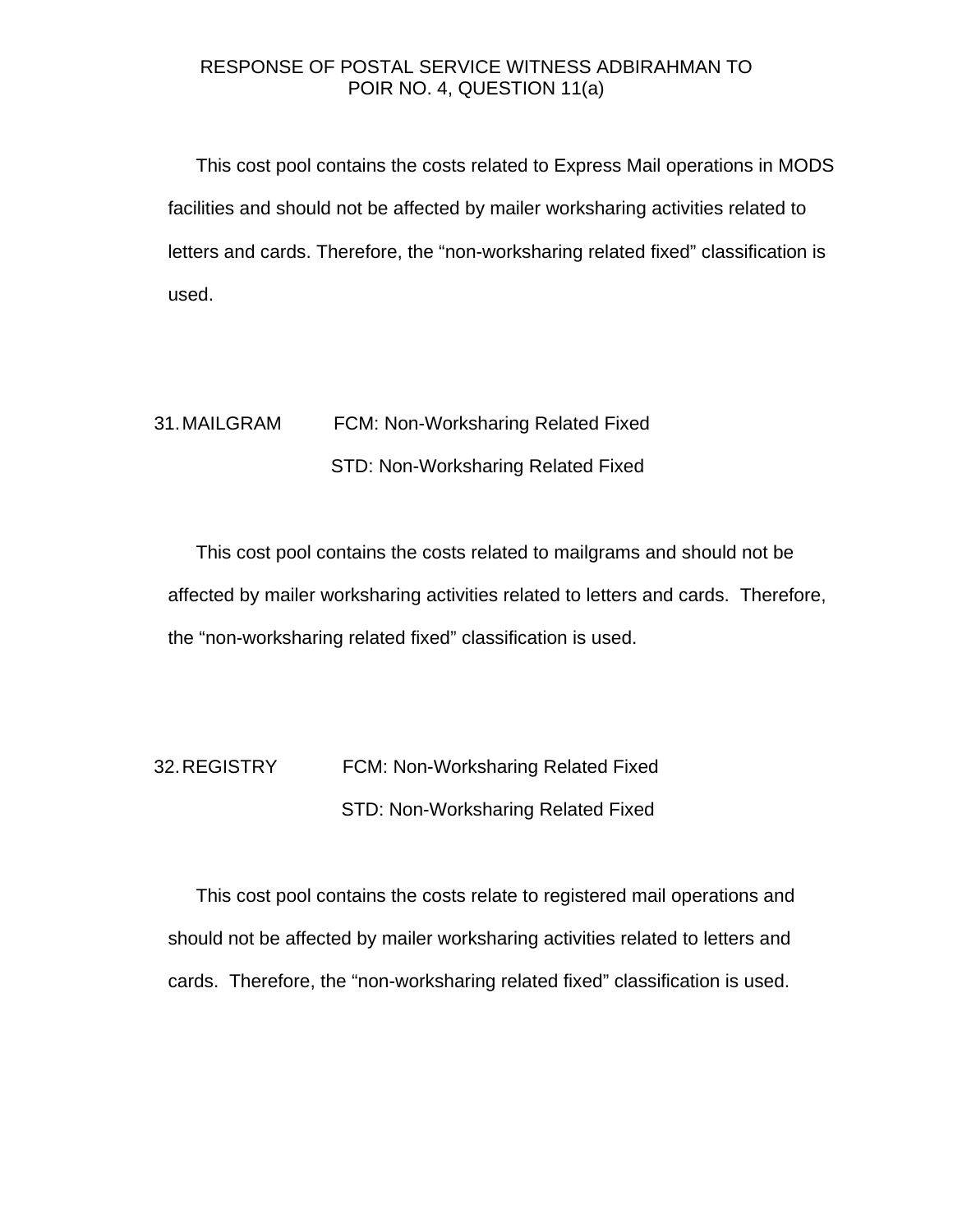RESPONSE OF POSTAL SERVICE WITNESS ADBIRAHMAN TO POIR NO. 4, QUESTION 11(a)

This cost pool contains the costs related to Express Mail operations in MODS facilities and should not be affected by mailer worksharing activities related to letters and cards. Therefore, the "non-worksharing related fixed" classification is used.

31. MAILGRAM FCM: Non-Worksharing Related Fixed
STD: Non-Worksharing Related Fixed

This cost pool contains the costs related to mailgrams and should not be affected by mailer worksharing activities related to letters and cards. Therefore, the "non-worksharing related fixed" classification is used.

32. REGISTRY FCM: Non-Worksharing Related Fixed
STD: Non-Worksharing Related Fixed

This cost pool contains the costs relate to registered mail operations and should not be affected by mailer worksharing activities related to letters and cards. Therefore, the "non-worksharing related fixed" classification is used.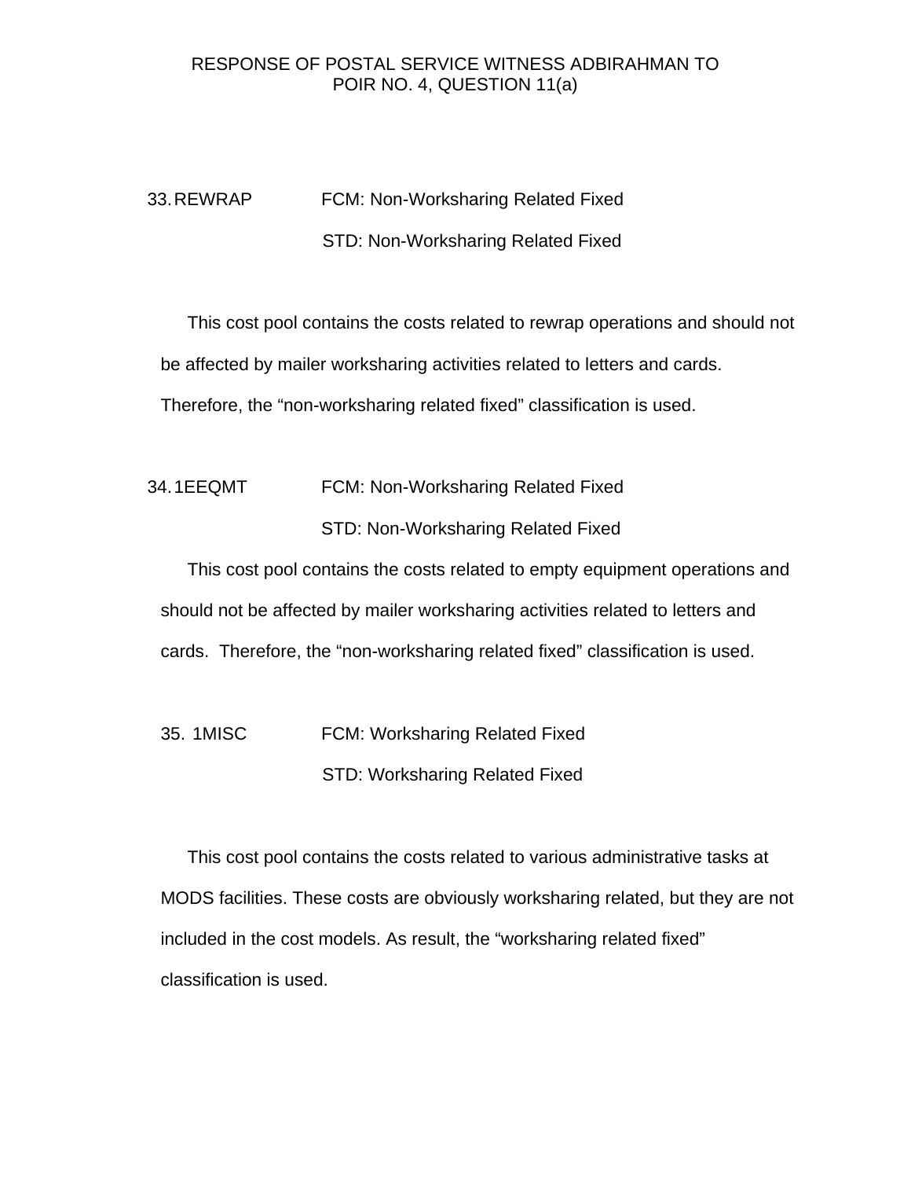RESPONSE OF POSTAL SERVICE WITNESS ADBIRAHMAN TO POIR NO. 4, QUESTION 11(a)

33. REWRAP FCM: Non-Worksharing Related Fixed

STD: Non-Worksharing Related Fixed

This cost pool contains the costs related to rewrap operations and should not be affected by mailer worksharing activities related to letters and cards. Therefore, the "non-worksharing related fixed" classification is used.

34. 1EEQMT FCM: Non-Worksharing Related Fixed

STD: Non-Worksharing Related Fixed

This cost pool contains the costs related to empty equipment operations and should not be affected by mailer worksharing activities related to letters and cards. Therefore, the "non-worksharing related fixed" classification is used.

35. 1MISC FCM: Worksharing Related Fixed

STD: Worksharing Related Fixed

This cost pool contains the costs related to various administrative tasks at MODS facilities. These costs are obviously worksharing related, but they are not included in the cost models. As result, the "worksharing related fixed" classification is used.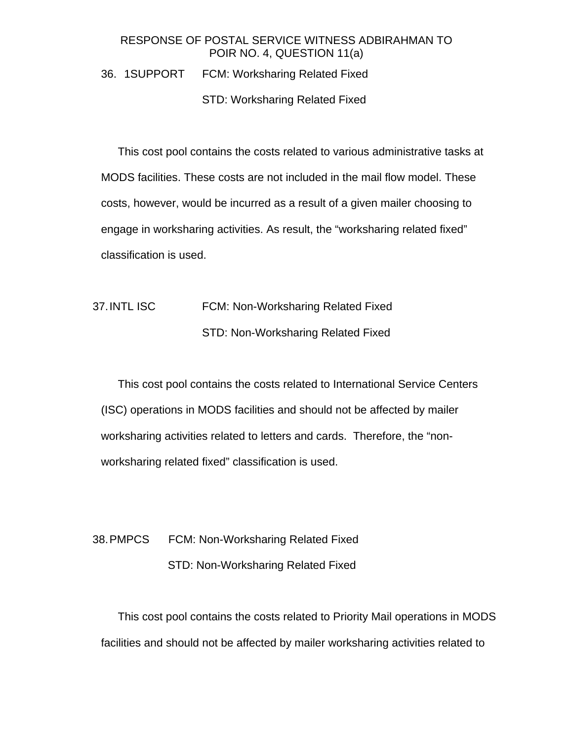36. 1SUPPORT FCM: Worksharing Related Fixed

STD: Worksharing Related Fixed

This cost pool contains the costs related to various administrative tasks at MODS facilities. These costs are not included in the mail flow model. These costs, however, would be incurred as a result of a given mailer choosing to engage in worksharing activities. As result, the "worksharing related fixed" classification is used.

37. INTL ISC FCM: Non-Worksharing Related Fixed

STD: Non-Worksharing Related Fixed

This cost pool contains the costs related to International Service Centers (ISC) operations in MODS facilities and should not be affected by mailer worksharing activities related to letters and cards. Therefore, the "non-worksharing related fixed" classification is used.

38. PMPCS FCM: Non-Worksharing Related Fixed

STD: Non-Worksharing Related Fixed

This cost pool contains the costs related to Priority Mail operations in MODS facilities and should not be affected by mailer worksharing activities related to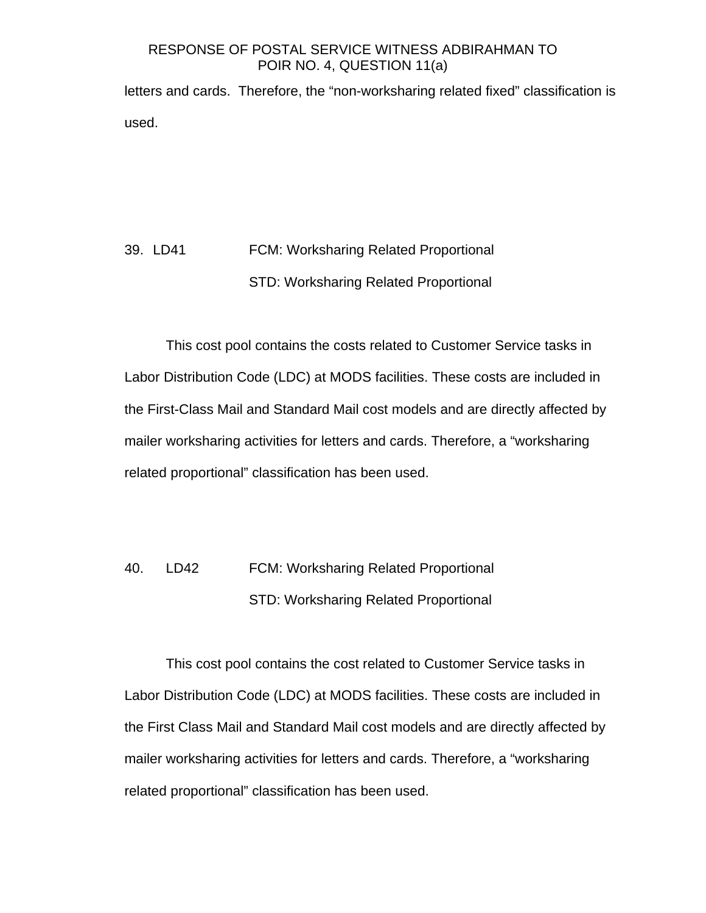letters and cards. Therefore, the "non-worksharing related fixed" classification is used.

39. LD41 FCM: Worksharing Related Proportional
STD: Worksharing Related Proportional

This cost pool contains the costs related to Customer Service tasks in Labor Distribution Code (LDC) at MODS facilities. These costs are included in the First-Class Mail and Standard Mail cost models and are directly affected by mailer worksharing activities for letters and cards. Therefore, a "worksharing related proportional" classification has been used.

40. LD42 FCM: Worksharing Related Proportional
STD: Worksharing Related Proportional

This cost pool contains the cost related to Customer Service tasks in Labor Distribution Code (LDC) at MODS facilities. These costs are included in the First Class Mail and Standard Mail cost models and are directly affected by mailer worksharing activities for letters and cards. Therefore, a "worksharing related proportional" classification has been used.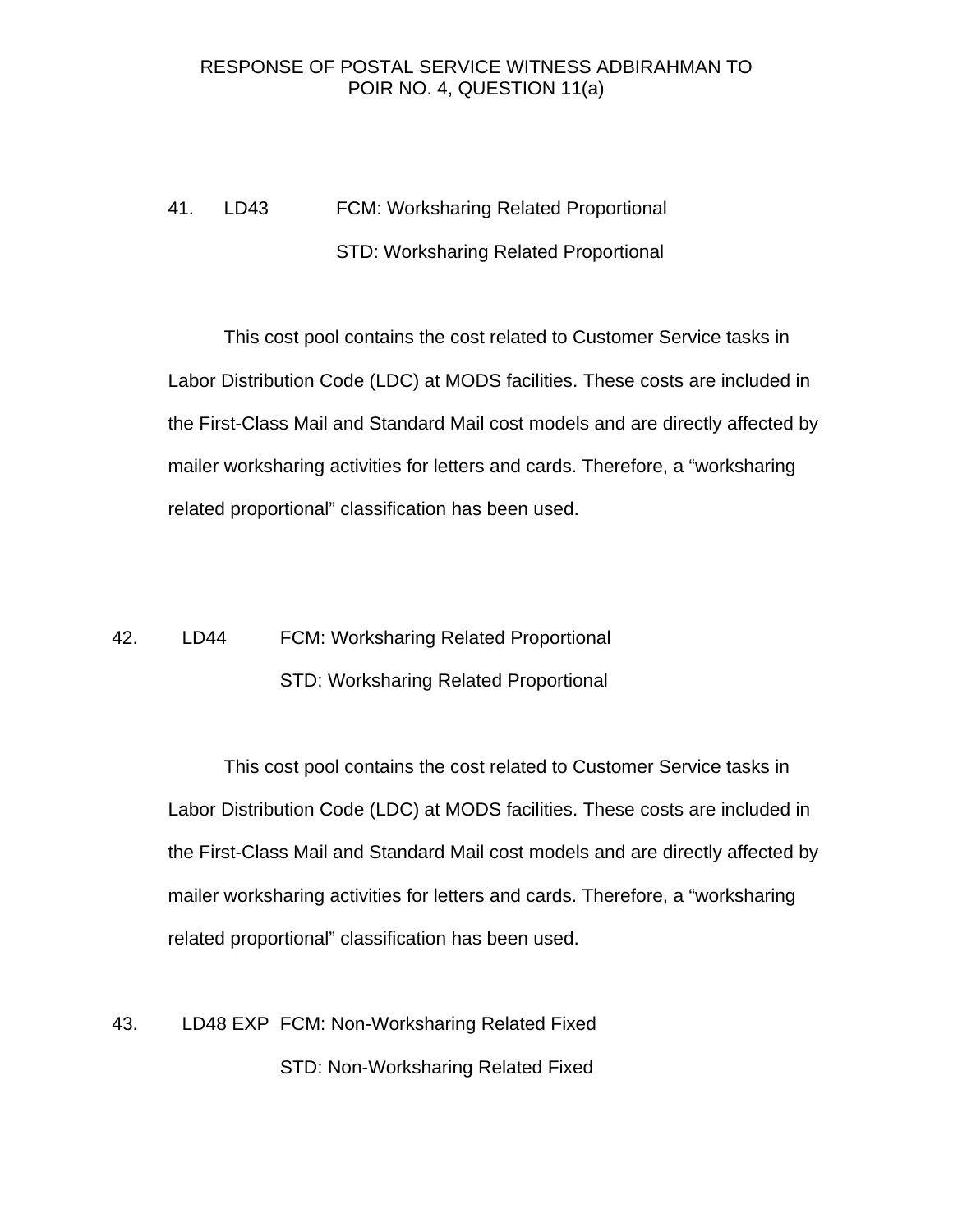RESPONSE OF POSTAL SERVICE WITNESS ADBIRAHMAN TO
POIR NO. 4, QUESTION 11(a)

41. LD43 FCM: Worksharing Related Proportional

STD: Worksharing Related Proportional

This cost pool contains the cost related to Customer Service tasks in Labor Distribution Code (LDC) at MODS facilities. These costs are included in the First-Class Mail and Standard Mail cost models and are directly affected by mailer worksharing activities for letters and cards. Therefore, a "worksharing related proportional" classification has been used.

42. LD44 FCM: Worksharing Related Proportional

STD: Worksharing Related Proportional

This cost pool contains the cost related to Customer Service tasks in Labor Distribution Code (LDC) at MODS facilities. These costs are included in the First-Class Mail and Standard Mail cost models and are directly affected by mailer worksharing activities for letters and cards. Therefore, a "worksharing related proportional" classification has been used.

43. LD48 EXP FCM: Non-Worksharing Related Fixed

STD: Non-Worksharing Related Fixed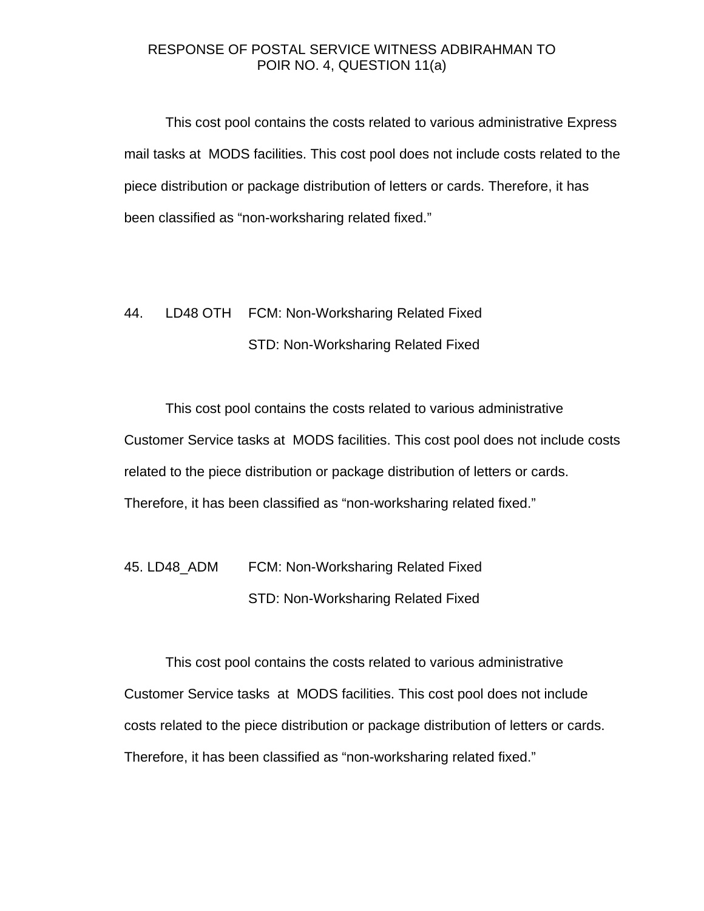RESPONSE OF POSTAL SERVICE WITNESS ADBIRAHMAN TO POIR NO. 4, QUESTION 11(a)

This cost pool contains the costs related to various administrative Express mail tasks at MODS facilities. This cost pool does not include costs related to the piece distribution or package distribution of letters or cards. Therefore, it has been classified as "non-worksharing related fixed."

44. LD48 OTH FCM: Non-Worksharing Related Fixed
STD: Non-Worksharing Related Fixed

This cost pool contains the costs related to various administrative Customer Service tasks at MODS facilities. This cost pool does not include costs related to the piece distribution or package distribution of letters or cards. Therefore, it has been classified as "non-worksharing related fixed."

45. LD48_ADM FCM: Non-Worksharing Related Fixed
STD: Non-Worksharing Related Fixed

This cost pool contains the costs related to various administrative Customer Service tasks at MODS facilities. This cost pool does not include costs related to the piece distribution or package distribution of letters or cards. Therefore, it has been classified as "non-worksharing related fixed."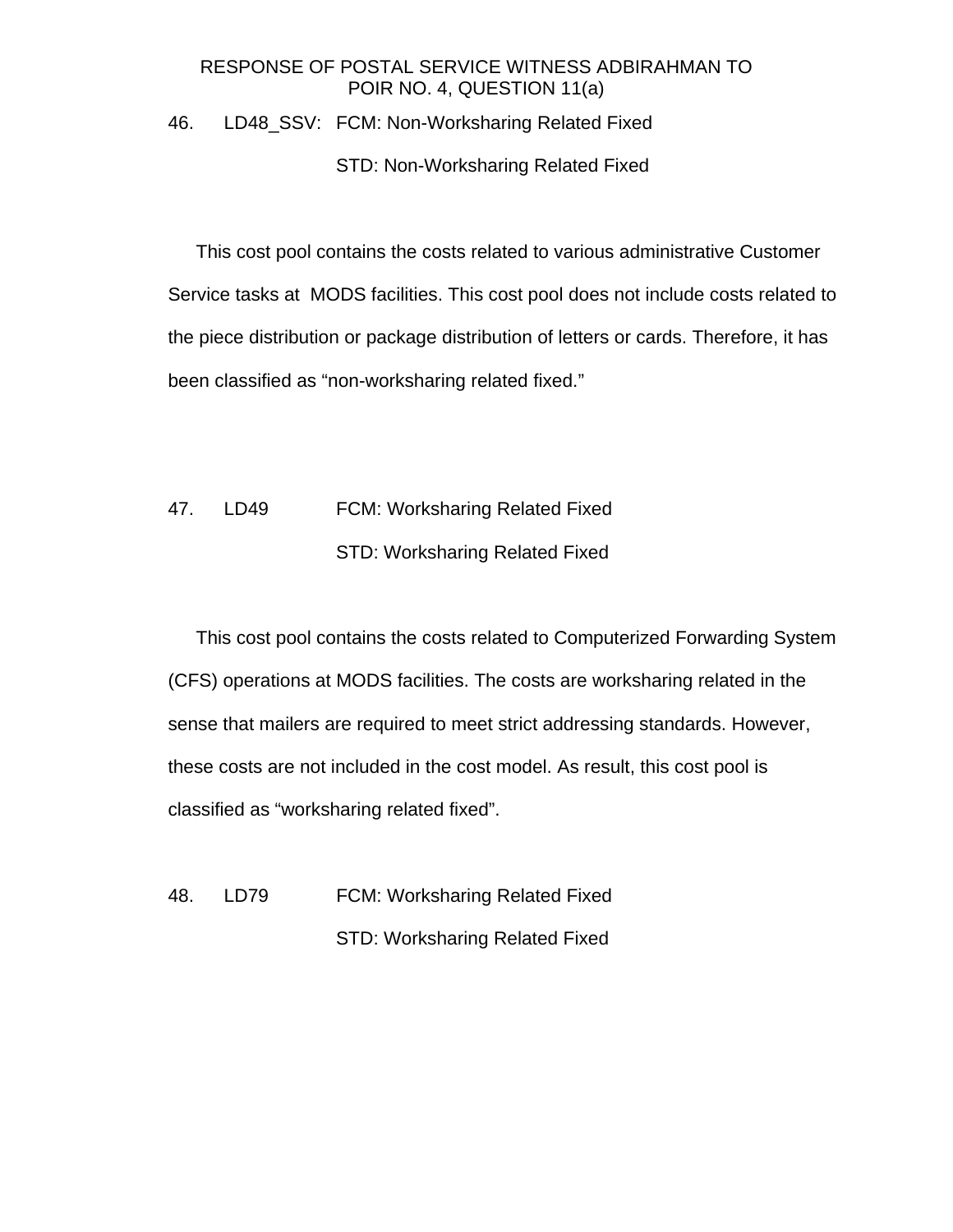46. LD48_SSV: FCM: Non-Worksharing Related Fixed

STD: Non-Worksharing Related Fixed

This cost pool contains the costs related to various administrative Customer Service tasks at MODS facilities. This cost pool does not include costs related to the piece distribution or package distribution of letters or cards. Therefore, it has been classified as "non-worksharing related fixed."

47. LD49 FCM: Worksharing Related Fixed

STD: Worksharing Related Fixed

This cost pool contains the costs related to Computerized Forwarding System (CFS) operations at MODS facilities. The costs are worksharing related in the sense that mailers are required to meet strict addressing standards. However, these costs are not included in the cost model. As result, this cost pool is classified as "worksharing related fixed".

48. LD79 FCM: Worksharing Related Fixed

STD: Worksharing Related Fixed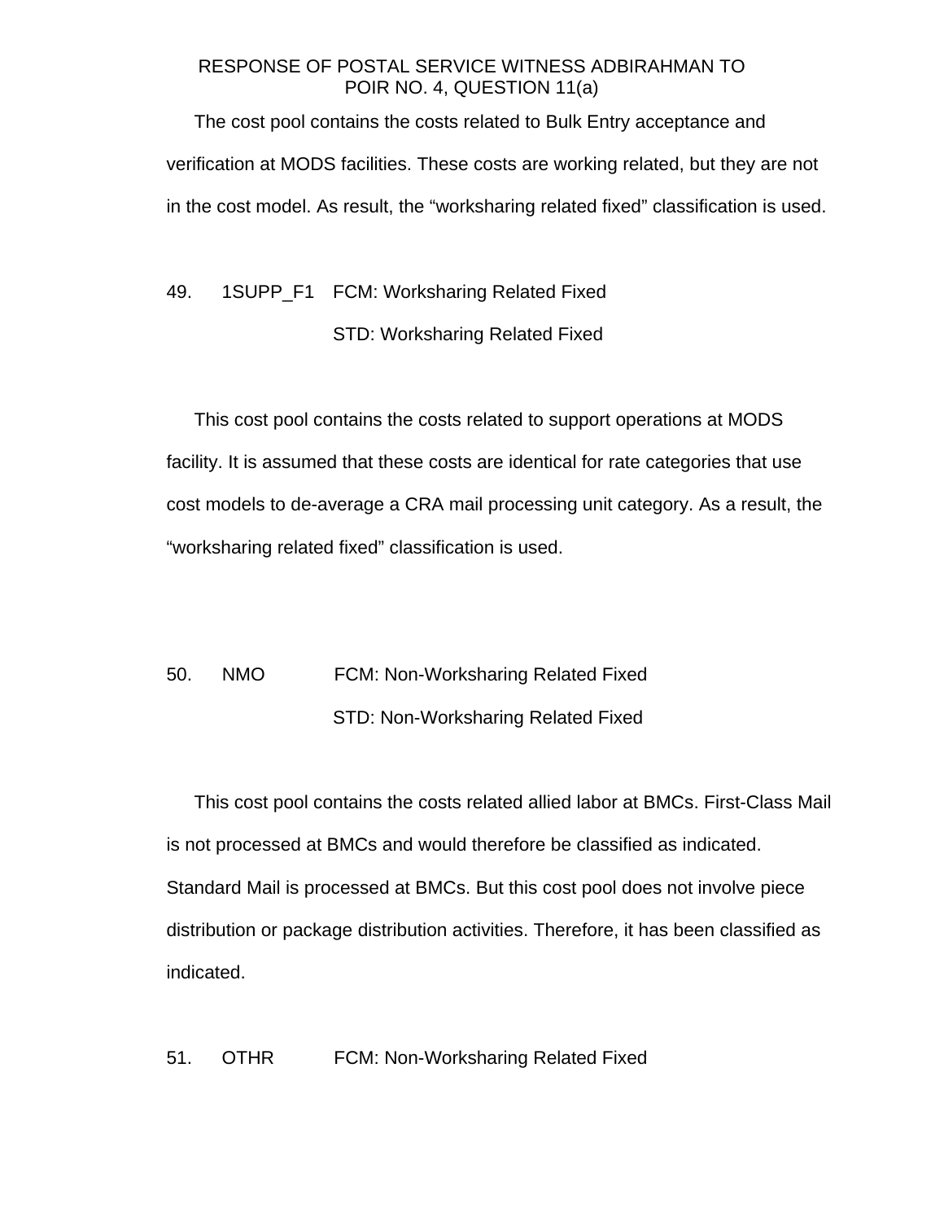RESPONSE OF POSTAL SERVICE WITNESS ADBIRAHMAN TO POIR NO. 4, QUESTION 11(a)

The cost pool contains the costs related to Bulk Entry acceptance and verification at MODS facilities. These costs are working related, but they are not in the cost model. As result, the “worksharing related fixed” classification is used.

49. 1SUPP_F1 FCM: Worksharing Related Fixed
STD: Worksharing Related Fixed

This cost pool contains the costs related to support operations at MODS facility. It is assumed that these costs are identical for rate categories that use cost models to de-average a CRA mail processing unit category. As a result, the “worksharing related fixed” classification is used.

50. NMO FCM: Non-Worksharing Related Fixed
STD: Non-Worksharing Related Fixed

This cost pool contains the costs related allied labor at BMCs. First-Class Mail is not processed at BMCs and would therefore be classified as indicated. Standard Mail is processed at BMCs. But this cost pool does not involve piece distribution or package distribution activities. Therefore, it has been classified as indicated.

51. OTHR FCM: Non-Worksharing Related Fixed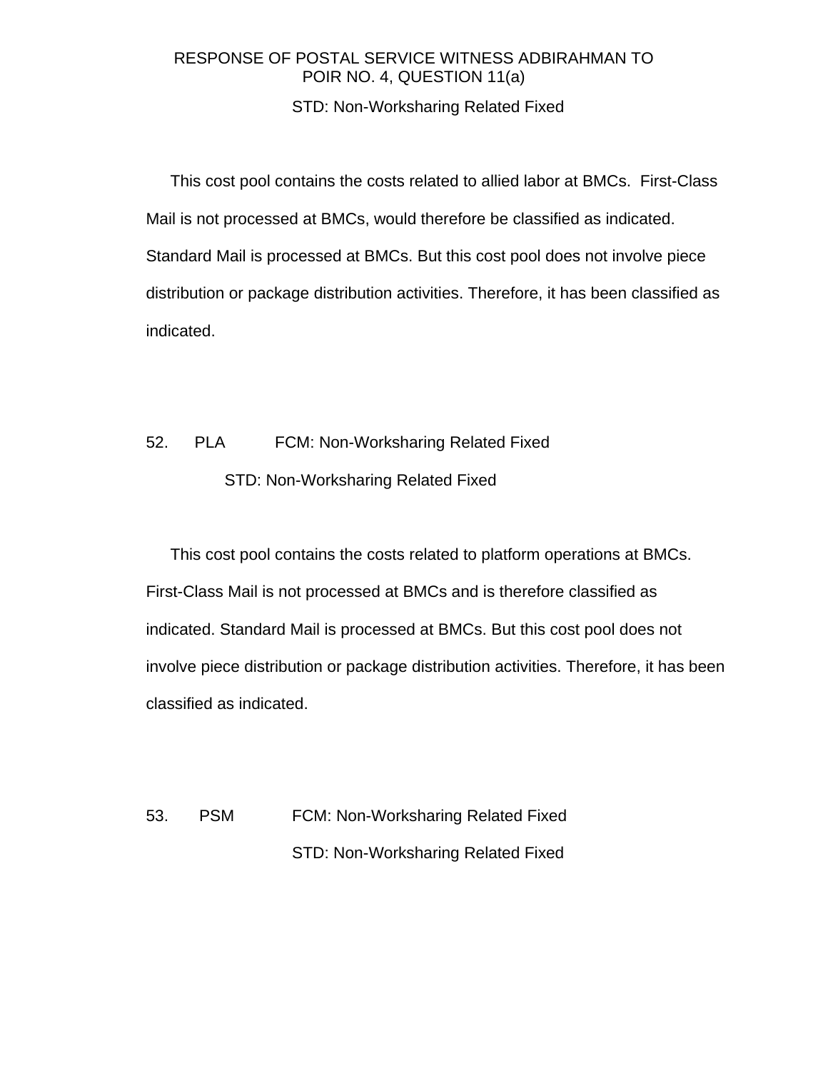STD: Non-Worksharing Related Fixed

This cost pool contains the costs related to allied labor at BMCs. First-Class Mail is not processed at BMCs, would therefore be classified as indicated. Standard Mail is processed at BMCs. But this cost pool does not involve piece distribution or package distribution activities. Therefore, it has been classified as indicated.

52. PLA FCM: Non-Worksharing Related Fixed

STD: Non-Worksharing Related Fixed

This cost pool contains the costs related to platform operations at BMCs. First-Class Mail is not processed at BMCs and is therefore classified as indicated. Standard Mail is processed at BMCs. But this cost pool does not involve piece distribution or package distribution activities. Therefore, it has been classified as indicated.

53. PSM FCM: Non-Worksharing Related Fixed

STD: Non-Worksharing Related Fixed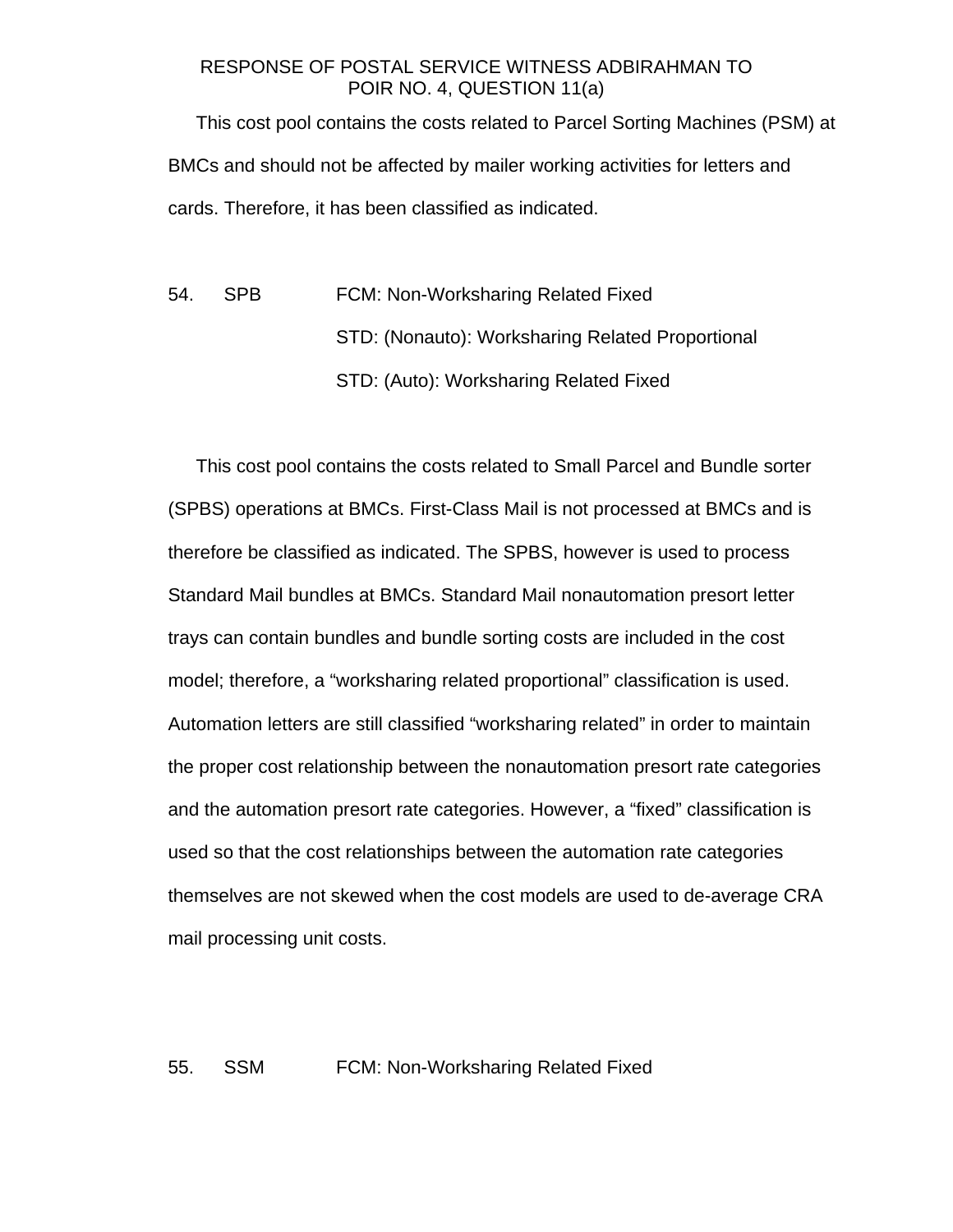This cost pool contains the costs related to Parcel Sorting Machines (PSM) at BMCs and should not be affected by mailer working activities for letters and cards. Therefore, it has been classified as indicated.

54. SPB FCM: Non-Worksharing Related Fixed
STD: (Nonauto): Worksharing Related Proportional
STD: (Auto): Worksharing Related Fixed

This cost pool contains the costs related to Small Parcel and Bundle sorter (SPBS) operations at BMCs. First-Class Mail is not processed at BMCs and is therefore be classified as indicated. The SPBS, however is used to process Standard Mail bundles at BMCs. Standard Mail nonautomation presort letter trays can contain bundles and bundle sorting costs are included in the cost model; therefore, a "worksharing related proportional" classification is used. Automation letters are still classified "worksharing related" in order to maintain the proper cost relationship between the nonautomation presort rate categories and the automation presort rate categories. However, a "fixed" classification is used so that the cost relationships between the automation rate categories themselves are not skewed when the cost models are used to de-average CRA mail processing unit costs.

55. SSM FCM: Non-Worksharing Related Fixed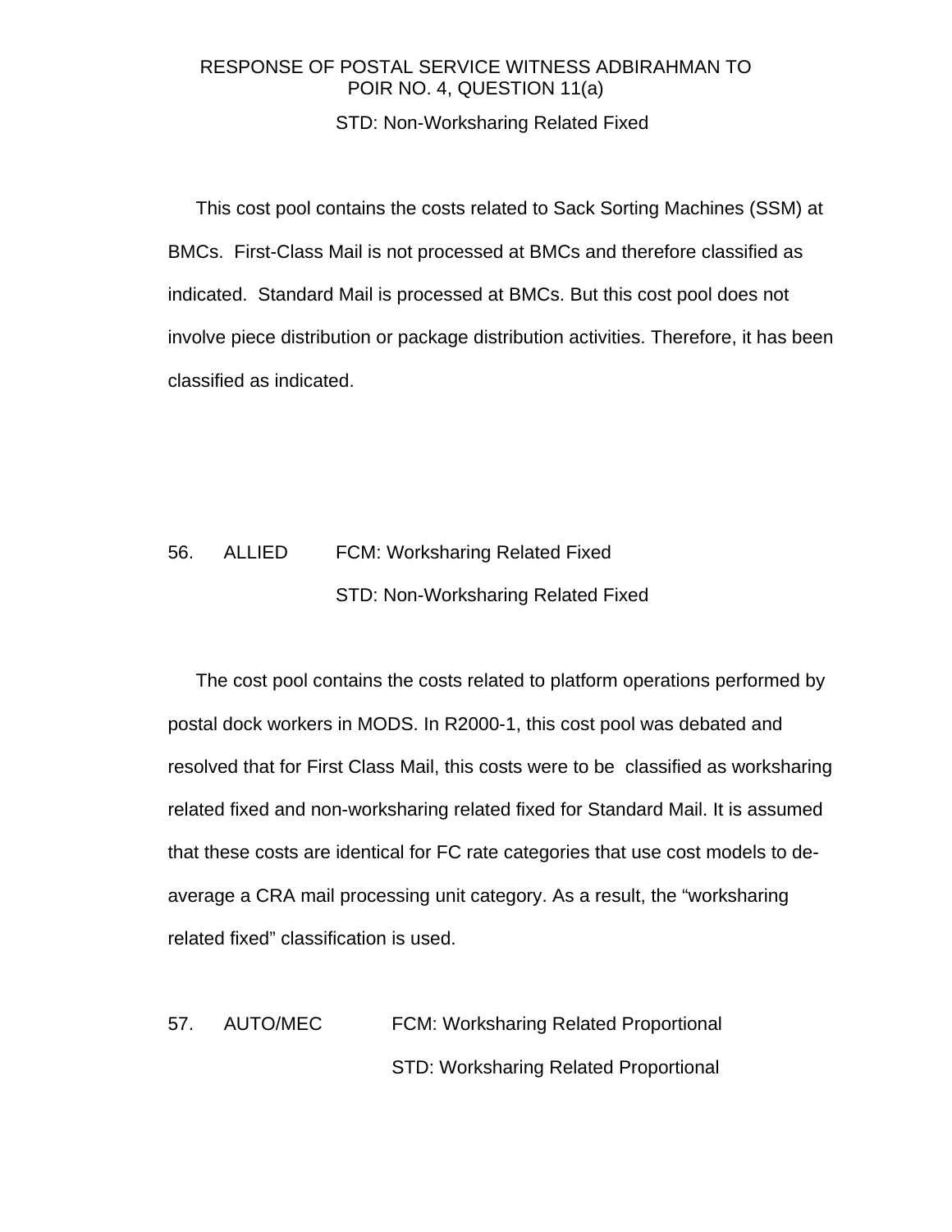RESPONSE OF POSTAL SERVICE WITNESS ADBIRAHMAN TO POIR NO. 4, QUESTION 11(a)

STD: Non-Worksharing Related Fixed

This cost pool contains the costs related to Sack Sorting Machines (SSM) at BMCs. First-Class Mail is not processed at BMCs and therefore classified as indicated. Standard Mail is processed at BMCs. But this cost pool does not involve piece distribution or package distribution activities. Therefore, it has been classified as indicated.

56. ALLIED FCM: Worksharing Related Fixed

STD: Non-Worksharing Related Fixed

The cost pool contains the costs related to platform operations performed by postal dock workers in MODS. In R2000-1, this cost pool was debated and resolved that for First Class Mail, this costs were to be classified as worksharing related fixed and non-worksharing related fixed for Standard Mail. It is assumed that these costs are identical for FC rate categories that use cost models to de-average a CRA mail processing unit category. As a result, the "worksharing related fixed" classification is used.

57. AUTO/MEC FCM: Worksharing Related Proportional

STD: Worksharing Related Proportional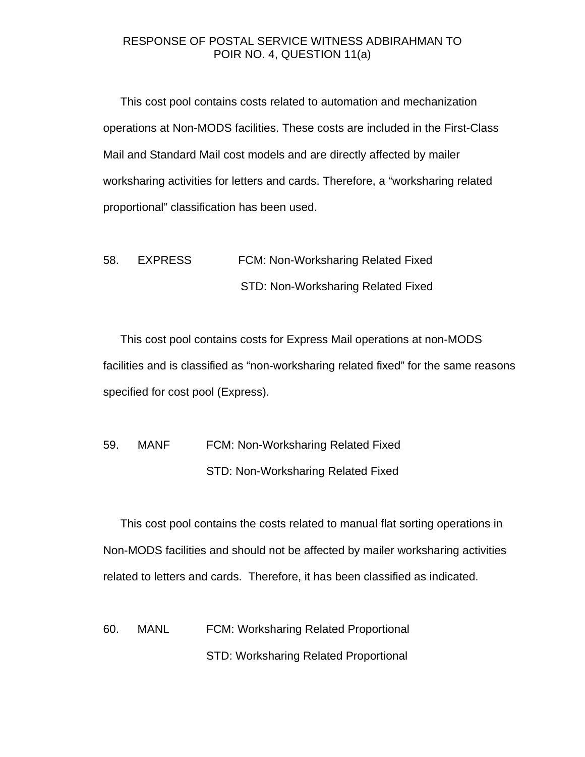RESPONSE OF POSTAL SERVICE WITNESS ADBIRAHMAN TO POIR NO. 4, QUESTION 11(a)

This cost pool contains costs related to automation and mechanization operations at Non-MODS facilities. These costs are included in the First-Class Mail and Standard Mail cost models and are directly affected by mailer worksharing activities for letters and cards. Therefore, a "worksharing related proportional" classification has been used.

58. EXPRESS FCM: Non-Worksharing Related Fixed
STD: Non-Worksharing Related Fixed

This cost pool contains costs for Express Mail operations at non-MODS facilities and is classified as "non-worksharing related fixed" for the same reasons specified for cost pool (Express).

59. MANF FCM: Non-Worksharing Related Fixed
STD: Non-Worksharing Related Fixed

This cost pool contains the costs related to manual flat sorting operations in Non-MODS facilities and should not be affected by mailer worksharing activities related to letters and cards. Therefore, it has been classified as indicated.

60. MANL FCM: Worksharing Related Proportional
STD: Worksharing Related Proportional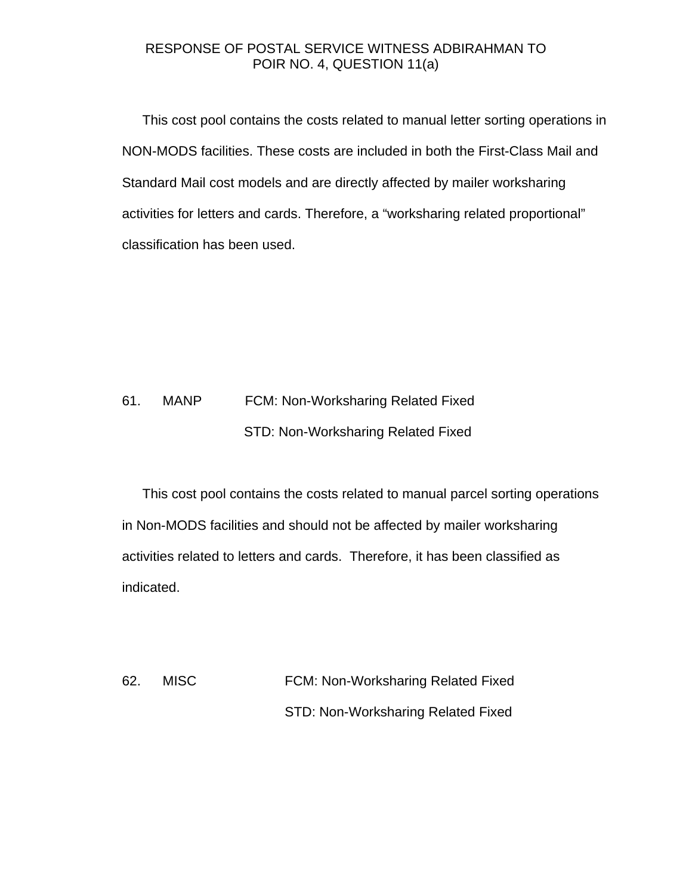RESPONSE OF POSTAL SERVICE WITNESS ADBIRAHMAN TO POIR NO. 4, QUESTION 11(a)

This cost pool contains the costs related to manual letter sorting operations in NON-MODS facilities. These costs are included in both the First-Class Mail and Standard Mail cost models and are directly affected by mailer worksharing activities for letters and cards. Therefore, a “worksharing related proportional” classification has been used.

61. MANP FCM: Non-Worksharing Related Fixed
STD: Non-Worksharing Related Fixed

This cost pool contains the costs related to manual parcel sorting operations in Non-MODS facilities and should not be affected by mailer worksharing activities related to letters and cards. Therefore, it has been classified as indicated.

62. MISC FCM: Non-Worksharing Related Fixed
STD: Non-Worksharing Related Fixed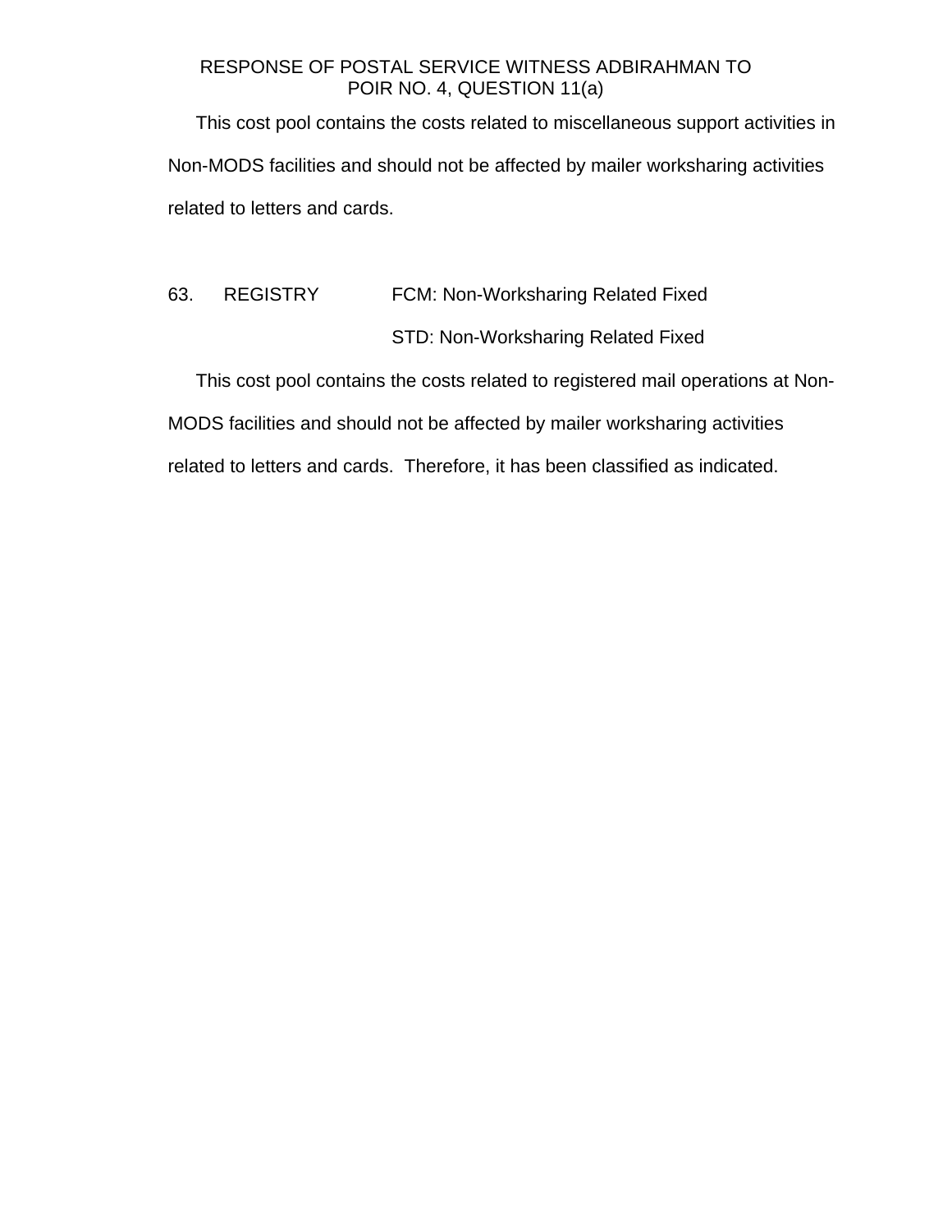This cost pool contains the costs related to miscellaneous support activities in Non-MODS facilities and should not be affected by mailer worksharing activities related to letters and cards.

63. REGISTRY FCM: Non-Worksharing Related Fixed
STD: Non-Worksharing Related Fixed

This cost pool contains the costs related to registered mail operations at Non-MODS facilities and should not be affected by mailer worksharing activities related to letters and cards. Therefore, it has been classified as indicated.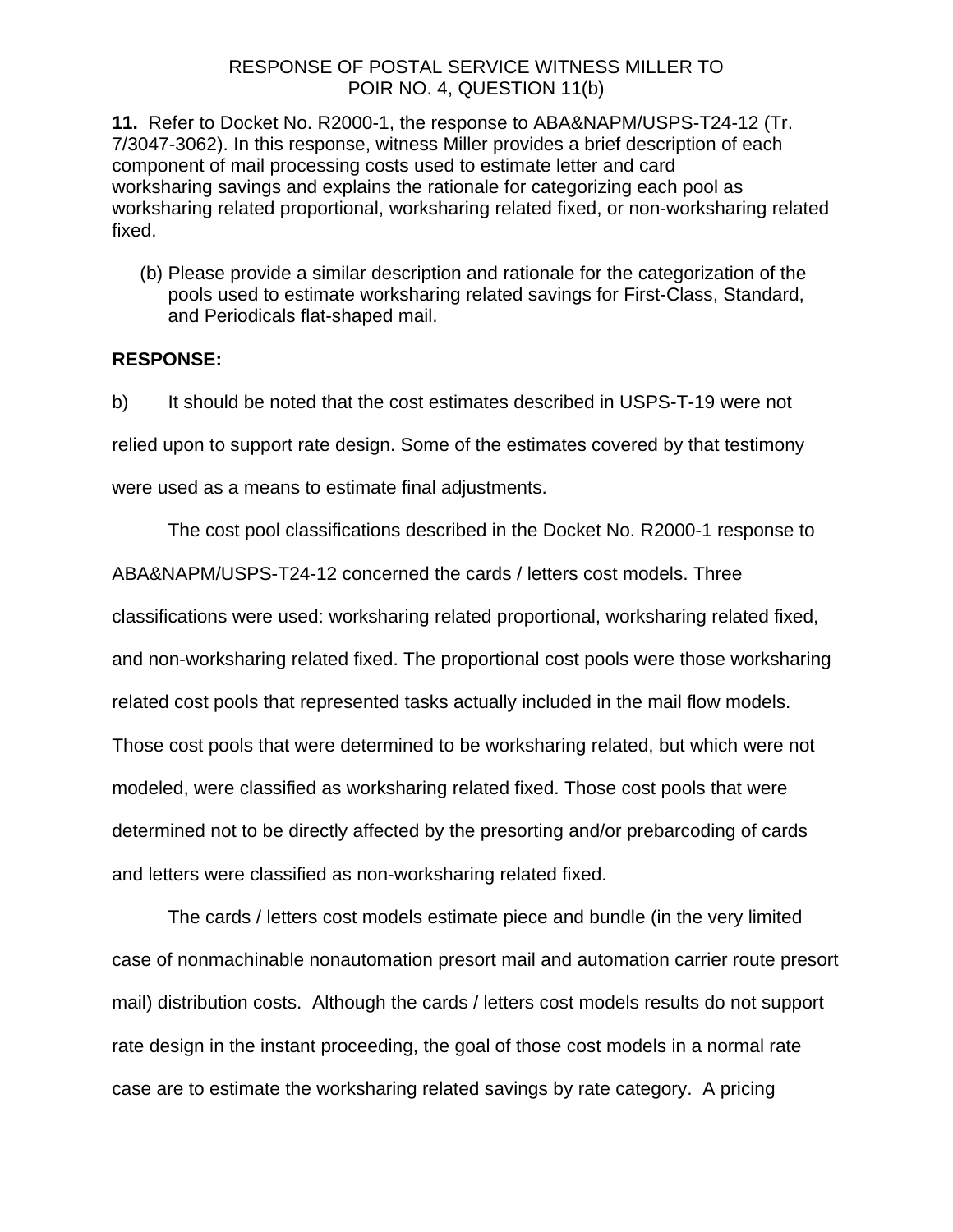RESPONSE OF POSTAL SERVICE WITNESS MILLER TO
POIR NO. 4, QUESTION 11(b)

**11.** Refer to Docket No. R2000-1, the response to ABA&NAPM/USPS-T24-12 (Tr. 7/3047-3062). In this response, witness Miller provides a brief description of each component of mail processing costs used to estimate letter and card worksharing savings and explains the rationale for categorizing each pool as worksharing related proportional, worksharing related fixed, or non-worksharing related fixed.

(b) Please provide a similar description and rationale for the categorization of the pools used to estimate worksharing related savings for First-Class, Standard, and Periodicals flat-shaped mail.

**RESPONSE:**

b) It should be noted that the cost estimates described in USPS-T-19 were not relied upon to support rate design. Some of the estimates covered by that testimony were used as a means to estimate final adjustments.

The cost pool classifications described in the Docket No. R2000-1 response to ABA&NAPM/USPS-T24-12 concerned the cards / letters cost models. Three classifications were used: worksharing related proportional, worksharing related fixed, and non-worksharing related fixed. The proportional cost pools were those worksharing related cost pools that represented tasks actually included in the mail flow models. Those cost pools that were determined to be worksharing related, but which were not modeled, were classified as worksharing related fixed. Those cost pools that were determined not to be directly affected by the presorting and/or prebarcoding of cards and letters were classified as non-worksharing related fixed.

The cards / letters cost models estimate piece and bundle (in the very limited case of nonmachinable nonautomation presort mail and automation carrier route presort mail) distribution costs. Although the cards / letters cost models results do not support rate design in the instant proceeding, the goal of those cost models in a normal rate case are to estimate the worksharing related savings by rate category. A pricing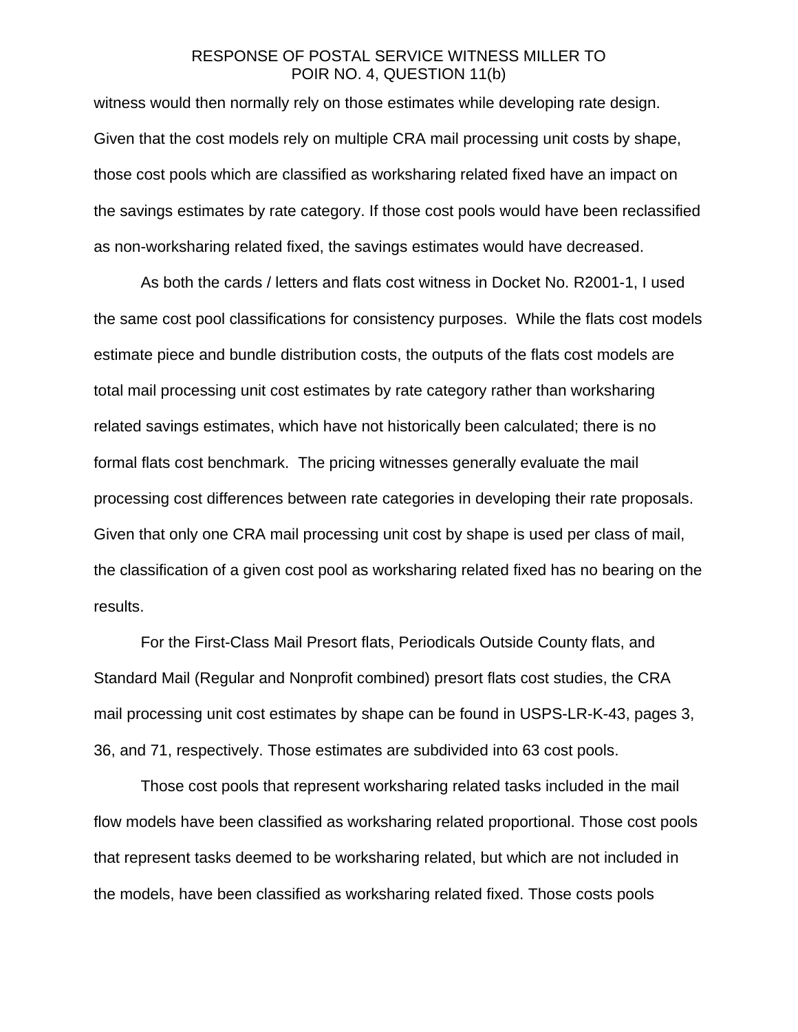witness would then normally rely on those estimates while developing rate design. Given that the cost models rely on multiple CRA mail processing unit costs by shape, those cost pools which are classified as worksharing related fixed have an impact on the savings estimates by rate category. If those cost pools would have been reclassified as non-worksharing related fixed, the savings estimates would have decreased.

As both the cards / letters and flats cost witness in Docket No. R2001-1, I used the same cost pool classifications for consistency purposes. While the flats cost models estimate piece and bundle distribution costs, the outputs of the flats cost models are total mail processing unit cost estimates by rate category rather than worksharing related savings estimates, which have not historically been calculated; there is no formal flats cost benchmark. The pricing witnesses generally evaluate the mail processing cost differences between rate categories in developing their rate proposals. Given that only one CRA mail processing unit cost by shape is used per class of mail, the classification of a given cost pool as worksharing related fixed has no bearing on the results.

For the First-Class Mail Presort flats, Periodicals Outside County flats, and Standard Mail (Regular and Nonprofit combined) presort flats cost studies, the CRA mail processing unit cost estimates by shape can be found in USPS-LR-K-43, pages 3, 36, and 71, respectively. Those estimates are subdivided into 63 cost pools.

Those cost pools that represent worksharing related tasks included in the mail flow models have been classified as worksharing related proportional. Those cost pools that represent tasks deemed to be worksharing related, but which are not included in the models, have been classified as worksharing related fixed. Those costs pools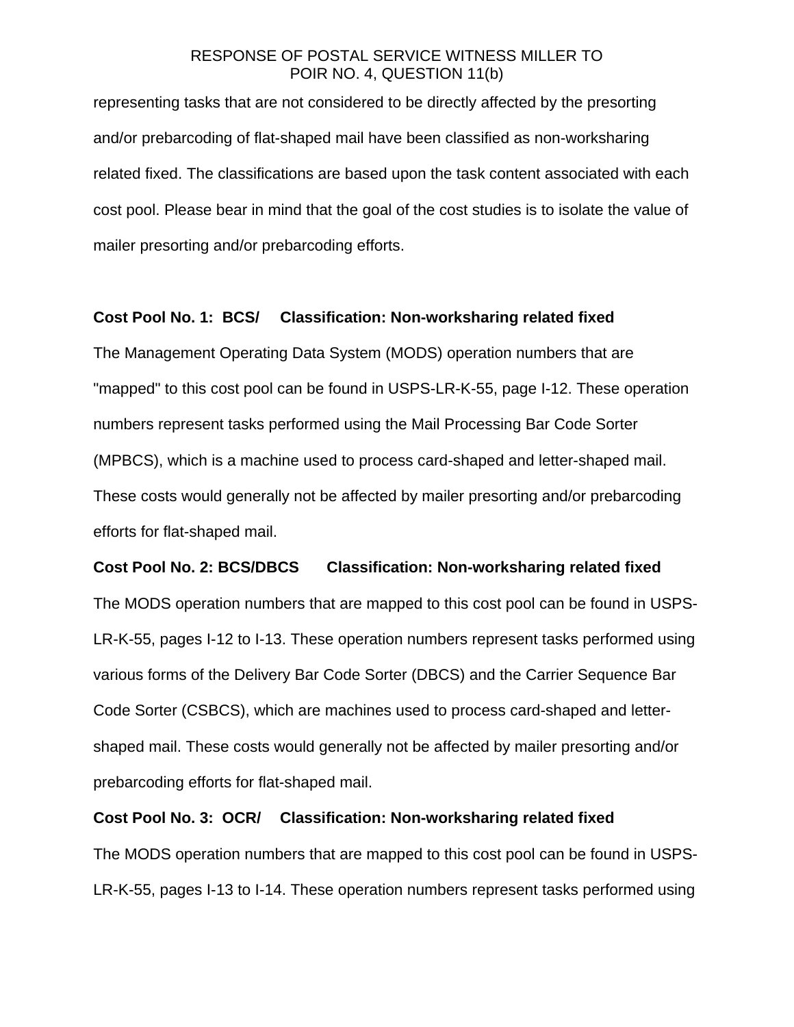representing tasks that are not considered to be directly affected by the presorting and/or prebarcoding of flat-shaped mail have been classified as non-worksharing related fixed. The classifications are based upon the task content associated with each cost pool. Please bear in mind that the goal of the cost studies is to isolate the value of mailer presorting and/or prebarcoding efforts.

**Cost Pool No. 1: BCS/ Classification: Non-worksharing related fixed**

The Management Operating Data System (MODS) operation numbers that are "mapped" to this cost pool can be found in USPS-LR-K-55, page I-12. These operation numbers represent tasks performed using the Mail Processing Bar Code Sorter (MPBCS), which is a machine used to process card-shaped and letter-shaped mail. These costs would generally not be affected by mailer presorting and/or prebarcoding efforts for flat-shaped mail.

**Cost Pool No. 2: BCS/DBCS Classification: Non-worksharing related fixed**

The MODS operation numbers that are mapped to this cost pool can be found in USPS-LR-K-55, pages I-12 to I-13. These operation numbers represent tasks performed using various forms of the Delivery Bar Code Sorter (DBCS) and the Carrier Sequence Bar Code Sorter (CSBCS), which are machines used to process card-shaped and letter-shaped mail. These costs would generally not be affected by mailer presorting and/or prebarcoding efforts for flat-shaped mail.

**Cost Pool No. 3: OCR/ Classification: Non-worksharing related fixed**

The MODS operation numbers that are mapped to this cost pool can be found in USPS-LR-K-55, pages I-13 to I-14. These operation numbers represent tasks performed using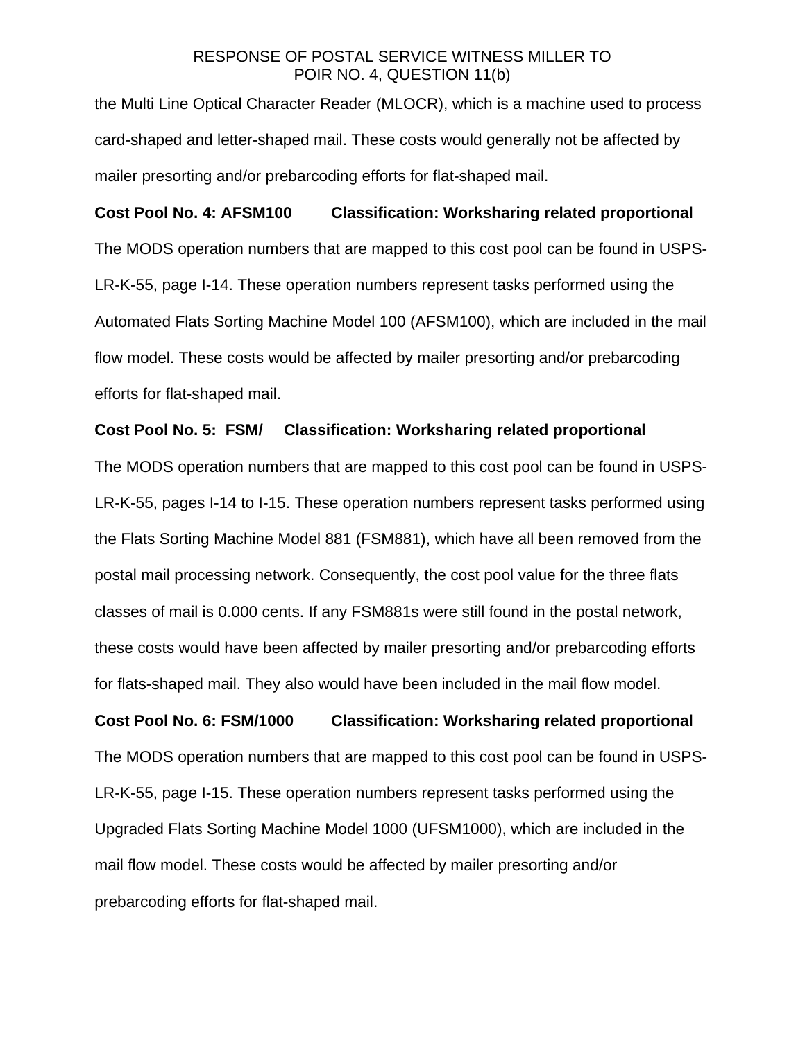the Multi Line Optical Character Reader (MLOCR), which is a machine used to process card-shaped and letter-shaped mail. These costs would generally not be affected by mailer presorting and/or prebarcoding efforts for flat-shaped mail.

**Cost Pool No. 4: AFSM100 Classification: Worksharing related proportional**

The MODS operation numbers that are mapped to this cost pool can be found in USPS-LR-K-55, page I-14. These operation numbers represent tasks performed using the Automated Flats Sorting Machine Model 100 (AFSM100), which are included in the mail flow model. These costs would be affected by mailer presorting and/or prebarcoding efforts for flat-shaped mail.

**Cost Pool No. 5: FSM/ Classification: Worksharing related proportional**

The MODS operation numbers that are mapped to this cost pool can be found in USPS-LR-K-55, pages I-14 to I-15. These operation numbers represent tasks performed using the Flats Sorting Machine Model 881 (FSM881), which have all been removed from the postal mail processing network. Consequently, the cost pool value for the three flats classes of mail is 0.000 cents. If any FSM881s were still found in the postal network, these costs would have been affected by mailer presorting and/or prebarcoding efforts for flats-shaped mail. They also would have been included in the mail flow model.

**Cost Pool No. 6: FSM/1000 Classification: Worksharing related proportional**

The MODS operation numbers that are mapped to this cost pool can be found in USPS-LR-K-55, page I-15. These operation numbers represent tasks performed using the Upgraded Flats Sorting Machine Model 1000 (UFSM1000), which are included in the mail flow model. These costs would be affected by mailer presorting and/or prebarcoding efforts for flat-shaped mail.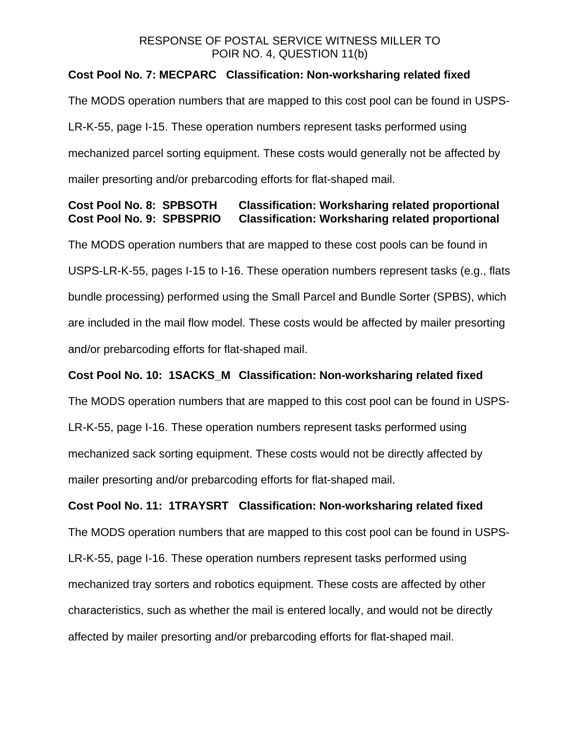RESPONSE OF POSTAL SERVICE WITNESS MILLER TO
POIR NO. 4, QUESTION 11(b)

**Cost Pool No. 7: MECPARC   Classification: Non-worksharing related fixed**

The MODS operation numbers that are mapped to this cost pool can be found in USPS-LR-K-55, page I-15. These operation numbers represent tasks performed using mechanized parcel sorting equipment. These costs would generally not be affected by mailer presorting and/or prebarcoding efforts for flat-shaped mail.

**Cost Pool No. 8: SPBSOTH   Classification: Worksharing related proportional**
**Cost Pool No. 9: SPBSPRIO   Classification: Worksharing related proportional**

The MODS operation numbers that are mapped to these cost pools can be found in USPS-LR-K-55, pages I-15 to I-16. These operation numbers represent tasks (e.g., flats bundle processing) performed using the Small Parcel and Bundle Sorter (SPBS), which are included in the mail flow model. These costs would be affected by mailer presorting and/or prebarcoding efforts for flat-shaped mail.

**Cost Pool No. 10: 1SACKS_M   Classification: Non-worksharing related fixed**

The MODS operation numbers that are mapped to this cost pool can be found in USPS-LR-K-55, page I-16. These operation numbers represent tasks performed using mechanized sack sorting equipment. These costs would not be directly affected by mailer presorting and/or prebarcoding efforts for flat-shaped mail.

**Cost Pool No. 11: 1TRAYSRT   Classification: Non-worksharing related fixed**

The MODS operation numbers that are mapped to this cost pool can be found in USPS-LR-K-55, page I-16. These operation numbers represent tasks performed using mechanized tray sorters and robotics equipment. These costs are affected by other characteristics, such as whether the mail is entered locally, and would not be directly affected by mailer presorting and/or prebarcoding efforts for flat-shaped mail.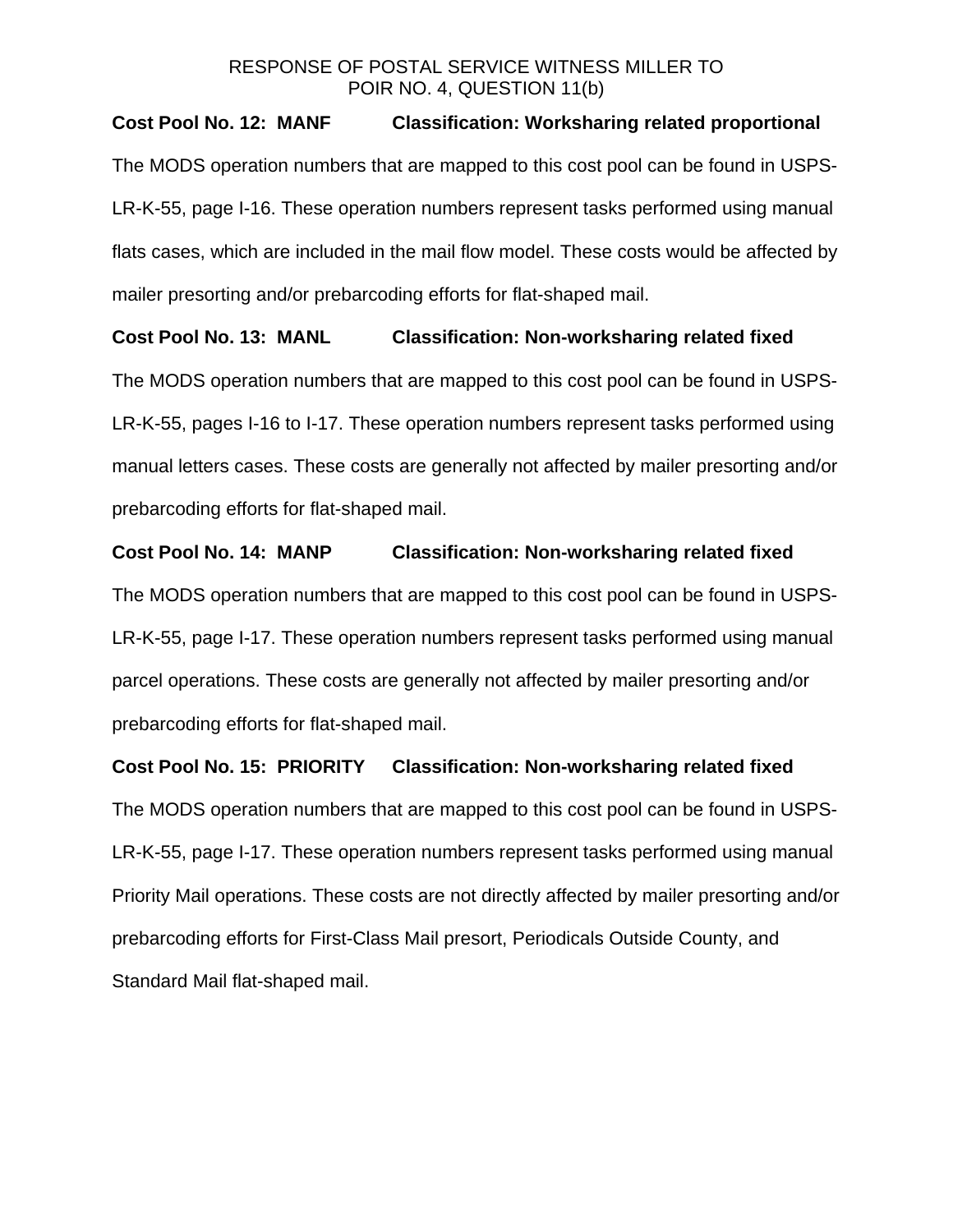RESPONSE OF POSTAL SERVICE WITNESS MILLER TO POIR NO. 4, QUESTION 11(b)

**Cost Pool No. 12: MANF Classification: Worksharing related proportional**

The MODS operation numbers that are mapped to this cost pool can be found in USPS-LR-K-55, page I-16. These operation numbers represent tasks performed using manual flats cases, which are included in the mail flow model. These costs would be affected by mailer presorting and/or prebarcoding efforts for flat-shaped mail.

**Cost Pool No. 13: MANL Classification: Non-worksharing related fixed**

The MODS operation numbers that are mapped to this cost pool can be found in USPS-LR-K-55, pages I-16 to I-17. These operation numbers represent tasks performed using manual letters cases. These costs are generally not affected by mailer presorting and/or prebarcoding efforts for flat-shaped mail.

**Cost Pool No. 14: MANP Classification: Non-worksharing related fixed**

The MODS operation numbers that are mapped to this cost pool can be found in USPS-LR-K-55, page I-17. These operation numbers represent tasks performed using manual parcel operations. These costs are generally not affected by mailer presorting and/or prebarcoding efforts for flat-shaped mail.

**Cost Pool No. 15: PRIORITY Classification: Non-worksharing related fixed**

The MODS operation numbers that are mapped to this cost pool can be found in USPS-LR-K-55, page I-17. These operation numbers represent tasks performed using manual Priority Mail operations. These costs are not directly affected by mailer presorting and/or prebarcoding efforts for First-Class Mail presort, Periodicals Outside County, and Standard Mail flat-shaped mail.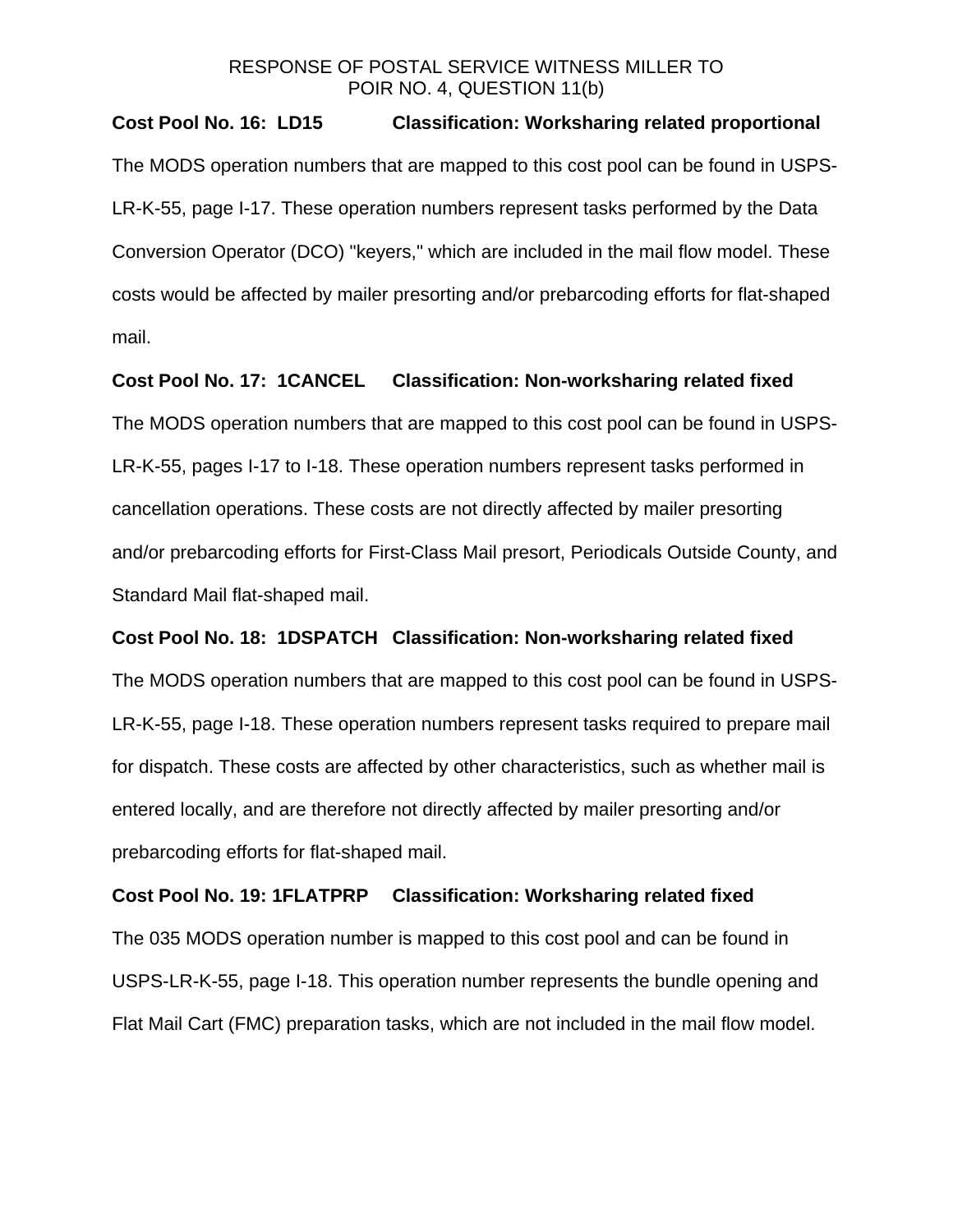**Cost Pool No. 16: LD15 Classification: Worksharing related proportional**

The MODS operation numbers that are mapped to this cost pool can be found in USPS-LR-K-55, page I-17. These operation numbers represent tasks performed by the Data Conversion Operator (DCO) "keyers," which are included in the mail flow model. These costs would be affected by mailer presorting and/or prebarcoding efforts for flat-shaped mail.

**Cost Pool No. 17: 1CANCEL Classification: Non-worksharing related fixed**

The MODS operation numbers that are mapped to this cost pool can be found in USPS-LR-K-55, pages I-17 to I-18. These operation numbers represent tasks performed in cancellation operations. These costs are not directly affected by mailer presorting and/or prebarcoding efforts for First-Class Mail presort, Periodicals Outside County, and Standard Mail flat-shaped mail.

**Cost Pool No. 18: 1DSPATCH Classification: Non-worksharing related fixed**

The MODS operation numbers that are mapped to this cost pool can be found in USPS-LR-K-55, page I-18. These operation numbers represent tasks required to prepare mail for dispatch. These costs are affected by other characteristics, such as whether mail is entered locally, and are therefore not directly affected by mailer presorting and/or prebarcoding efforts for flat-shaped mail.

**Cost Pool No. 19: 1FLATPRP Classification: Worksharing related fixed**

The 035 MODS operation number is mapped to this cost pool and can be found in USPS-LR-K-55, page I-18. This operation number represents the bundle opening and Flat Mail Cart (FMC) preparation tasks, which are not included in the mail flow model.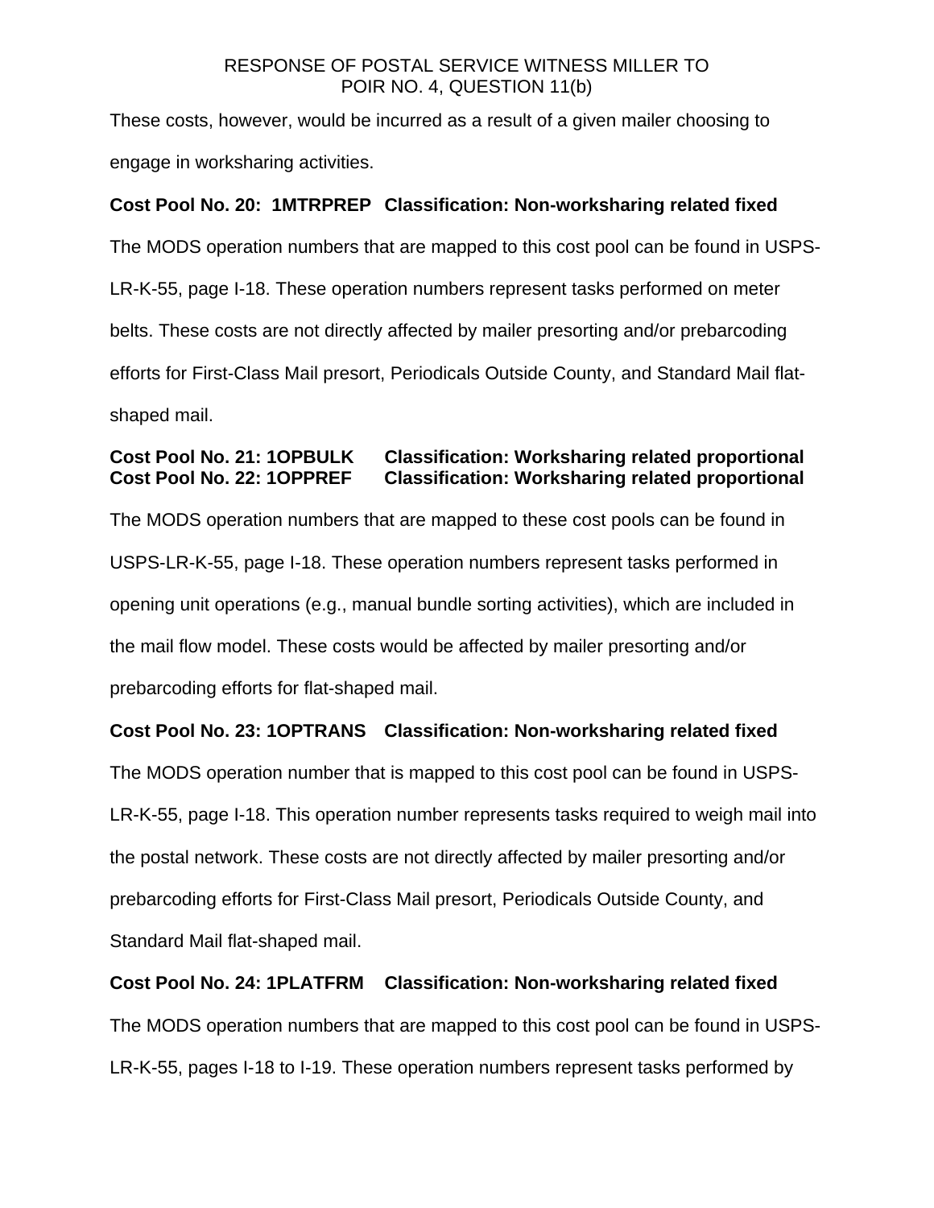These costs, however, would be incurred as a result of a given mailer choosing to engage in worksharing activities.

**Cost Pool No. 20: 1MTRPREP Classification: Non-worksharing related fixed**

The MODS operation numbers that are mapped to this cost pool can be found in USPS-LR-K-55, page I-18. These operation numbers represent tasks performed on meter belts. These costs are not directly affected by mailer presorting and/or prebarcoding efforts for First-Class Mail presort, Periodicals Outside County, and Standard Mail flat-shaped mail.

**Cost Pool No. 21: 1OPBULK Classification: Worksharing related proportional**
**Cost Pool No. 22: 1OPPREF Classification: Worksharing related proportional**

The MODS operation numbers that are mapped to these cost pools can be found in USPS-LR-K-55, page I-18. These operation numbers represent tasks performed in opening unit operations (e.g., manual bundle sorting activities), which are included in the mail flow model. These costs would be affected by mailer presorting and/or prebarcoding efforts for flat-shaped mail.

**Cost Pool No. 23: 1OPTRANS Classification: Non-worksharing related fixed**

The MODS operation number that is mapped to this cost pool can be found in USPS-LR-K-55, page I-18. This operation number represents tasks required to weigh mail into the postal network. These costs are not directly affected by mailer presorting and/or prebarcoding efforts for First-Class Mail presort, Periodicals Outside County, and Standard Mail flat-shaped mail.

**Cost Pool No. 24: 1PLATFRM Classification: Non-worksharing related fixed**

The MODS operation numbers that are mapped to this cost pool can be found in USPS-LR-K-55, pages I-18 to I-19. These operation numbers represent tasks performed by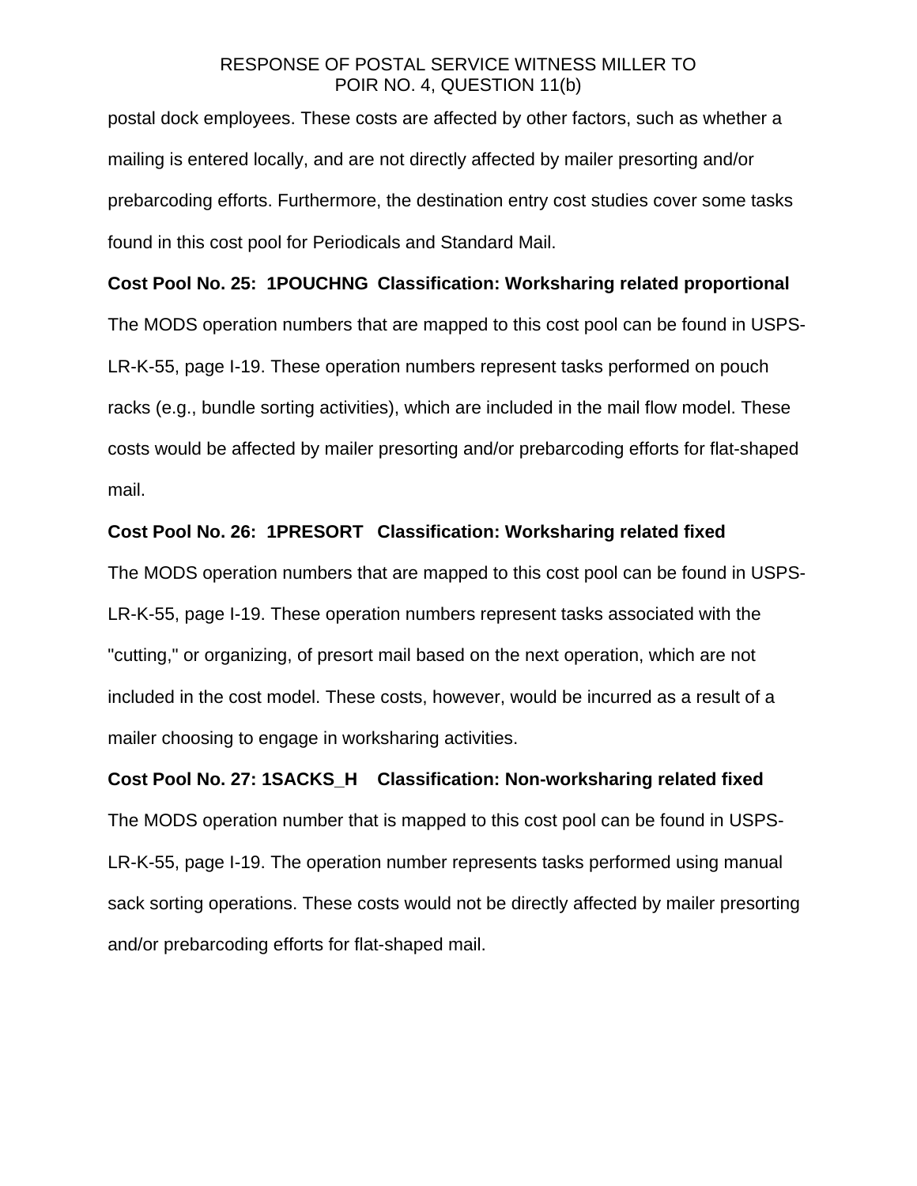postal dock employees. These costs are affected by other factors, such as whether a mailing is entered locally, and are not directly affected by mailer presorting and/or prebarcoding efforts. Furthermore, the destination entry cost studies cover some tasks found in this cost pool for Periodicals and Standard Mail.

**Cost Pool No. 25: 1POUCHNG Classification: Worksharing related proportional**

The MODS operation numbers that are mapped to this cost pool can be found in USPS-LR-K-55, page I-19. These operation numbers represent tasks performed on pouch racks (e.g., bundle sorting activities), which are included in the mail flow model. These costs would be affected by mailer presorting and/or prebarcoding efforts for flat-shaped mail.

**Cost Pool No. 26: 1PRESORT Classification: Worksharing related fixed**

The MODS operation numbers that are mapped to this cost pool can be found in USPS-LR-K-55, page I-19. These operation numbers represent tasks associated with the "cutting," or organizing, of presort mail based on the next operation, which are not included in the cost model. These costs, however, would be incurred as a result of a mailer choosing to engage in worksharing activities.

**Cost Pool No. 27: 1SACKS_H Classification: Non-worksharing related fixed**

The MODS operation number that is mapped to this cost pool can be found in USPS-LR-K-55, page I-19. The operation number represents tasks performed using manual sack sorting operations. These costs would not be directly affected by mailer presorting and/or prebarcoding efforts for flat-shaped mail.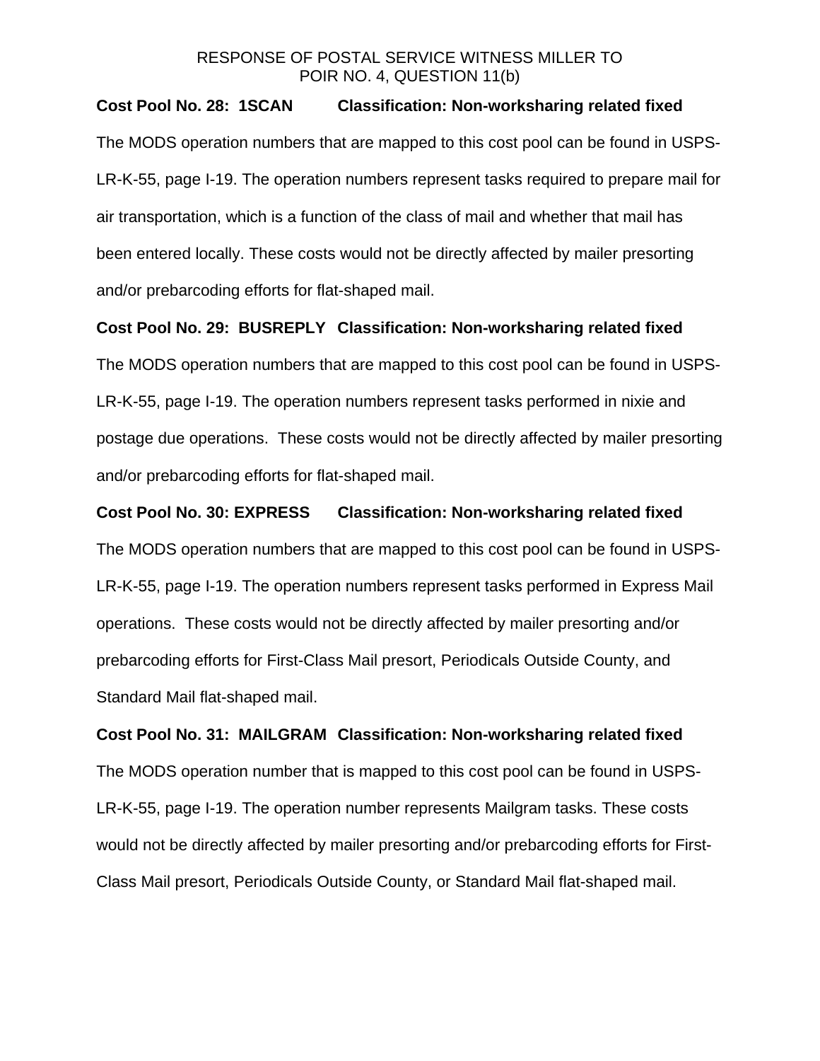RESPONSE OF POSTAL SERVICE WITNESS MILLER TO POIR NO. 4, QUESTION 11(b)

**Cost Pool No. 28: 1SCAN Classification: Non-worksharing related fixed**

The MODS operation numbers that are mapped to this cost pool can be found in USPS-LR-K-55, page I-19. The operation numbers represent tasks required to prepare mail for air transportation, which is a function of the class of mail and whether that mail has been entered locally. These costs would not be directly affected by mailer presorting and/or prebarcoding efforts for flat-shaped mail.

**Cost Pool No. 29: BUSREPLY Classification: Non-worksharing related fixed**

The MODS operation numbers that are mapped to this cost pool can be found in USPS-LR-K-55, page I-19. The operation numbers represent tasks performed in nixie and postage due operations. These costs would not be directly affected by mailer presorting and/or prebarcoding efforts for flat-shaped mail.

**Cost Pool No. 30: EXPRESS Classification: Non-worksharing related fixed**

The MODS operation numbers that are mapped to this cost pool can be found in USPS-LR-K-55, page I-19. The operation numbers represent tasks performed in Express Mail operations. These costs would not be directly affected by mailer presorting and/or prebarcoding efforts for First-Class Mail presort, Periodicals Outside County, and Standard Mail flat-shaped mail.

**Cost Pool No. 31: MAILGRAM Classification: Non-worksharing related fixed**

The MODS operation number that is mapped to this cost pool can be found in USPS-LR-K-55, page I-19. The operation number represents Mailgram tasks. These costs would not be directly affected by mailer presorting and/or prebarcoding efforts for First-Class Mail presort, Periodicals Outside County, or Standard Mail flat-shaped mail.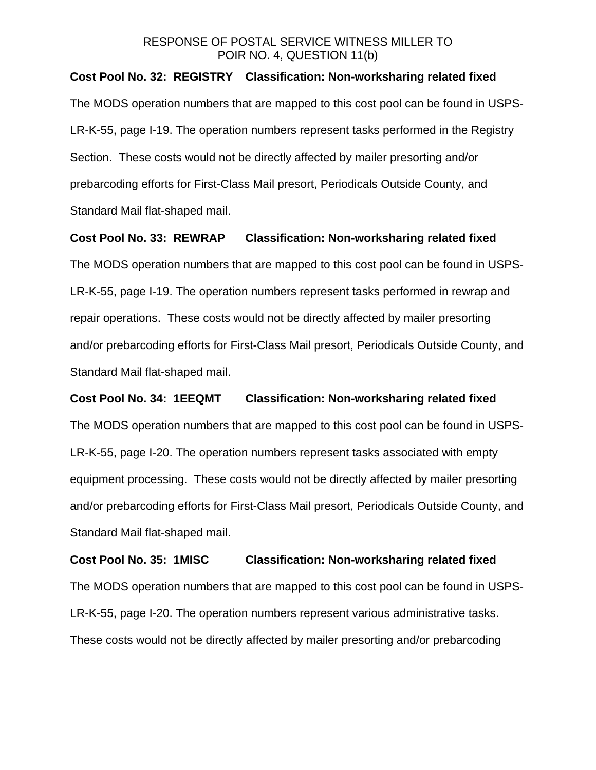**Cost Pool No. 32: REGISTRY Classification: Non-worksharing related fixed**

The MODS operation numbers that are mapped to this cost pool can be found in USPS-LR-K-55, page I-19. The operation numbers represent tasks performed in the Registry Section. These costs would not be directly affected by mailer presorting and/or prebarcoding efforts for First-Class Mail presort, Periodicals Outside County, and Standard Mail flat-shaped mail.

**Cost Pool No. 33: REWRAP Classification: Non-worksharing related fixed**

The MODS operation numbers that are mapped to this cost pool can be found in USPS-LR-K-55, page I-19. The operation numbers represent tasks performed in rewrap and repair operations. These costs would not be directly affected by mailer presorting and/or prebarcoding efforts for First-Class Mail presort, Periodicals Outside County, and Standard Mail flat-shaped mail.

**Cost Pool No. 34: 1EEQMT Classification: Non-worksharing related fixed**

The MODS operation numbers that are mapped to this cost pool can be found in USPS-LR-K-55, page I-20. The operation numbers represent tasks associated with empty equipment processing. These costs would not be directly affected by mailer presorting and/or prebarcoding efforts for First-Class Mail presort, Periodicals Outside County, and Standard Mail flat-shaped mail.

**Cost Pool No. 35: 1MISC Classification: Non-worksharing related fixed**

The MODS operation numbers that are mapped to this cost pool can be found in USPS-LR-K-55, page I-20. The operation numbers represent various administrative tasks. These costs would not be directly affected by mailer presorting and/or prebarcoding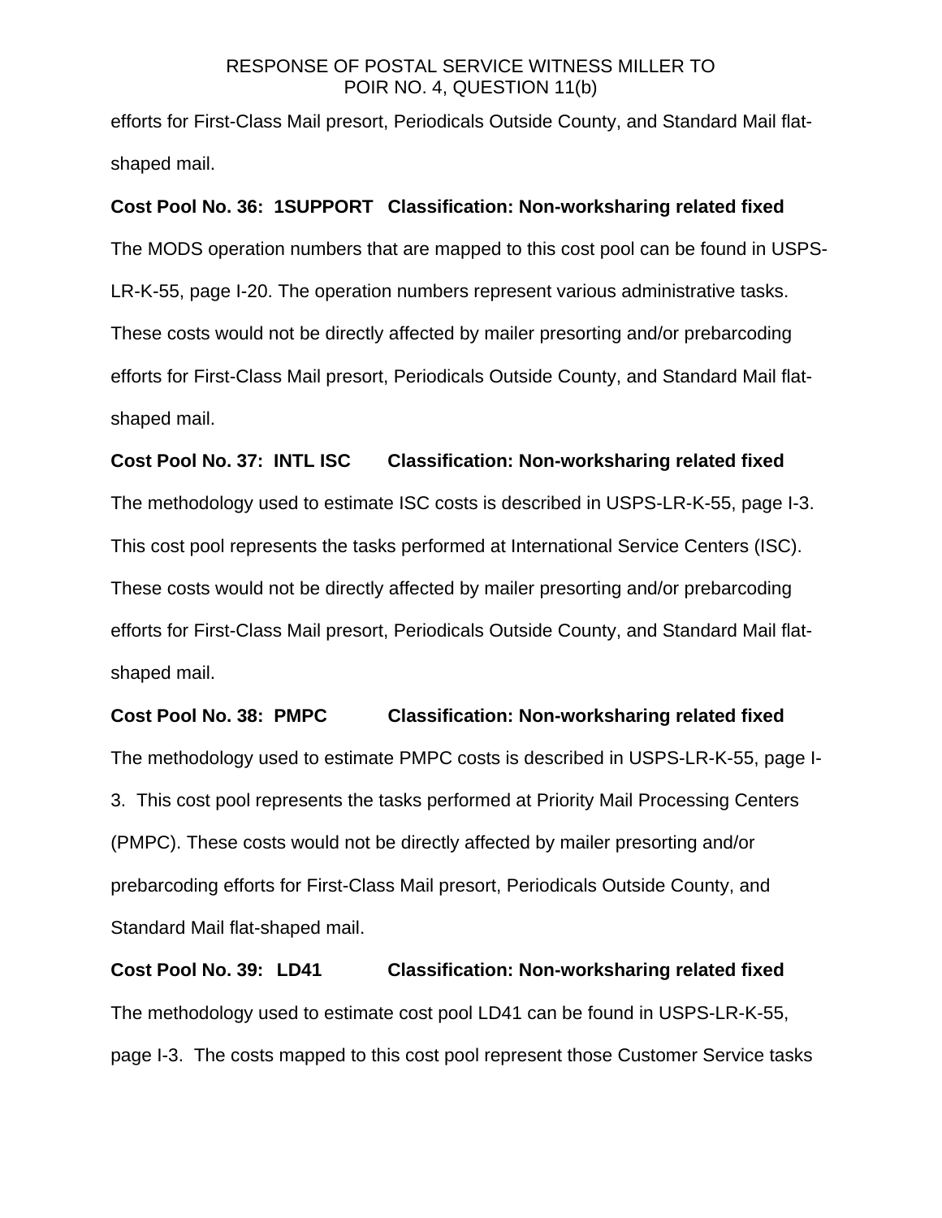efforts for First-Class Mail presort, Periodicals Outside County, and Standard Mail flat-shaped mail.

**Cost Pool No. 36: 1SUPPORT Classification: Non-worksharing related fixed**

The MODS operation numbers that are mapped to this cost pool can be found in USPS-LR-K-55, page I-20. The operation numbers represent various administrative tasks. These costs would not be directly affected by mailer presorting and/or prebarcoding efforts for First-Class Mail presort, Periodicals Outside County, and Standard Mail flat-shaped mail.

**Cost Pool No. 37: INTL ISC Classification: Non-worksharing related fixed**

The methodology used to estimate ISC costs is described in USPS-LR-K-55, page I-3. This cost pool represents the tasks performed at International Service Centers (ISC). These costs would not be directly affected by mailer presorting and/or prebarcoding efforts for First-Class Mail presort, Periodicals Outside County, and Standard Mail flat-shaped mail.

**Cost Pool No. 38: PMPC Classification: Non-worksharing related fixed**

The methodology used to estimate PMPC costs is described in USPS-LR-K-55, page I-3. This cost pool represents the tasks performed at Priority Mail Processing Centers (PMPC). These costs would not be directly affected by mailer presorting and/or prebarcoding efforts for First-Class Mail presort, Periodicals Outside County, and Standard Mail flat-shaped mail.

**Cost Pool No. 39: LD41 Classification: Non-worksharing related fixed**

The methodology used to estimate cost pool LD41 can be found in USPS-LR-K-55, page I-3. The costs mapped to this cost pool represent those Customer Service tasks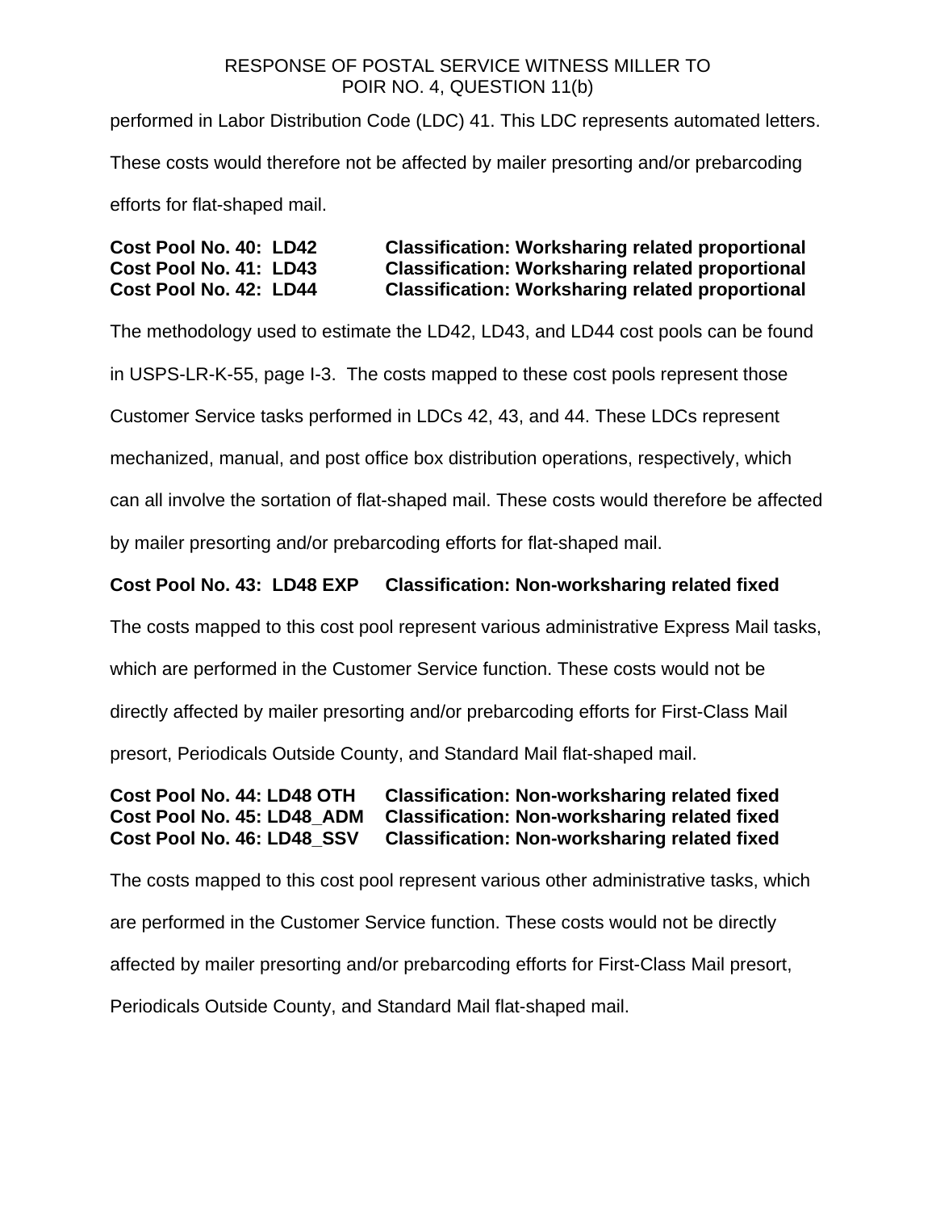performed in Labor Distribution Code (LDC) 41. This LDC represents automated letters. These costs would therefore not be affected by mailer presorting and/or prebarcoding efforts for flat-shaped mail.

**Cost Pool No. 40: LD42 Classification: Worksharing related proportional**
**Cost Pool No. 41: LD43 Classification: Worksharing related proportional**
**Cost Pool No. 42: LD44 Classification: Worksharing related proportional**

The methodology used to estimate the LD42, LD43, and LD44 cost pools can be found in USPS-LR-K-55, page I-3. The costs mapped to these cost pools represent those Customer Service tasks performed in LDCs 42, 43, and 44. These LDCs represent mechanized, manual, and post office box distribution operations, respectively, which can all involve the sortation of flat-shaped mail. These costs would therefore be affected by mailer presorting and/or prebarcoding efforts for flat-shaped mail.

**Cost Pool No. 43: LD48 EXP Classification: Non-worksharing related fixed**

The costs mapped to this cost pool represent various administrative Express Mail tasks, which are performed in the Customer Service function. These costs would not be directly affected by mailer presorting and/or prebarcoding efforts for First-Class Mail presort, Periodicals Outside County, and Standard Mail flat-shaped mail.

**Cost Pool No. 44: LD48 OTH Classification: Non-worksharing related fixed**
**Cost Pool No. 45: LD48_ADM Classification: Non-worksharing related fixed**
**Cost Pool No. 46: LD48_SSV Classification: Non-worksharing related fixed**

The costs mapped to this cost pool represent various other administrative tasks, which are performed in the Customer Service function. These costs would not be directly affected by mailer presorting and/or prebarcoding efforts for First-Class Mail presort, Periodicals Outside County, and Standard Mail flat-shaped mail.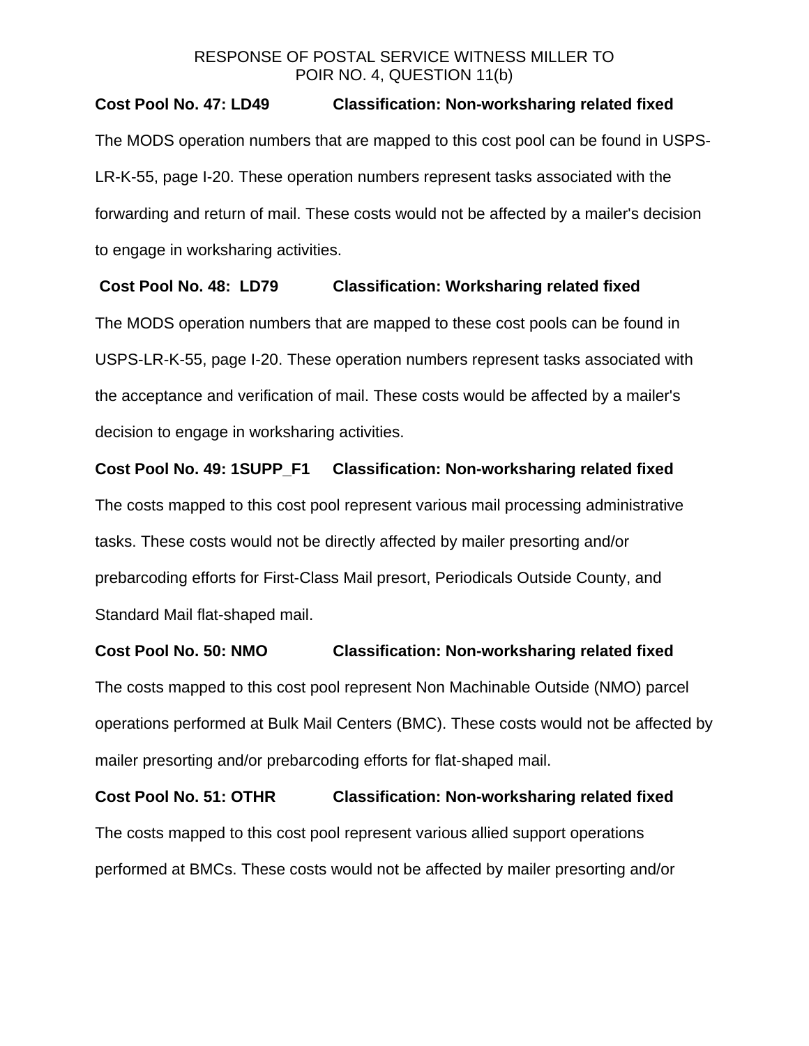**Cost Pool No. 47: LD49 Classification: Non-worksharing related fixed**

The MODS operation numbers that are mapped to this cost pool can be found in USPS-LR-K-55, page I-20. These operation numbers represent tasks associated with the forwarding and return of mail. These costs would not be affected by a mailer's decision to engage in worksharing activities.

**Cost Pool No. 48: LD79 Classification: Worksharing related fixed**

The MODS operation numbers that are mapped to these cost pools can be found in USPS-LR-K-55, page I-20. These operation numbers represent tasks associated with the acceptance and verification of mail. These costs would be affected by a mailer's decision to engage in worksharing activities.

**Cost Pool No. 49: 1SUPP_F1 Classification: Non-worksharing related fixed**

The costs mapped to this cost pool represent various mail processing administrative tasks. These costs would not be directly affected by mailer presorting and/or prebarcoding efforts for First-Class Mail presort, Periodicals Outside County, and Standard Mail flat-shaped mail.

**Cost Pool No. 50: NMO Classification: Non-worksharing related fixed**

The costs mapped to this cost pool represent Non Machinable Outside (NMO) parcel operations performed at Bulk Mail Centers (BMC). These costs would not be affected by mailer presorting and/or prebarcoding efforts for flat-shaped mail.

**Cost Pool No. 51: OTHR Classification: Non-worksharing related fixed**

The costs mapped to this cost pool represent various allied support operations performed at BMCs. These costs would not be affected by mailer presorting and/or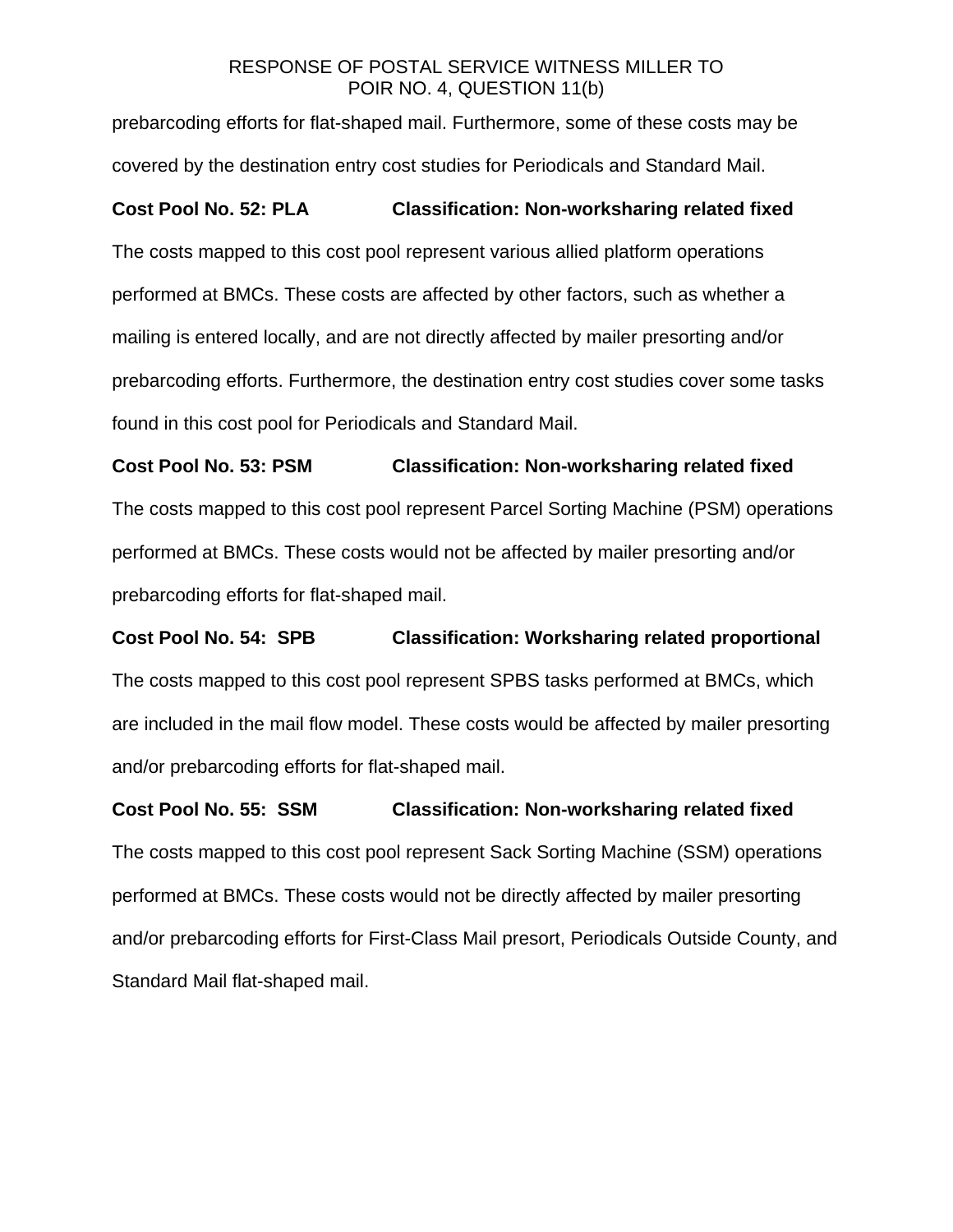prebarcoding efforts for flat-shaped mail. Furthermore, some of these costs may be covered by the destination entry cost studies for Periodicals and Standard Mail.

**Cost Pool No. 52: PLA Classification: Non-worksharing related fixed**

The costs mapped to this cost pool represent various allied platform operations performed at BMCs. These costs are affected by other factors, such as whether a mailing is entered locally, and are not directly affected by mailer presorting and/or prebarcoding efforts. Furthermore, the destination entry cost studies cover some tasks found in this cost pool for Periodicals and Standard Mail.

**Cost Pool No. 53: PSM Classification: Non-worksharing related fixed**

The costs mapped to this cost pool represent Parcel Sorting Machine (PSM) operations performed at BMCs. These costs would not be affected by mailer presorting and/or prebarcoding efforts for flat-shaped mail.

**Cost Pool No. 54: SPB Classification: Worksharing related proportional**

The costs mapped to this cost pool represent SPBS tasks performed at BMCs, which are included in the mail flow model. These costs would be affected by mailer presorting and/or prebarcoding efforts for flat-shaped mail.

**Cost Pool No. 55: SSM Classification: Non-worksharing related fixed**

The costs mapped to this cost pool represent Sack Sorting Machine (SSM) operations performed at BMCs. These costs would not be directly affected by mailer presorting and/or prebarcoding efforts for First-Class Mail presort, Periodicals Outside County, and Standard Mail flat-shaped mail.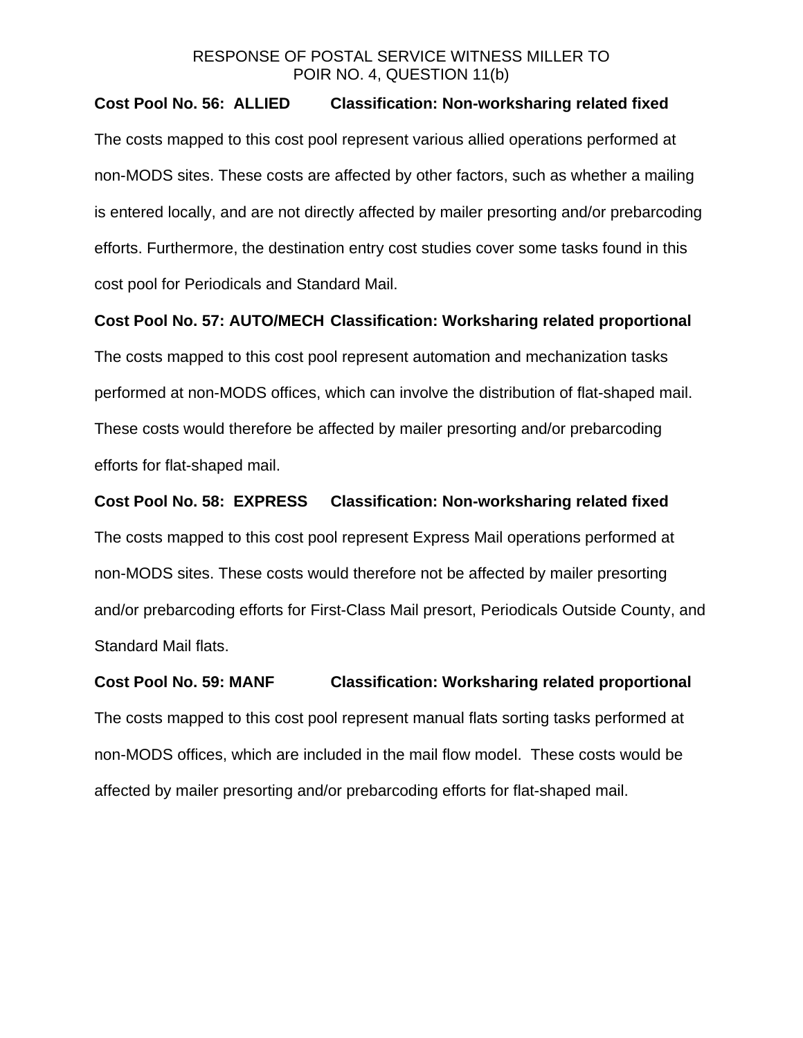**Cost Pool No. 56: ALLIED Classification: Non-worksharing related fixed**

The costs mapped to this cost pool represent various allied operations performed at non-MODS sites. These costs are affected by other factors, such as whether a mailing is entered locally, and are not directly affected by mailer presorting and/or prebarcoding efforts. Furthermore, the destination entry cost studies cover some tasks found in this cost pool for Periodicals and Standard Mail.

**Cost Pool No. 57: AUTO/MECH Classification: Worksharing related proportional**

The costs mapped to this cost pool represent automation and mechanization tasks performed at non-MODS offices, which can involve the distribution of flat-shaped mail. These costs would therefore be affected by mailer presorting and/or prebarcoding efforts for flat-shaped mail.

**Cost Pool No. 58: EXPRESS Classification: Non-worksharing related fixed**

The costs mapped to this cost pool represent Express Mail operations performed at non-MODS sites. These costs would therefore not be affected by mailer presorting and/or prebarcoding efforts for First-Class Mail presort, Periodicals Outside County, and Standard Mail flats.

**Cost Pool No. 59: MANF Classification: Worksharing related proportional**

The costs mapped to this cost pool represent manual flats sorting tasks performed at non-MODS offices, which are included in the mail flow model. These costs would be affected by mailer presorting and/or prebarcoding efforts for flat-shaped mail.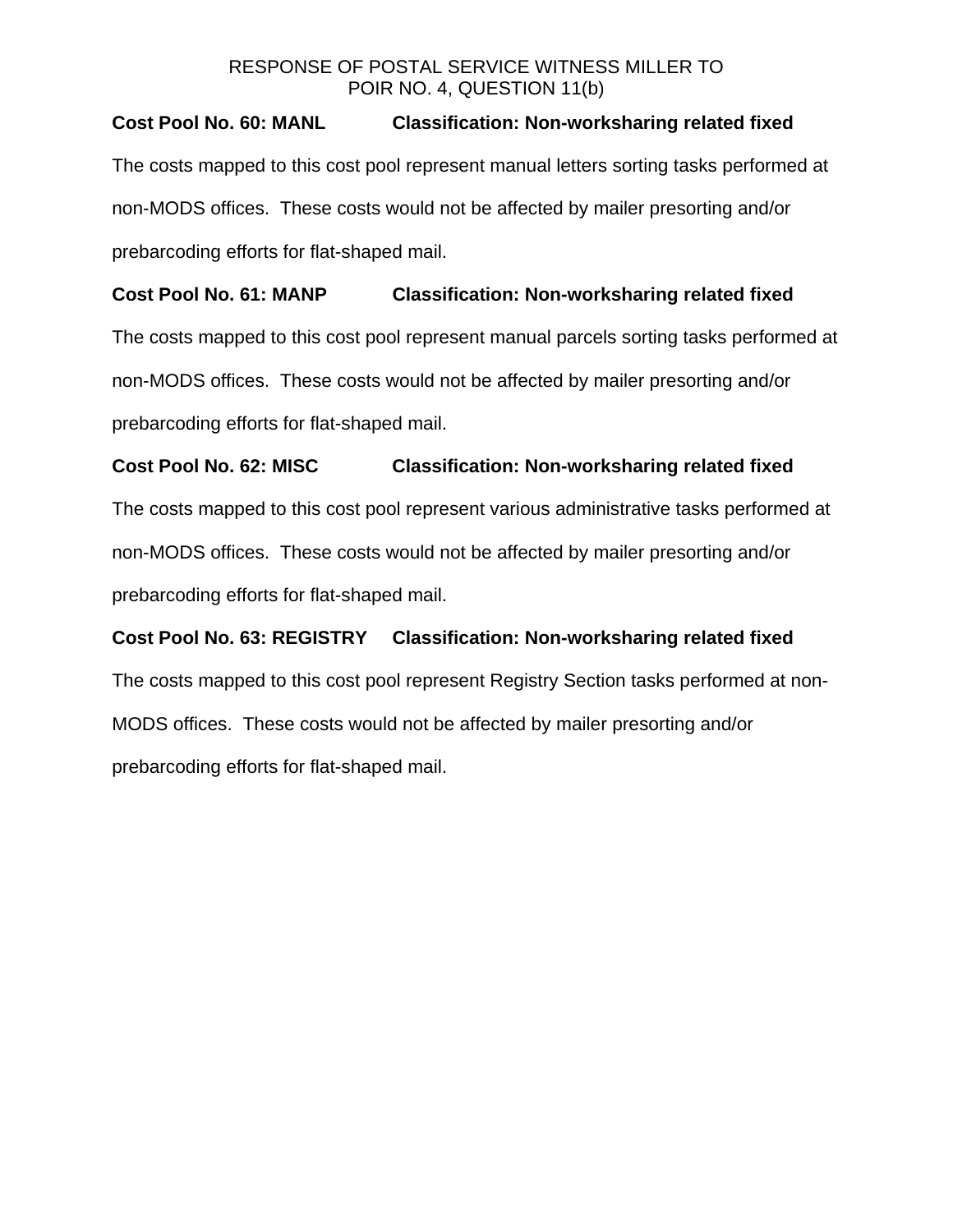**Cost Pool No. 60: MANL Classification: Non-worksharing related fixed**

The costs mapped to this cost pool represent manual letters sorting tasks performed at non-MODS offices. These costs would not be affected by mailer presorting and/or prebarcoding efforts for flat-shaped mail.

**Cost Pool No. 61: MANP Classification: Non-worksharing related fixed**

The costs mapped to this cost pool represent manual parcels sorting tasks performed at non-MODS offices. These costs would not be affected by mailer presorting and/or prebarcoding efforts for flat-shaped mail.

**Cost Pool No. 62: MISC Classification: Non-worksharing related fixed**

The costs mapped to this cost pool represent various administrative tasks performed at non-MODS offices. These costs would not be affected by mailer presorting and/or prebarcoding efforts for flat-shaped mail.

**Cost Pool No. 63: REGISTRY Classification: Non-worksharing related fixed**

The costs mapped to this cost pool represent Registry Section tasks performed at non-MODS offices. These costs would not be affected by mailer presorting and/or prebarcoding efforts for flat-shaped mail.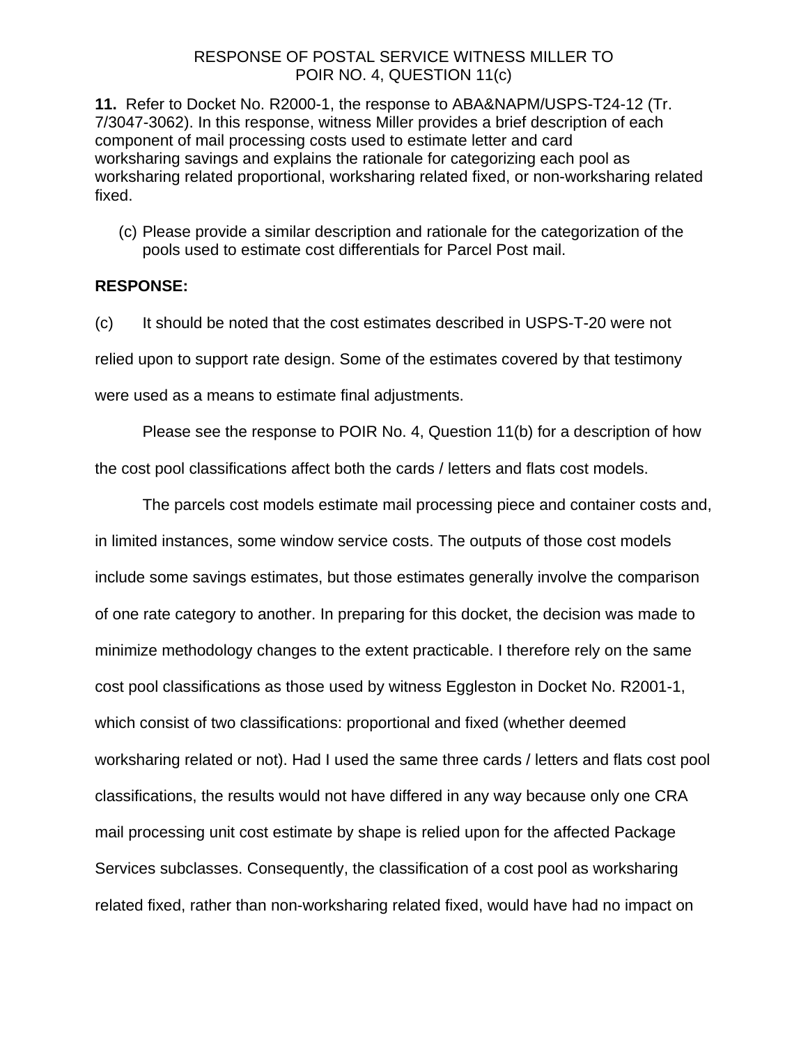RESPONSE OF POSTAL SERVICE WITNESS MILLER TO
POIR NO. 4, QUESTION 11(c)

**11.** Refer to Docket No. R2000-1, the response to ABA&NAPM/USPS-T24-12 (Tr. 7/3047-3062). In this response, witness Miller provides a brief description of each component of mail processing costs used to estimate letter and card worksharing savings and explains the rationale for categorizing each pool as worksharing related proportional, worksharing related fixed, or non-worksharing related fixed.

(c) Please provide a similar description and rationale for the categorization of the pools used to estimate cost differentials for Parcel Post mail.

**RESPONSE:**

(c) It should be noted that the cost estimates described in USPS-T-20 were not relied upon to support rate design. Some of the estimates covered by that testimony were used as a means to estimate final adjustments.

Please see the response to POIR No. 4, Question 11(b) for a description of how the cost pool classifications affect both the cards / letters and flats cost models.

The parcels cost models estimate mail processing piece and container costs and, in limited instances, some window service costs. The outputs of those cost models include some savings estimates, but those estimates generally involve the comparison of one rate category to another. In preparing for this docket, the decision was made to minimize methodology changes to the extent practicable. I therefore rely on the same cost pool classifications as those used by witness Eggleston in Docket No. R2001-1, which consist of two classifications: proportional and fixed (whether deemed worksharing related or not). Had I used the same three cards / letters and flats cost pool classifications, the results would not have differed in any way because only one CRA mail processing unit cost estimate by shape is relied upon for the affected Package Services subclasses. Consequently, the classification of a cost pool as worksharing related fixed, rather than non-worksharing related fixed, would have had no impact on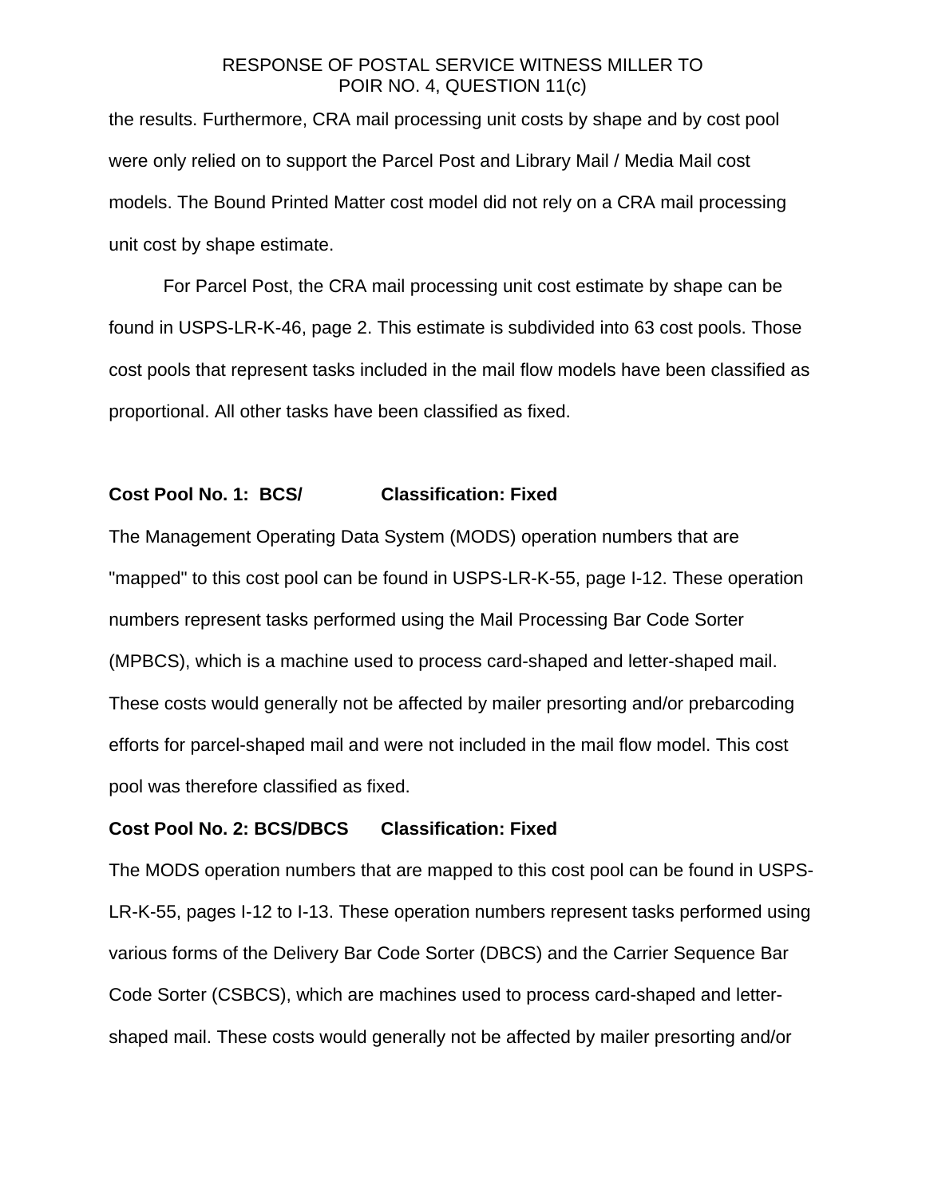the results. Furthermore, CRA mail processing unit costs by shape and by cost pool were only relied on to support the Parcel Post and Library Mail / Media Mail cost models. The Bound Printed Matter cost model did not rely on a CRA mail processing unit cost by shape estimate.

For Parcel Post, the CRA mail processing unit cost estimate by shape can be found in USPS-LR-K-46, page 2. This estimate is subdivided into 63 cost pools. Those cost pools that represent tasks included in the mail flow models have been classified as proportional. All other tasks have been classified as fixed.

**Cost Pool No. 1: BCS/ Classification: Fixed**

The Management Operating Data System (MODS) operation numbers that are "mapped" to this cost pool can be found in USPS-LR-K-55, page I-12. These operation numbers represent tasks performed using the Mail Processing Bar Code Sorter (MPBCS), which is a machine used to process card-shaped and letter-shaped mail. These costs would generally not be affected by mailer presorting and/or prebarcoding efforts for parcel-shaped mail and were not included in the mail flow model. This cost pool was therefore classified as fixed.

**Cost Pool No. 2: BCS/DBCS Classification: Fixed**

The MODS operation numbers that are mapped to this cost pool can be found in USPS-LR-K-55, pages I-12 to I-13. These operation numbers represent tasks performed using various forms of the Delivery Bar Code Sorter (DBCS) and the Carrier Sequence Bar Code Sorter (CSBCS), which are machines used to process card-shaped and letter-shaped mail. These costs would generally not be affected by mailer presorting and/or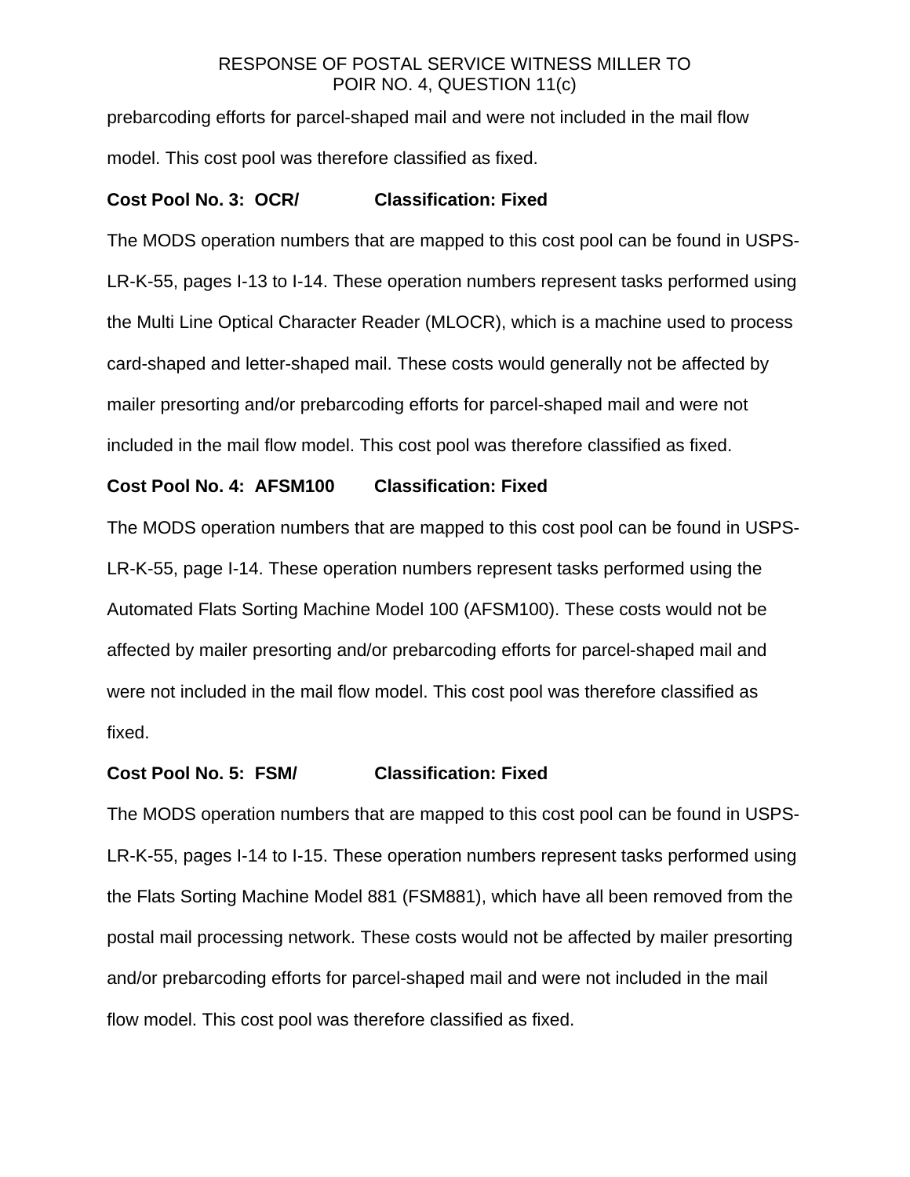prebarcoding efforts for parcel-shaped mail and were not included in the mail flow model. This cost pool was therefore classified as fixed.

**Cost Pool No. 3: OCR/ Classification: Fixed**

The MODS operation numbers that are mapped to this cost pool can be found in USPS-LR-K-55, pages I-13 to I-14. These operation numbers represent tasks performed using the Multi Line Optical Character Reader (MLOCR), which is a machine used to process card-shaped and letter-shaped mail. These costs would generally not be affected by mailer presorting and/or prebarcoding efforts for parcel-shaped mail and were not included in the mail flow model. This cost pool was therefore classified as fixed.

**Cost Pool No. 4: AFSM100 Classification: Fixed**

The MODS operation numbers that are mapped to this cost pool can be found in USPS-LR-K-55, page I-14. These operation numbers represent tasks performed using the Automated Flats Sorting Machine Model 100 (AFSM100). These costs would not be affected by mailer presorting and/or prebarcoding efforts for parcel-shaped mail and were not included in the mail flow model. This cost pool was therefore classified as fixed.

**Cost Pool No. 5: FSM/ Classification: Fixed**

The MODS operation numbers that are mapped to this cost pool can be found in USPS-LR-K-55, pages I-14 to I-15. These operation numbers represent tasks performed using the Flats Sorting Machine Model 881 (FSM881), which have all been removed from the postal mail processing network. These costs would not be affected by mailer presorting and/or prebarcoding efforts for parcel-shaped mail and were not included in the mail flow model. This cost pool was therefore classified as fixed.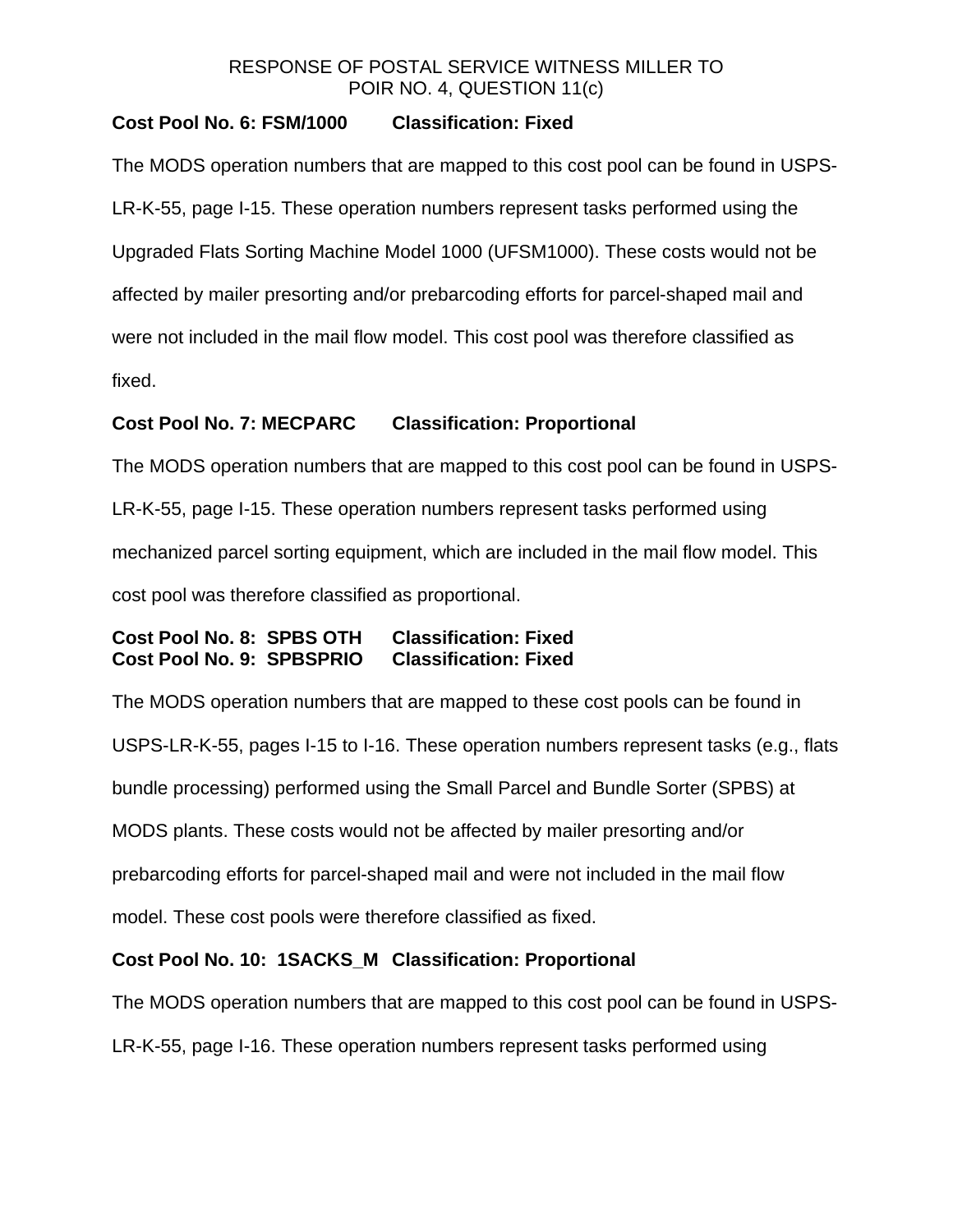RESPONSE OF POSTAL SERVICE WITNESS MILLER TO
POIR NO. 4, QUESTION 11(c)

**Cost Pool No. 6: FSM/1000 Classification: Fixed**

The MODS operation numbers that are mapped to this cost pool can be found in USPS-LR-K-55, page I-15. These operation numbers represent tasks performed using the Upgraded Flats Sorting Machine Model 1000 (UFSM1000). These costs would not be affected by mailer presorting and/or prebarcoding efforts for parcel-shaped mail and were not included in the mail flow model. This cost pool was therefore classified as fixed.

**Cost Pool No. 7: MECPARC Classification: Proportional**

The MODS operation numbers that are mapped to this cost pool can be found in USPS-LR-K-55, page I-15. These operation numbers represent tasks performed using mechanized parcel sorting equipment, which are included in the mail flow model. This cost pool was therefore classified as proportional.

**Cost Pool No. 8: SPBS OTH Classification: Fixed**
**Cost Pool No. 9: SPBSPRIO Classification: Fixed**

The MODS operation numbers that are mapped to these cost pools can be found in USPS-LR-K-55, pages I-15 to I-16. These operation numbers represent tasks (e.g., flats bundle processing) performed using the Small Parcel and Bundle Sorter (SPBS) at MODS plants. These costs would not be affected by mailer presorting and/or prebarcoding efforts for parcel-shaped mail and were not included in the mail flow model. These cost pools were therefore classified as fixed.

**Cost Pool No. 10: 1SACKS_M Classification: Proportional**

The MODS operation numbers that are mapped to this cost pool can be found in USPS-LR-K-55, page I-16. These operation numbers represent tasks performed using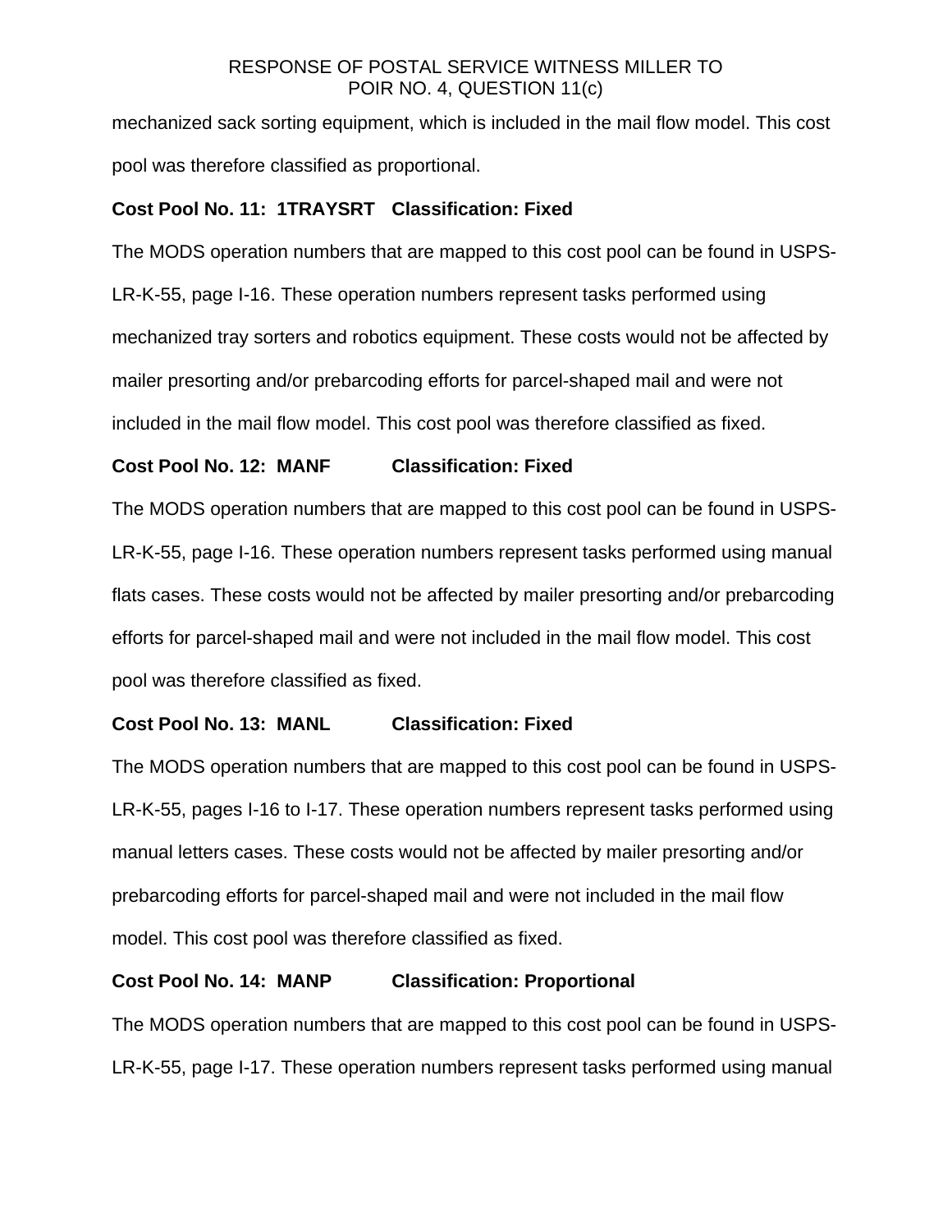mechanized sack sorting equipment, which is included in the mail flow model. This cost pool was therefore classified as proportional.

**Cost Pool No. 11: 1TRAYSRT Classification: Fixed**

The MODS operation numbers that are mapped to this cost pool can be found in USPS-LR-K-55, page I-16. These operation numbers represent tasks performed using mechanized tray sorters and robotics equipment. These costs would not be affected by mailer presorting and/or prebarcoding efforts for parcel-shaped mail and were not included in the mail flow model. This cost pool was therefore classified as fixed.

**Cost Pool No. 12: MANF Classification: Fixed**

The MODS operation numbers that are mapped to this cost pool can be found in USPS-LR-K-55, page I-16. These operation numbers represent tasks performed using manual flats cases. These costs would not be affected by mailer presorting and/or prebarcoding efforts for parcel-shaped mail and were not included in the mail flow model. This cost pool was therefore classified as fixed.

**Cost Pool No. 13: MANL Classification: Fixed**

The MODS operation numbers that are mapped to this cost pool can be found in USPS-LR-K-55, pages I-16 to I-17. These operation numbers represent tasks performed using manual letters cases. These costs would not be affected by mailer presorting and/or prebarcoding efforts for parcel-shaped mail and were not included in the mail flow model. This cost pool was therefore classified as fixed.

**Cost Pool No. 14: MANP Classification: Proportional**

The MODS operation numbers that are mapped to this cost pool can be found in USPS-LR-K-55, page I-17. These operation numbers represent tasks performed using manual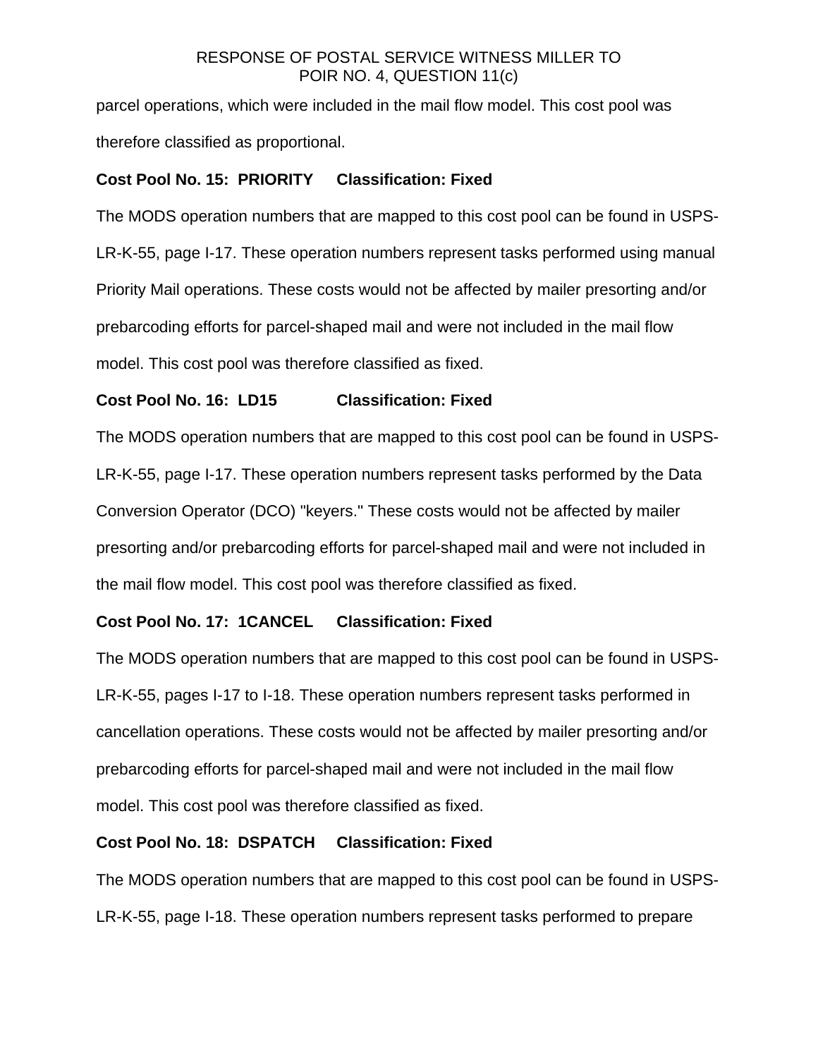parcel operations, which were included in the mail flow model. This cost pool was therefore classified as proportional.

**Cost Pool No. 15: PRIORITY Classification: Fixed**

The MODS operation numbers that are mapped to this cost pool can be found in USPS-LR-K-55, page I-17. These operation numbers represent tasks performed using manual Priority Mail operations. These costs would not be affected by mailer presorting and/or prebarcoding efforts for parcel-shaped mail and were not included in the mail flow model. This cost pool was therefore classified as fixed.

**Cost Pool No. 16: LD15 Classification: Fixed**

The MODS operation numbers that are mapped to this cost pool can be found in USPS-LR-K-55, page I-17. These operation numbers represent tasks performed by the Data Conversion Operator (DCO) "keyers." These costs would not be affected by mailer presorting and/or prebarcoding efforts for parcel-shaped mail and were not included in the mail flow model. This cost pool was therefore classified as fixed.

**Cost Pool No. 17: 1CANCEL Classification: Fixed**

The MODS operation numbers that are mapped to this cost pool can be found in USPS-LR-K-55, pages I-17 to I-18. These operation numbers represent tasks performed in cancellation operations. These costs would not be affected by mailer presorting and/or prebarcoding efforts for parcel-shaped mail and were not included in the mail flow model. This cost pool was therefore classified as fixed.

**Cost Pool No. 18: DSPATCH Classification: Fixed**

The MODS operation numbers that are mapped to this cost pool can be found in USPS-LR-K-55, page I-18. These operation numbers represent tasks performed to prepare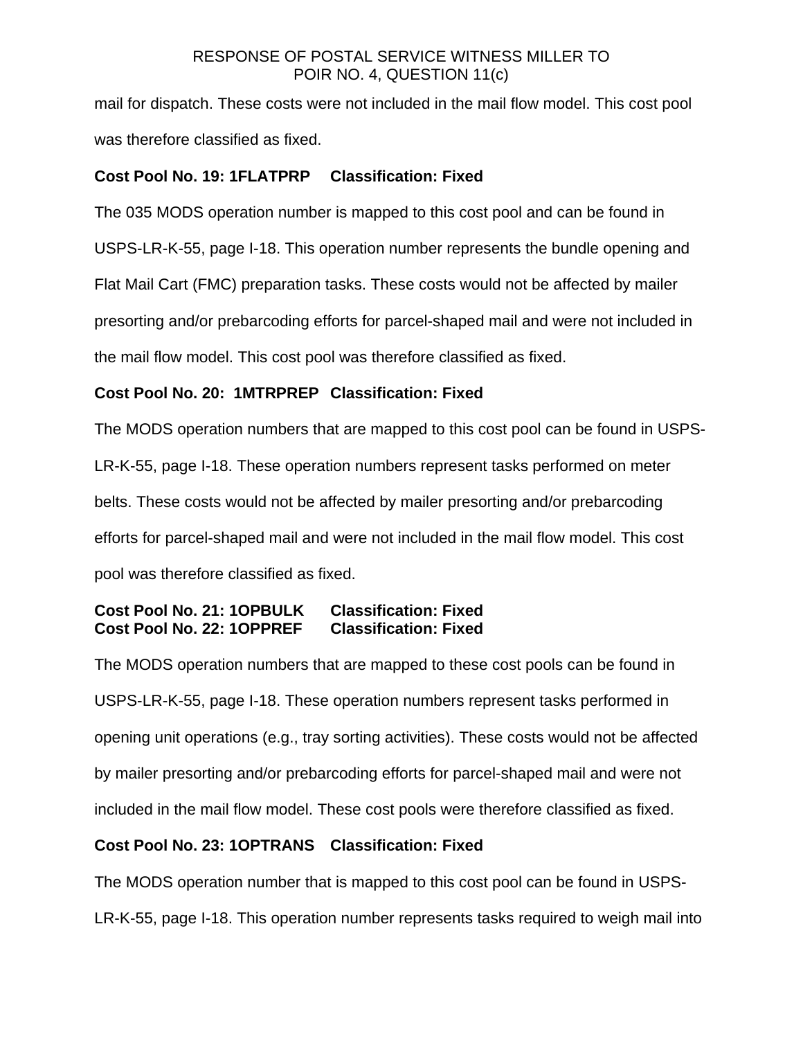mail for dispatch. These costs were not included in the mail flow model. This cost pool was therefore classified as fixed.

**Cost Pool No. 19: 1FLATPRP Classification: Fixed**

The 035 MODS operation number is mapped to this cost pool and can be found in USPS-LR-K-55, page I-18. This operation number represents the bundle opening and Flat Mail Cart (FMC) preparation tasks. These costs would not be affected by mailer presorting and/or prebarcoding efforts for parcel-shaped mail and were not included in the mail flow model. This cost pool was therefore classified as fixed.

**Cost Pool No. 20: 1MTRPREP Classification: Fixed**

The MODS operation numbers that are mapped to this cost pool can be found in USPS-LR-K-55, page I-18. These operation numbers represent tasks performed on meter belts. These costs would not be affected by mailer presorting and/or prebarcoding efforts for parcel-shaped mail and were not included in the mail flow model. This cost pool was therefore classified as fixed.

**Cost Pool No. 21: 1OPBULK Classification: Fixed**
**Cost Pool No. 22: 1OPPREF Classification: Fixed**

The MODS operation numbers that are mapped to these cost pools can be found in USPS-LR-K-55, page I-18. These operation numbers represent tasks performed in opening unit operations (e.g., tray sorting activities). These costs would not be affected by mailer presorting and/or prebarcoding efforts for parcel-shaped mail and were not included in the mail flow model. These cost pools were therefore classified as fixed.

**Cost Pool No. 23: 1OPTRANS Classification: Fixed**

The MODS operation number that is mapped to this cost pool can be found in USPS-LR-K-55, page I-18. This operation number represents tasks required to weigh mail into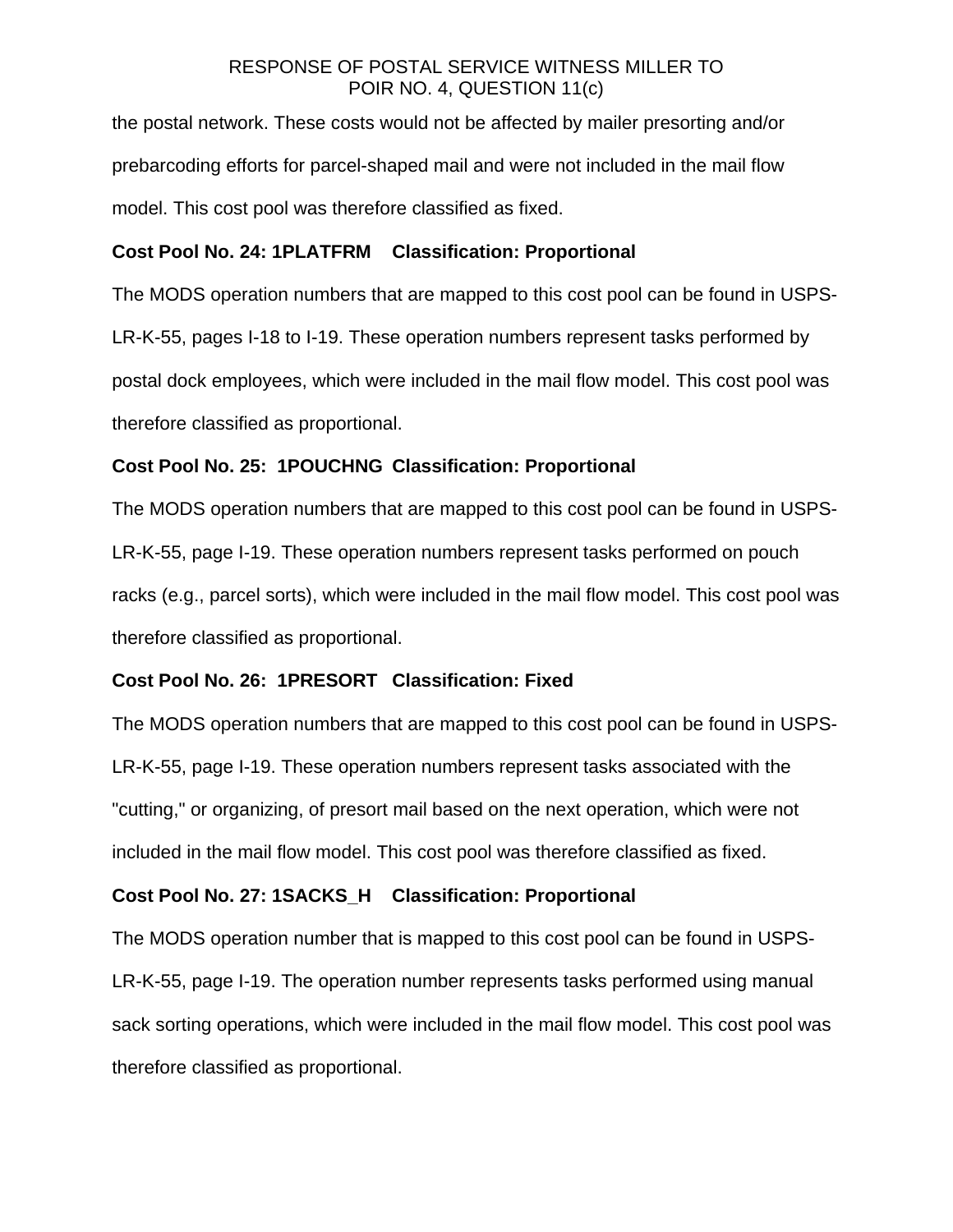the postal network. These costs would not be affected by mailer presorting and/or prebarcoding efforts for parcel-shaped mail and were not included in the mail flow model. This cost pool was therefore classified as fixed.

**Cost Pool No. 24: 1PLATFRM    Classification: Proportional**

The MODS operation numbers that are mapped to this cost pool can be found in USPS-LR-K-55, pages I-18 to I-19. These operation numbers represent tasks performed by postal dock employees, which were included in the mail flow model. This cost pool was therefore classified as proportional.

**Cost Pool No. 25:  1POUCHNG  Classification: Proportional**

The MODS operation numbers that are mapped to this cost pool can be found in USPS-LR-K-55, page I-19. These operation numbers represent tasks performed on pouch racks (e.g., parcel sorts), which were included in the mail flow model. This cost pool was therefore classified as proportional.

**Cost Pool No. 26:  1PRESORT   Classification: Fixed**

The MODS operation numbers that are mapped to this cost pool can be found in USPS-LR-K-55, page I-19. These operation numbers represent tasks associated with the "cutting," or organizing, of presort mail based on the next operation, which were not included in the mail flow model. This cost pool was therefore classified as fixed.

**Cost Pool No. 27: 1SACKS_H    Classification: Proportional**

The MODS operation number that is mapped to this cost pool can be found in USPS-LR-K-55, page I-19. The operation number represents tasks performed using manual sack sorting operations, which were included in the mail flow model. This cost pool was therefore classified as proportional.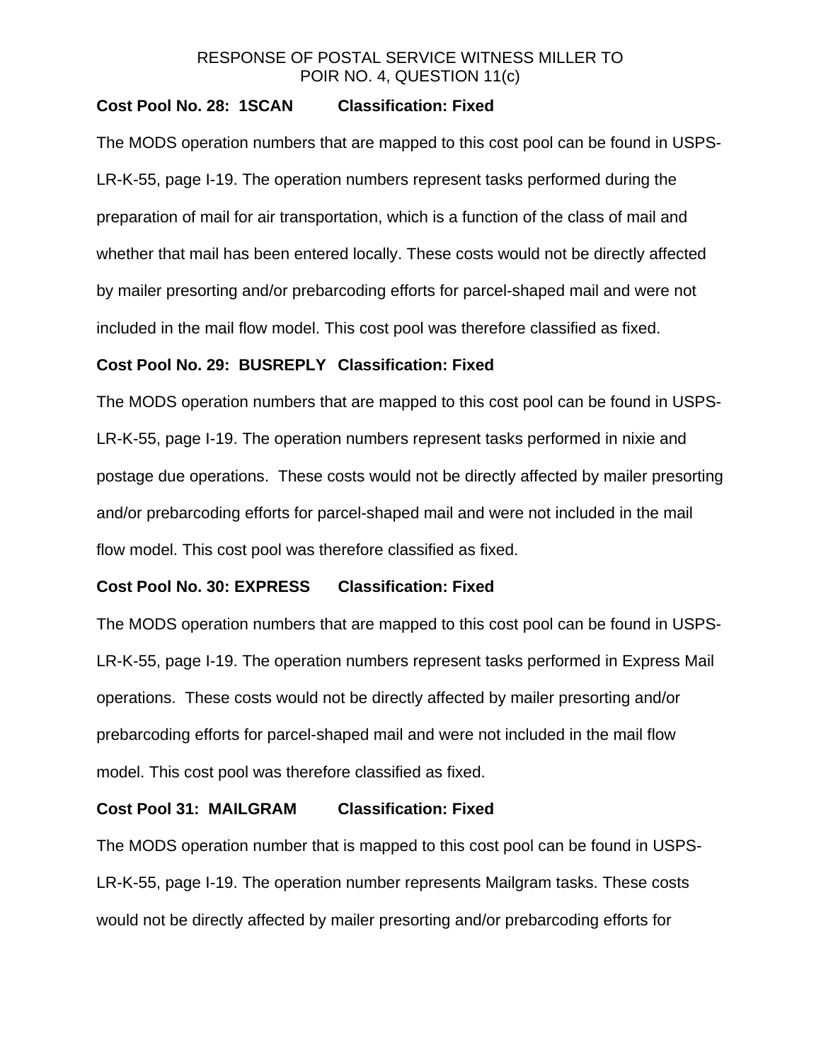**Cost Pool No. 28: 1SCAN Classification: Fixed**

The MODS operation numbers that are mapped to this cost pool can be found in USPS-LR-K-55, page I-19. The operation numbers represent tasks performed during the preparation of mail for air transportation, which is a function of the class of mail and whether that mail has been entered locally. These costs would not be directly affected by mailer presorting and/or prebarcoding efforts for parcel-shaped mail and were not included in the mail flow model. This cost pool was therefore classified as fixed.

**Cost Pool No. 29: BUSREPLY Classification: Fixed**

The MODS operation numbers that are mapped to this cost pool can be found in USPS-LR-K-55, page I-19. The operation numbers represent tasks performed in nixie and postage due operations. These costs would not be directly affected by mailer presorting and/or prebarcoding efforts for parcel-shaped mail and were not included in the mail flow model. This cost pool was therefore classified as fixed.

**Cost Pool No. 30: EXPRESS Classification: Fixed**

The MODS operation numbers that are mapped to this cost pool can be found in USPS-LR-K-55, page I-19. The operation numbers represent tasks performed in Express Mail operations. These costs would not be directly affected by mailer presorting and/or prebarcoding efforts for parcel-shaped mail and were not included in the mail flow model. This cost pool was therefore classified as fixed.

**Cost Pool 31: MAILGRAM Classification: Fixed**

The MODS operation number that is mapped to this cost pool can be found in USPS-LR-K-55, page I-19. The operation number represents Mailgram tasks. These costs would not be directly affected by mailer presorting and/or prebarcoding efforts for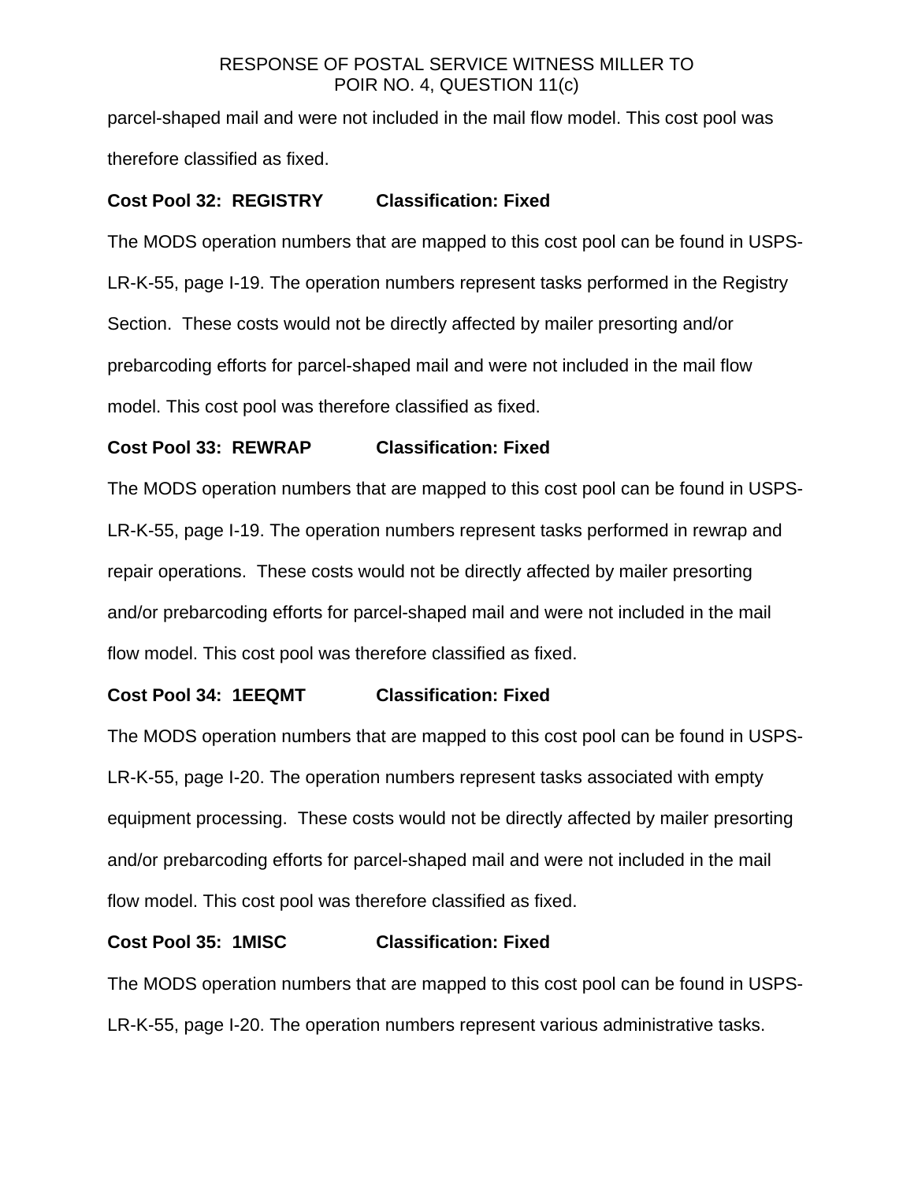parcel-shaped mail and were not included in the mail flow model. This cost pool was therefore classified as fixed.

**Cost Pool 32: REGISTRY Classification: Fixed**

The MODS operation numbers that are mapped to this cost pool can be found in USPS-LR-K-55, page I-19. The operation numbers represent tasks performed in the Registry Section. These costs would not be directly affected by mailer presorting and/or prebarcoding efforts for parcel-shaped mail and were not included in the mail flow model. This cost pool was therefore classified as fixed.

**Cost Pool 33: REWRAP Classification: Fixed**

The MODS operation numbers that are mapped to this cost pool can be found in USPS-LR-K-55, page I-19. The operation numbers represent tasks performed in rewrap and repair operations. These costs would not be directly affected by mailer presorting and/or prebarcoding efforts for parcel-shaped mail and were not included in the mail flow model. This cost pool was therefore classified as fixed.

**Cost Pool 34: 1EEQMT Classification: Fixed**

The MODS operation numbers that are mapped to this cost pool can be found in USPS-LR-K-55, page I-20. The operation numbers represent tasks associated with empty equipment processing. These costs would not be directly affected by mailer presorting and/or prebarcoding efforts for parcel-shaped mail and were not included in the mail flow model. This cost pool was therefore classified as fixed.

**Cost Pool 35: 1MISC Classification: Fixed**

The MODS operation numbers that are mapped to this cost pool can be found in USPS-LR-K-55, page I-20. The operation numbers represent various administrative tasks.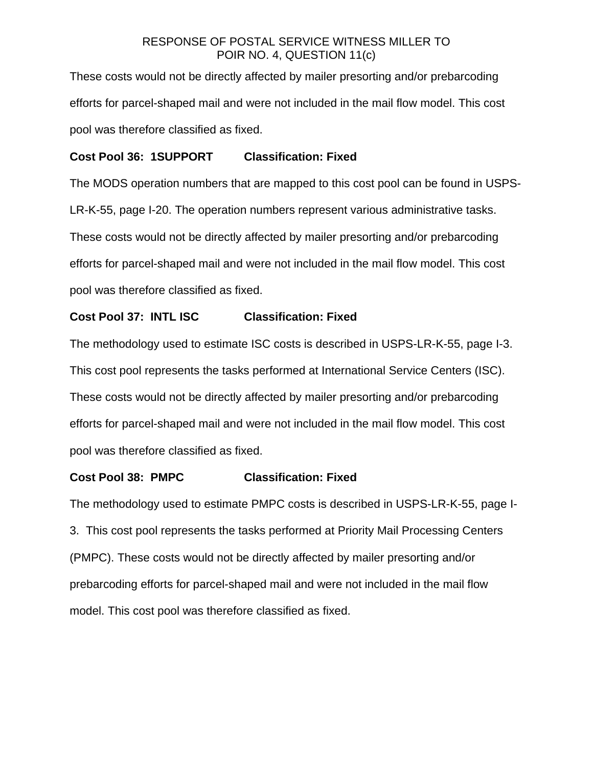These costs would not be directly affected by mailer presorting and/or prebarcoding efforts for parcel-shaped mail and were not included in the mail flow model. This cost pool was therefore classified as fixed.

**Cost Pool 36: 1SUPPORT Classification: Fixed**

The MODS operation numbers that are mapped to this cost pool can be found in USPS-LR-K-55, page I-20. The operation numbers represent various administrative tasks. These costs would not be directly affected by mailer presorting and/or prebarcoding efforts for parcel-shaped mail and were not included in the mail flow model. This cost pool was therefore classified as fixed.

**Cost Pool 37: INTL ISC Classification: Fixed**

The methodology used to estimate ISC costs is described in USPS-LR-K-55, page I-3. This cost pool represents the tasks performed at International Service Centers (ISC). These costs would not be directly affected by mailer presorting and/or prebarcoding efforts for parcel-shaped mail and were not included in the mail flow model. This cost pool was therefore classified as fixed.

**Cost Pool 38: PMPC Classification: Fixed**

The methodology used to estimate PMPC costs is described in USPS-LR-K-55, page I-3. This cost pool represents the tasks performed at Priority Mail Processing Centers (PMPC). These costs would not be directly affected by mailer presorting and/or prebarcoding efforts for parcel-shaped mail and were not included in the mail flow model. This cost pool was therefore classified as fixed.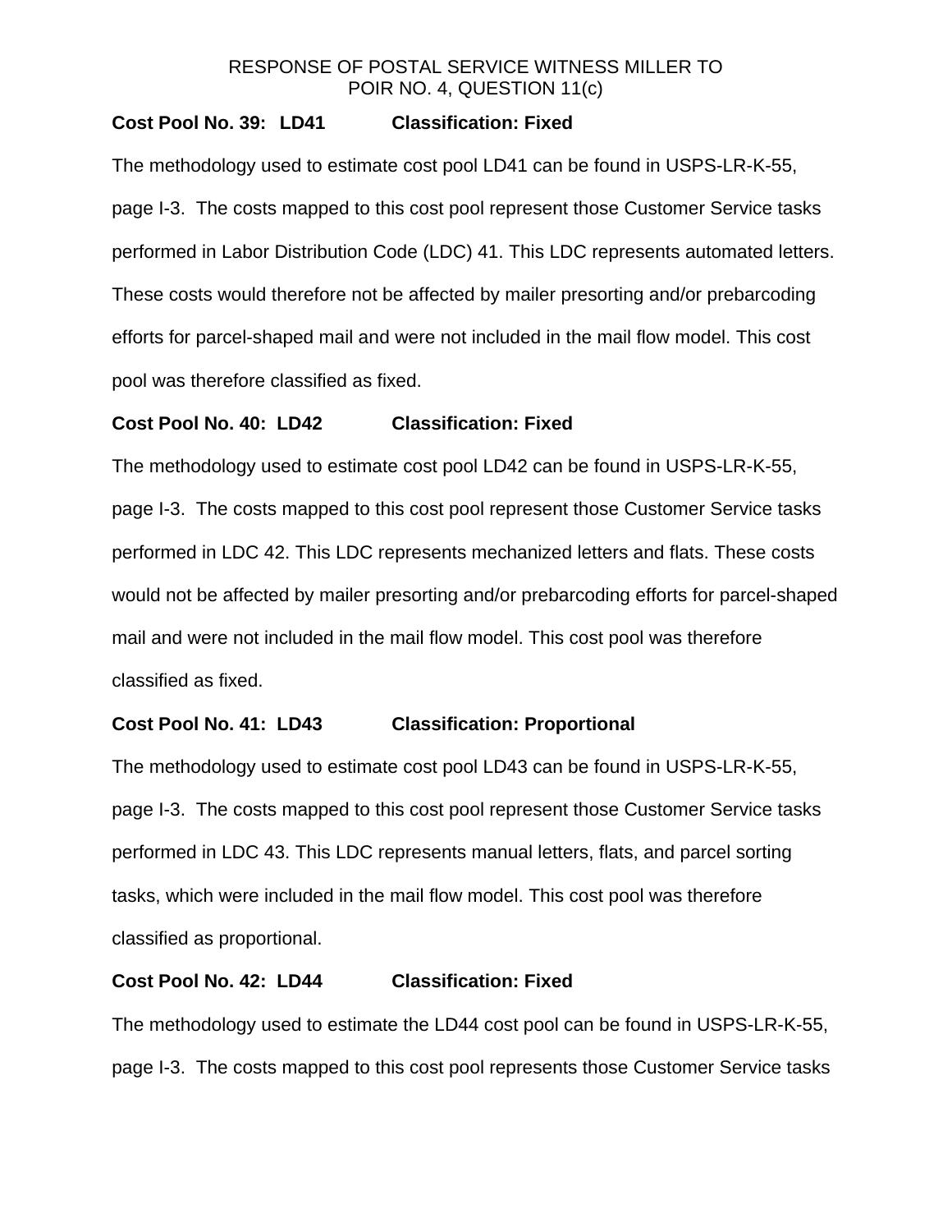**Cost Pool No. 39: LD41 Classification: Fixed**

The methodology used to estimate cost pool LD41 can be found in USPS-LR-K-55, page I-3. The costs mapped to this cost pool represent those Customer Service tasks performed in Labor Distribution Code (LDC) 41. This LDC represents automated letters. These costs would therefore not be affected by mailer presorting and/or prebarcoding efforts for parcel-shaped mail and were not included in the mail flow model. This cost pool was therefore classified as fixed.

**Cost Pool No. 40: LD42 Classification: Fixed**

The methodology used to estimate cost pool LD42 can be found in USPS-LR-K-55, page I-3. The costs mapped to this cost pool represent those Customer Service tasks performed in LDC 42. This LDC represents mechanized letters and flats. These costs would not be affected by mailer presorting and/or prebarcoding efforts for parcel-shaped mail and were not included in the mail flow model. This cost pool was therefore classified as fixed.

**Cost Pool No. 41: LD43 Classification: Proportional**

The methodology used to estimate cost pool LD43 can be found in USPS-LR-K-55, page I-3. The costs mapped to this cost pool represent those Customer Service tasks performed in LDC 43. This LDC represents manual letters, flats, and parcel sorting tasks, which were included in the mail flow model. This cost pool was therefore classified as proportional.

**Cost Pool No. 42: LD44 Classification: Fixed**

The methodology used to estimate the LD44 cost pool can be found in USPS-LR-K-55, page I-3. The costs mapped to this cost pool represents those Customer Service tasks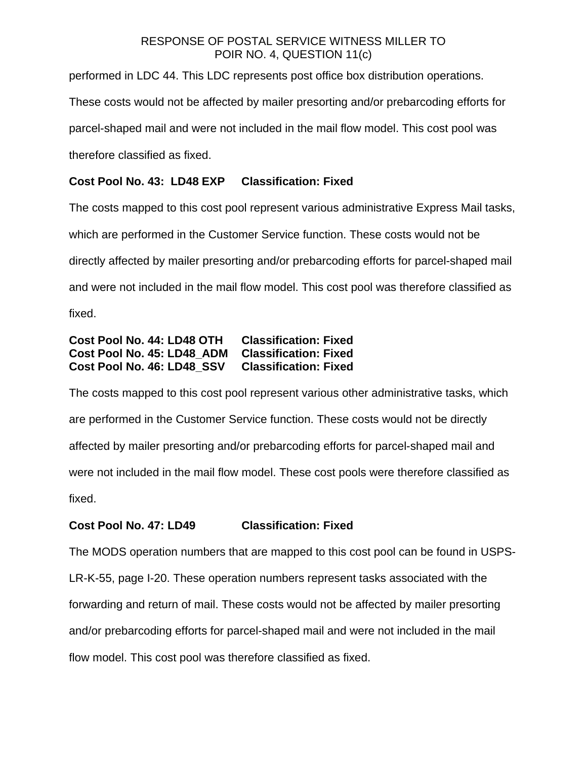performed in LDC 44. This LDC represents post office box distribution operations. These costs would not be affected by mailer presorting and/or prebarcoding efforts for parcel-shaped mail and were not included in the mail flow model. This cost pool was therefore classified as fixed.

**Cost Pool No. 43: LD48 EXP     Classification: Fixed**

The costs mapped to this cost pool represent various administrative Express Mail tasks, which are performed in the Customer Service function. These costs would not be directly affected by mailer presorting and/or prebarcoding efforts for parcel-shaped mail and were not included in the mail flow model. This cost pool was therefore classified as fixed.

**Cost Pool No. 44: LD48 OTH     Classification: Fixed**
**Cost Pool No. 45: LD48_ADM     Classification: Fixed**
**Cost Pool No. 46: LD48_SSV     Classification: Fixed**

The costs mapped to this cost pool represent various other administrative tasks, which are performed in the Customer Service function. These costs would not be directly affected by mailer presorting and/or prebarcoding efforts for parcel-shaped mail and were not included in the mail flow model. These cost pools were therefore classified as fixed.

**Cost Pool No. 47: LD49     Classification: Fixed**

The MODS operation numbers that are mapped to this cost pool can be found in USPS-LR-K-55, page I-20. These operation numbers represent tasks associated with the forwarding and return of mail. These costs would not be affected by mailer presorting and/or prebarcoding efforts for parcel-shaped mail and were not included in the mail flow model. This cost pool was therefore classified as fixed.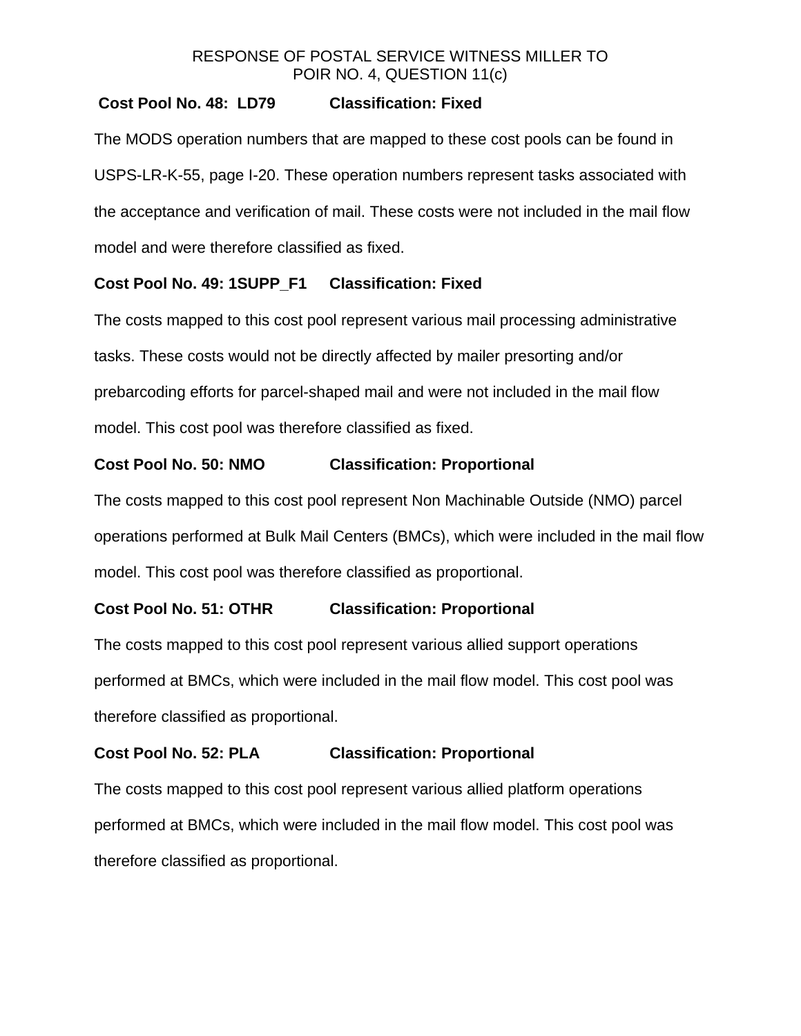RESPONSE OF POSTAL SERVICE WITNESS MILLER TO
POIR NO. 4, QUESTION 11(c)

**Cost Pool No. 48: LD79 Classification: Fixed**

The MODS operation numbers that are mapped to these cost pools can be found in USPS-LR-K-55, page I-20. These operation numbers represent tasks associated with the acceptance and verification of mail. These costs were not included in the mail flow model and were therefore classified as fixed.

**Cost Pool No. 49: 1SUPP_F1 Classification: Fixed**

The costs mapped to this cost pool represent various mail processing administrative tasks. These costs would not be directly affected by mailer presorting and/or prebarcoding efforts for parcel-shaped mail and were not included in the mail flow model. This cost pool was therefore classified as fixed.

**Cost Pool No. 50: NMO Classification: Proportional**

The costs mapped to this cost pool represent Non Machinable Outside (NMO) parcel operations performed at Bulk Mail Centers (BMCs), which were included in the mail flow model. This cost pool was therefore classified as proportional.

**Cost Pool No. 51: OTHR Classification: Proportional**

The costs mapped to this cost pool represent various allied support operations performed at BMCs, which were included in the mail flow model. This cost pool was therefore classified as proportional.

**Cost Pool No. 52: PLA Classification: Proportional**

The costs mapped to this cost pool represent various allied platform operations performed at BMCs, which were included in the mail flow model. This cost pool was therefore classified as proportional.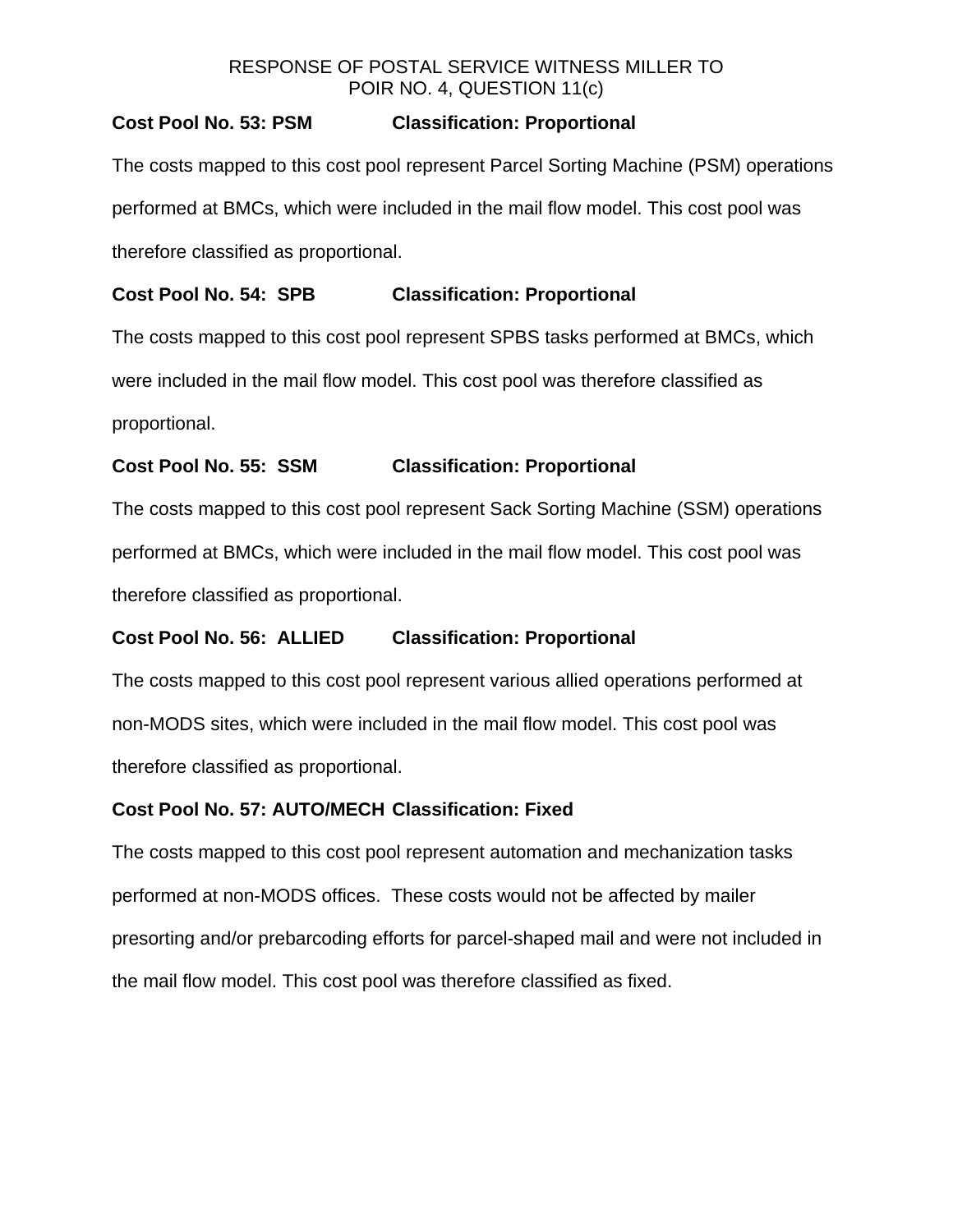RESPONSE OF POSTAL SERVICE WITNESS MILLER TO
POIR NO. 4, QUESTION 11(c)

**Cost Pool No. 53: PSM Classification: Proportional**

The costs mapped to this cost pool represent Parcel Sorting Machine (PSM) operations performed at BMCs, which were included in the mail flow model. This cost pool was therefore classified as proportional.

**Cost Pool No. 54: SPB Classification: Proportional**

The costs mapped to this cost pool represent SPBS tasks performed at BMCs, which were included in the mail flow model. This cost pool was therefore classified as proportional.

**Cost Pool No. 55: SSM Classification: Proportional**

The costs mapped to this cost pool represent Sack Sorting Machine (SSM) operations performed at BMCs, which were included in the mail flow model. This cost pool was therefore classified as proportional.

**Cost Pool No. 56: ALLIED Classification: Proportional**

The costs mapped to this cost pool represent various allied operations performed at non-MODS sites, which were included in the mail flow model. This cost pool was therefore classified as proportional.

**Cost Pool No. 57: AUTO/MECH Classification: Fixed**

The costs mapped to this cost pool represent automation and mechanization tasks performed at non-MODS offices. These costs would not be affected by mailer presorting and/or prebarcoding efforts for parcel-shaped mail and were not included in the mail flow model. This cost pool was therefore classified as fixed.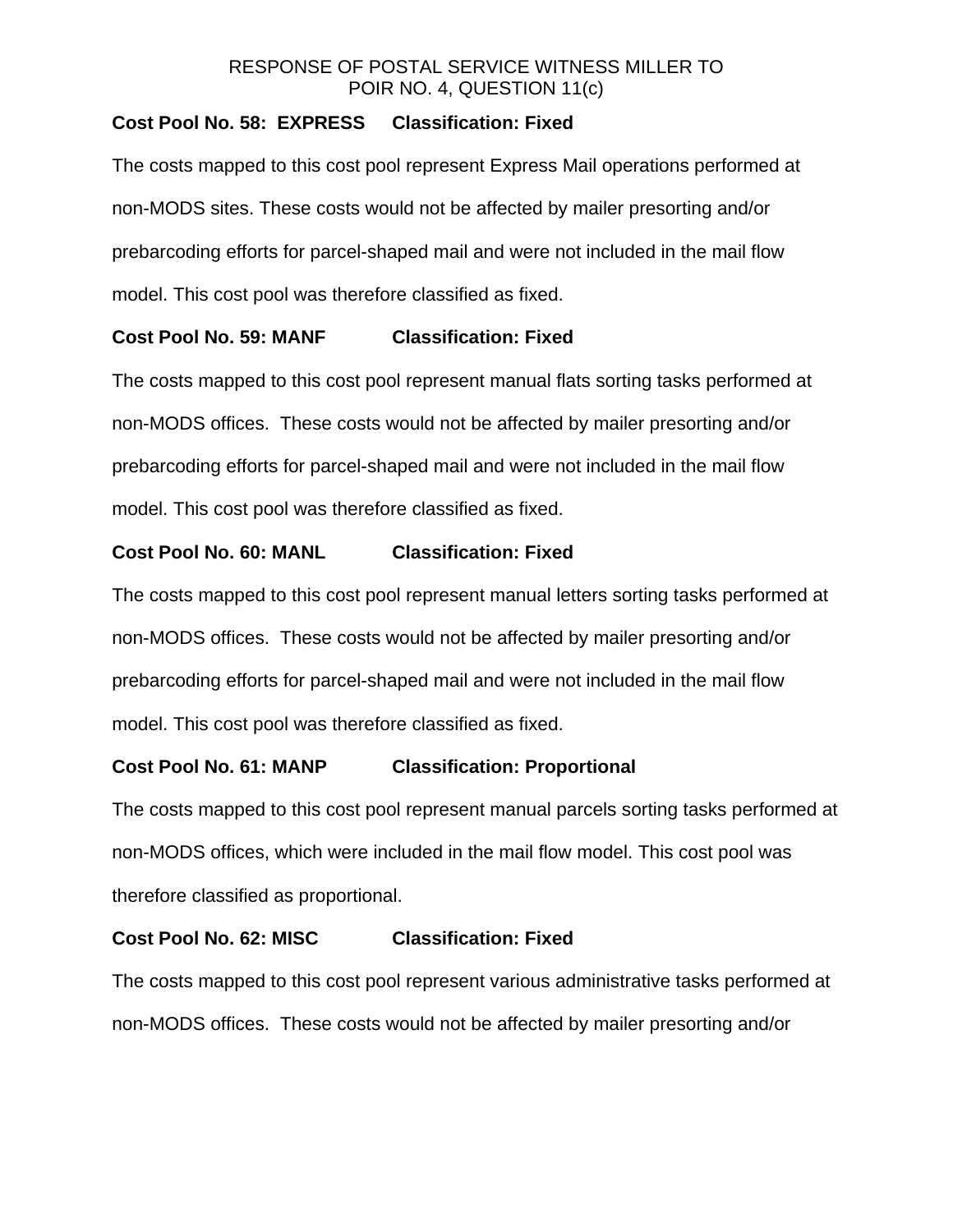**Cost Pool No. 58: EXPRESS Classification: Fixed**

The costs mapped to this cost pool represent Express Mail operations performed at non-MODS sites. These costs would not be affected by mailer presorting and/or prebarcoding efforts for parcel-shaped mail and were not included in the mail flow model. This cost pool was therefore classified as fixed.

**Cost Pool No. 59: MANF Classification: Fixed**

The costs mapped to this cost pool represent manual flats sorting tasks performed at non-MODS offices. These costs would not be affected by mailer presorting and/or prebarcoding efforts for parcel-shaped mail and were not included in the mail flow model. This cost pool was therefore classified as fixed.

**Cost Pool No. 60: MANL Classification: Fixed**

The costs mapped to this cost pool represent manual letters sorting tasks performed at non-MODS offices. These costs would not be affected by mailer presorting and/or prebarcoding efforts for parcel-shaped mail and were not included in the mail flow model. This cost pool was therefore classified as fixed.

**Cost Pool No. 61: MANP Classification: Proportional**

The costs mapped to this cost pool represent manual parcels sorting tasks performed at non-MODS offices, which were included in the mail flow model. This cost pool was therefore classified as proportional.

**Cost Pool No. 62: MISC Classification: Fixed**

The costs mapped to this cost pool represent various administrative tasks performed at non-MODS offices. These costs would not be affected by mailer presorting and/or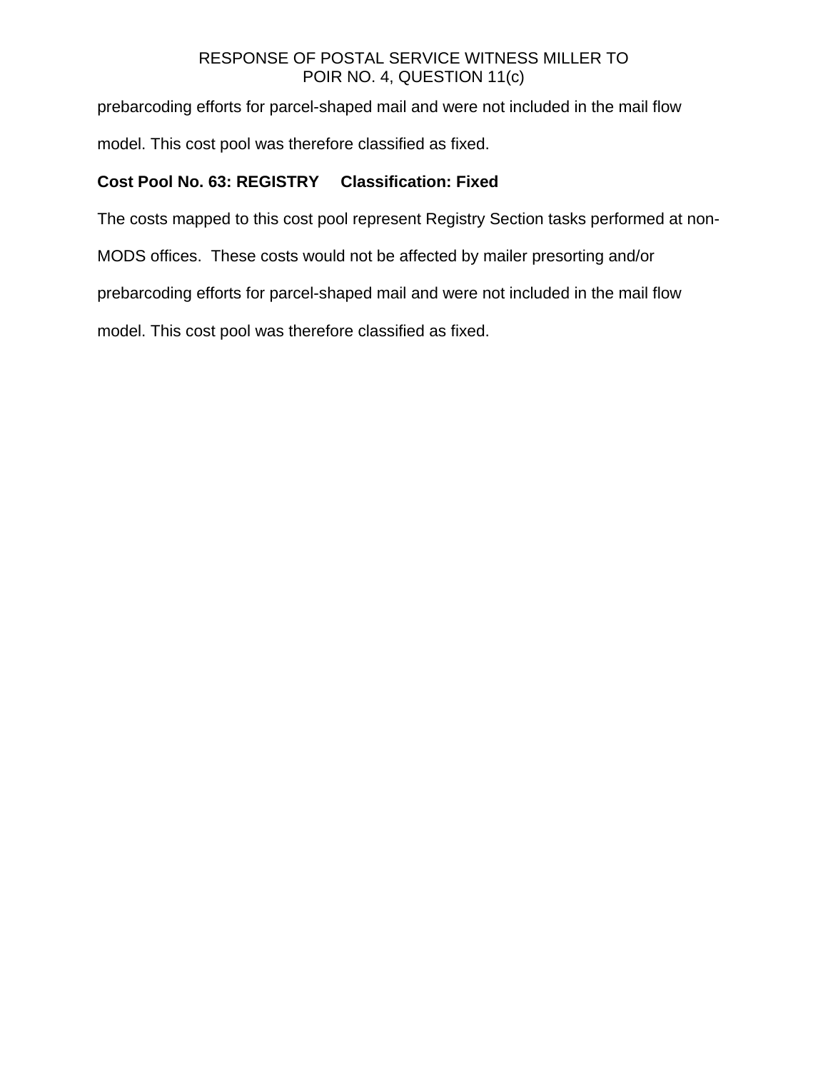prebarcoding efforts for parcel-shaped mail and were not included in the mail flow model. This cost pool was therefore classified as fixed.

**Cost Pool No. 63: REGISTRY     Classification: Fixed**

The costs mapped to this cost pool represent Registry Section tasks performed at non-MODS offices.  These costs would not be affected by mailer presorting and/or prebarcoding efforts for parcel-shaped mail and were not included in the mail flow model. This cost pool was therefore classified as fixed.